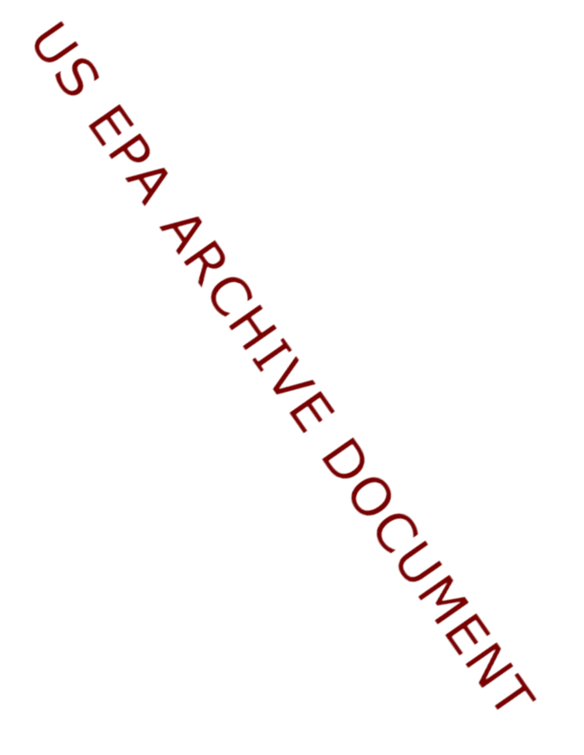US EPA ARCHIVE DOCUMENT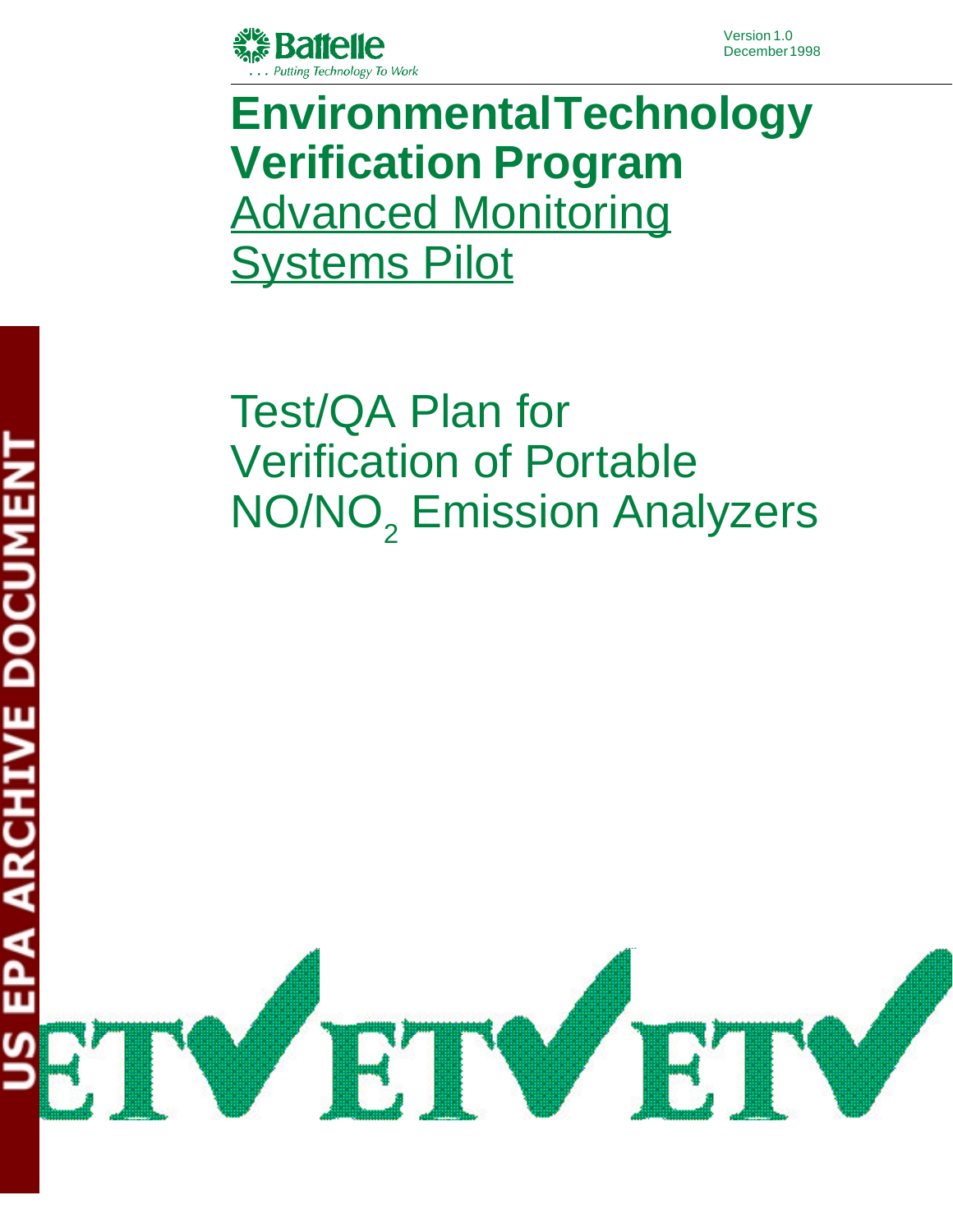Version 1.0
December 1998

# Environmental Technology Verification Program

## Advanced Monitoring Systems Pilot

# Test/QA Plan for Verification of Portable $NO/NO_2$ Emission Analyzers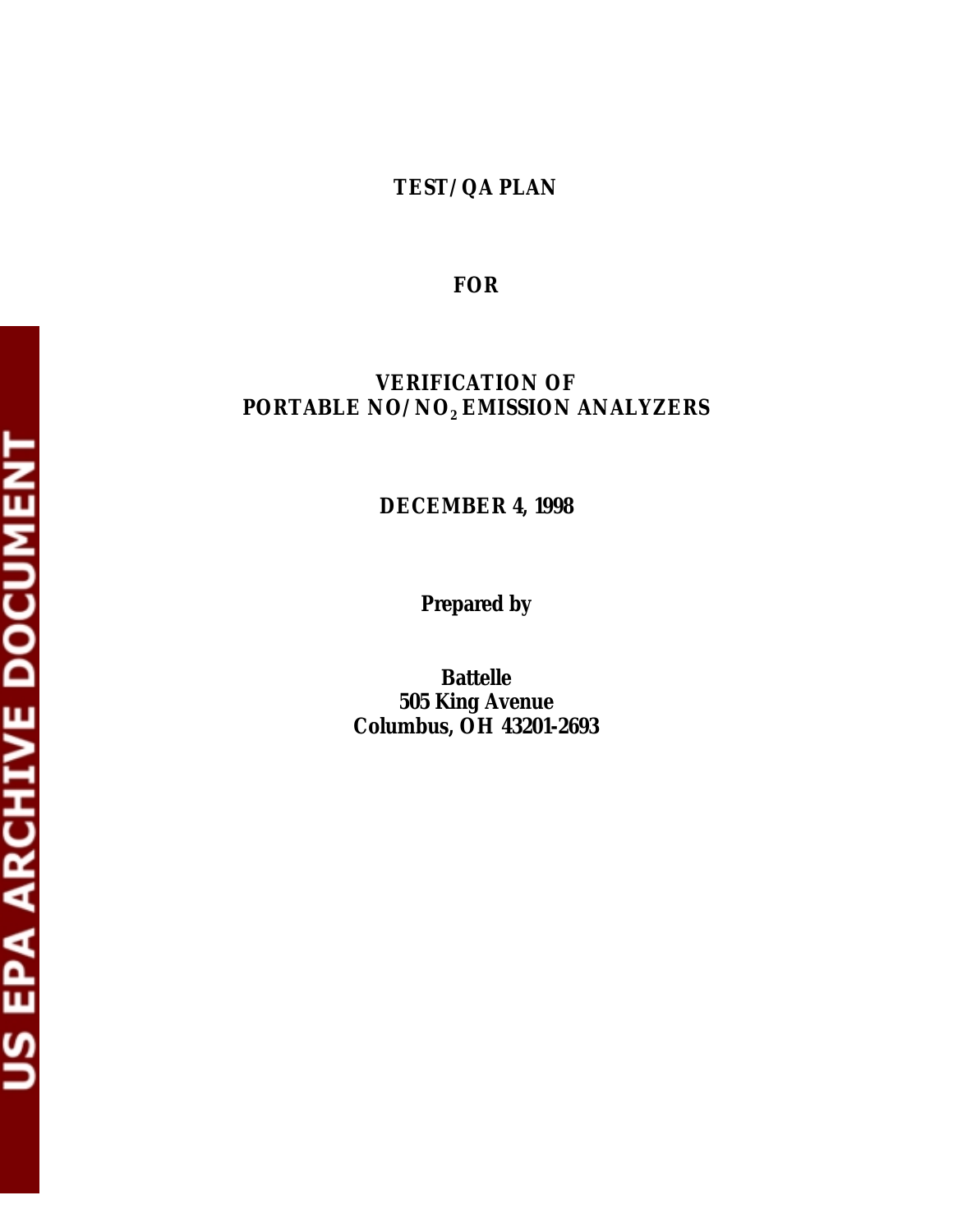# TEST/QA PLAN

**FOR**

**VERIFICATION OF**
**PORTABLE NO/$NO_2$ EMISSION ANALYZERS**

**DECEMBER 4, 1998**

**Prepared by**

**Battelle**
**505 King Avenue**
**Columbus, OH 43201-2693**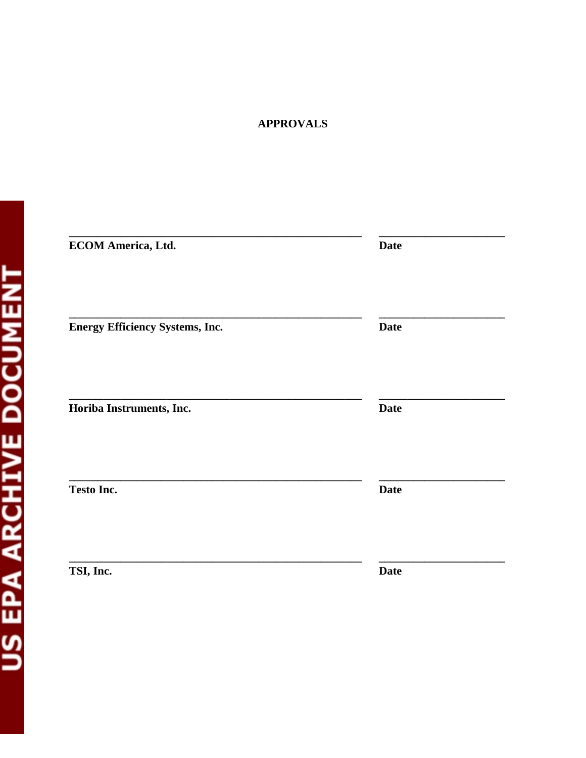# APPROVALS

\_\_\_\_\_\_\_\_\_\_\_\_\_\_\_\_\_\_\_\_\_\_\_\_\_\_\_\_\_\_\_\_\_\_\_\_\_\_\_\_ \_\_\_\_\_\_\_\_\_\_\_\_\_\_\_\_\_\_\_\_

**ECOM America, Ltd.** **Date**

\_\_\_\_\_\_\_\_\_\_\_\_\_\_\_\_\_\_\_\_\_\_\_\_\_\_\_\_\_\_\_\_\_\_\_\_\_\_\_\_ \_\_\_\_\_\_\_\_\_\_\_\_\_\_\_\_\_\_\_\_

**Energy Efficiency Systems, Inc.** **Date**

\_\_\_\_\_\_\_\_\_\_\_\_\_\_\_\_\_\_\_\_\_\_\_\_\_\_\_\_\_\_\_\_\_\_\_\_\_\_\_\_ \_\_\_\_\_\_\_\_\_\_\_\_\_\_\_\_\_\_\_\_

**Horiba Instruments, Inc.** **Date**

\_\_\_\_\_\_\_\_\_\_\_\_\_\_\_\_\_\_\_\_\_\_\_\_\_\_\_\_\_\_\_\_\_\_\_\_\_\_\_\_ \_\_\_\_\_\_\_\_\_\_\_\_\_\_\_\_\_\_\_\_

**Testo Inc.** **Date**

\_\_\_\_\_\_\_\_\_\_\_\_\_\_\_\_\_\_\_\_\_\_\_\_\_\_\_\_\_\_\_\_\_\_\_\_\_\_\_\_ \_\_\_\_\_\_\_\_\_\_\_\_\_\_\_\_\_\_\_\_

**TSI, Inc.** **Date**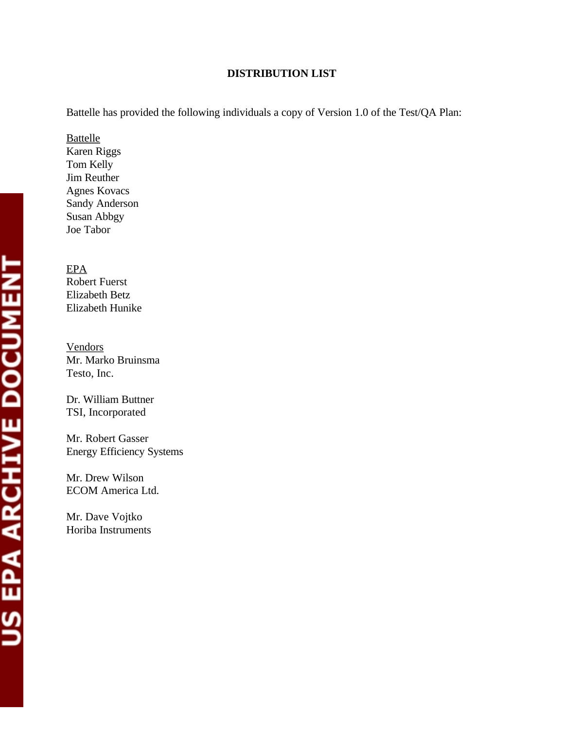# DISTRIBUTION LIST

Battelle has provided the following individuals a copy of Version 1.0 of the Test/QA Plan:

<u>Battelle</u>
Karen Riggs
Tom Kelly
Jim Reuther
Agnes Kovacs
Sandy Anderson
Susan Abbgy
Joe Tabor

<u>EPA</u>
Robert Fuerst
Elizabeth Betz
Elizabeth Hunike

<u>Vendors</u>
Mr. Marko Bruinsma
Testo, Inc.

Dr. William Buttner
TSI, Incorporated

Mr. Robert Gasser
Energy Efficiency Systems

Mr. Drew Wilson
ECOM America Ltd.

Mr. Dave Vojtko
Horiba Instruments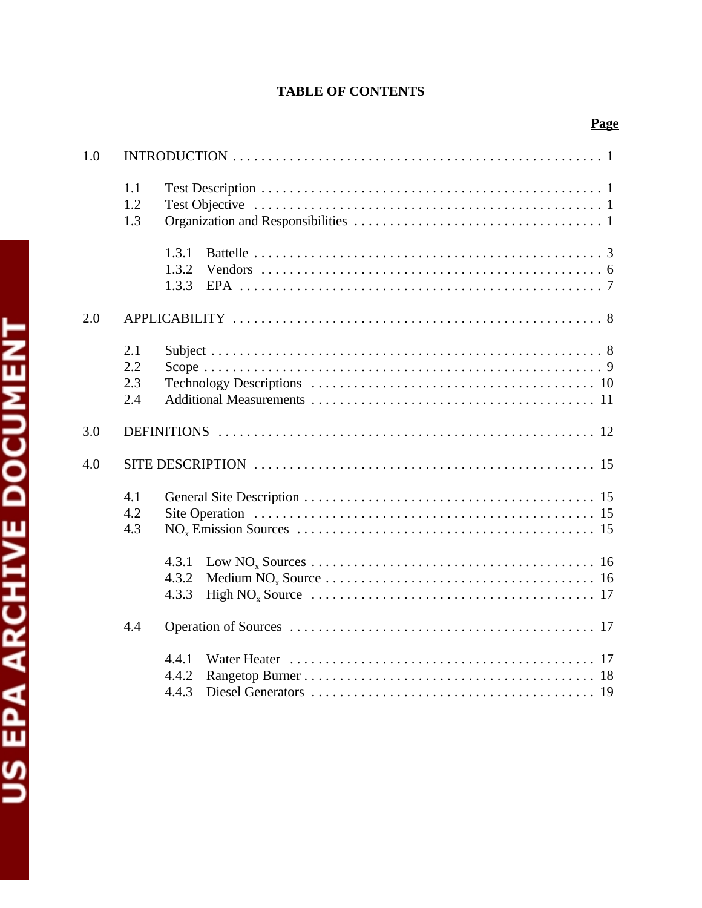# TABLE OF CONTENTS

| | | Page |
|---|---|---|
| 1.0 | INTRODUCTION | 1 |
| | 1.1 Test Description | 1 |
| | 1.2 Test Objective | 1 |
| | 1.3 Organization and Responsibilities | 1 |
| | 1.3.1 Battelle | 3 |
| | 1.3.2 Vendors | 6 |
| | 1.3.3 EPA | 7 |
| 2.0 | APPLICABILITY | 8 |
| | 2.1 Subject | 8 |
| | 2.2 Scope | 9 |
| | 2.3 Technology Descriptions | 10 |
| | 2.4 Additional Measurements | 11 |
| 3.0 | DEFINITIONS | 12 |
| 4.0 | SITE DESCRIPTION | 15 |
| | 4.1 General Site Description | 15 |
| | 4.2 Site Operation | 15 |
| | 4.3 $NO_x$ Emission Sources | 15 |
| | 4.3.1 Low $NO_x$ Sources | 16 |
| | 4.3.2 Medium $NO_x$ Source | 16 |
| | 4.3.3 High $NO_x$ Source | 17 |
| | 4.4 Operation of Sources | 17 |
| | 4.4.1 Water Heater | 17 |
| | 4.4.2 Rangetop Burner | 18 |
| | 4.4.3 Diesel Generators | 19 |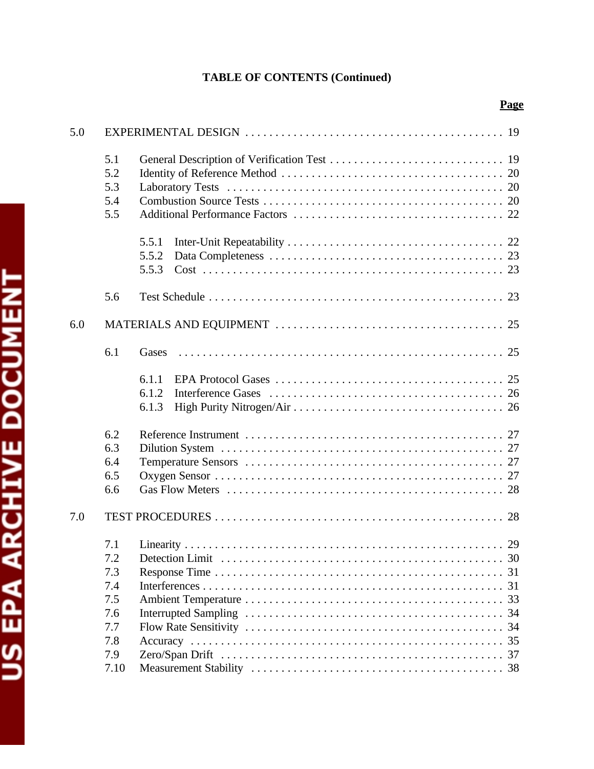**TABLE OF CONTENTS (Continued)**

| | | Page |
|---|---|---|
| 5.0 | EXPERIMENTAL DESIGN | 19 |
| 5.1 | General Description of Verification Test | 19 |
| 5.2 | Identity of Reference Method | 20 |
| 5.3 | Laboratory Tests | 20 |
| 5.4 | Combustion Source Tests | 20 |
| 5.5 | Additional Performance Factors | 22 |
| 5.5.1 | Inter-Unit Repeatability | 22 |
| 5.5.2 | Data Completeness | 23 |
| 5.5.3 | Cost | 23 |
| 5.6 | Test Schedule | 23 |
| 6.0 | MATERIALS AND EQUIPMENT | 25 |
| 6.1 | Gases | 25 |
| 6.1.1 | EPA Protocol Gases | 25 |
| 6.1.2 | Interference Gases | 26 |
| 6.1.3 | High Purity Nitrogen/Air | 26 |
| 6.2 | Reference Instrument | 27 |
| 6.3 | Dilution System | 27 |
| 6.4 | Temperature Sensors | 27 |
| 6.5 | Oxygen Sensor | 27 |
| 6.6 | Gas Flow Meters | 28 |
| 7.0 | TEST PROCEDURES | 28 |
| 7.1 | Linearity | 29 |
| 7.2 | Detection Limit | 30 |
| 7.3 | Response Time | 31 |
| 7.4 | Interferences | 31 |
| 7.5 | Ambient Temperature | 33 |
| 7.6 | Interrupted Sampling | 34 |
| 7.7 | Flow Rate Sensitivity | 34 |
| 7.8 | Accuracy | 35 |
| 7.9 | Zero/Span Drift | 37 |
| 7.10 | Measurement Stability | 38 |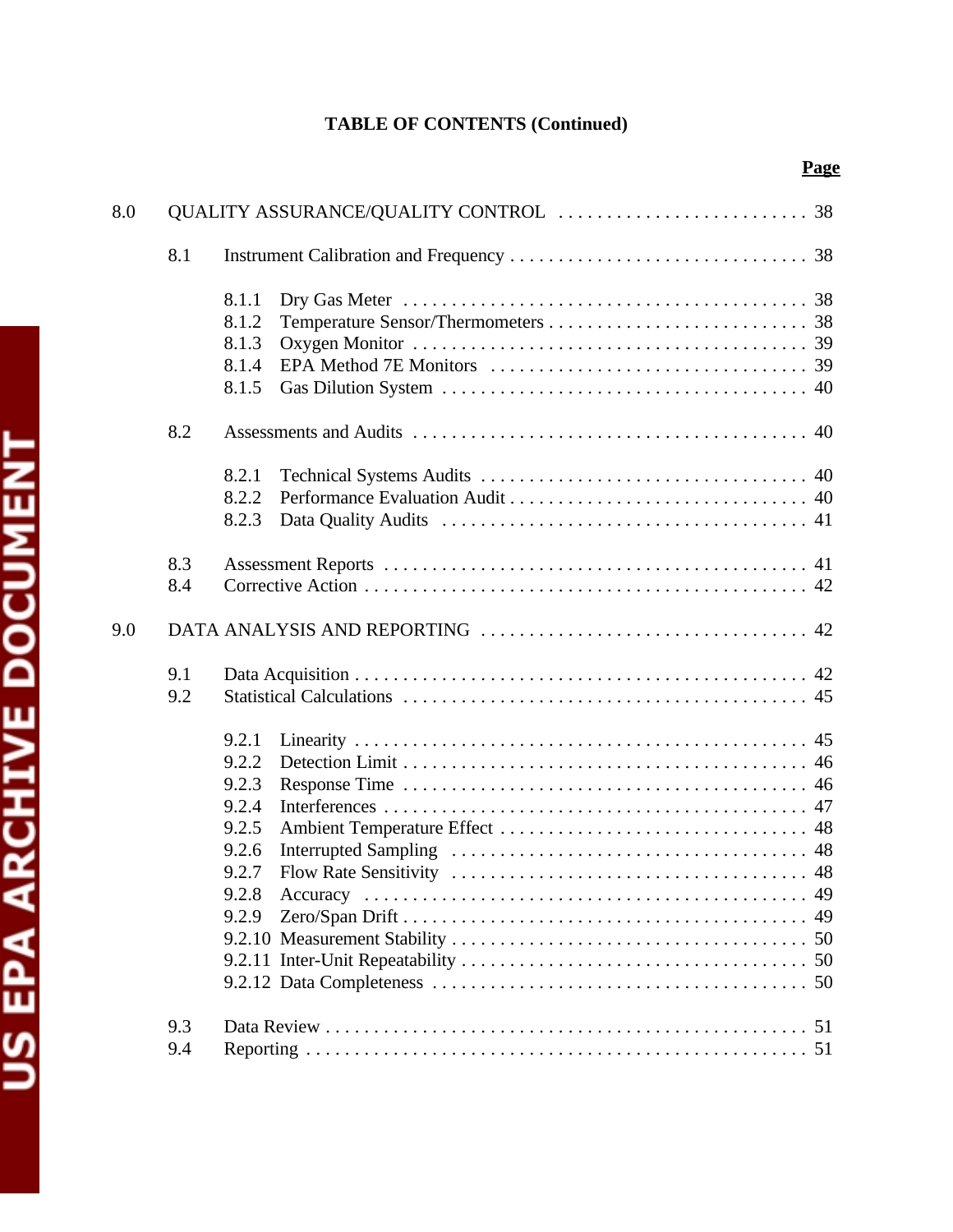**TABLE OF CONTENTS (Continued)**

| | | Page |
|---|---|---|
| 8.0 | QUALITY ASSURANCE/QUALITY CONTROL | 38 |
| 8.1 | Instrument Calibration and Frequency | 38 |
| 8.1.1 | Dry Gas Meter | 38 |
| 8.1.2 | Temperature Sensor/Thermometers | 38 |
| 8.1.3 | Oxygen Monitor | 39 |
| 8.1.4 | EPA Method 7E Monitors | 39 |
| 8.1.5 | Gas Dilution System | 40 |
| 8.2 | Assessments and Audits | 40 |
| 8.2.1 | Technical Systems Audits | 40 |
| 8.2.2 | Performance Evaluation Audit | 40 |
| 8.2.3 | Data Quality Audits | 41 |
| 8.3 | Assessment Reports | 41 |
| 8.4 | Corrective Action | 42 |
| 9.0 | DATA ANALYSIS AND REPORTING | 42 |
| 9.1 | Data Acquisition | 42 |
| 9.2 | Statistical Calculations | 45 |
| 9.2.1 | Linearity | 45 |
| 9.2.2 | Detection Limit | 46 |
| 9.2.3 | Response Time | 46 |
| 9.2.4 | Interferences | 47 |
| 9.2.5 | Ambient Temperature Effect | 48 |
| 9.2.6 | Interrupted Sampling | 48 |
| 9.2.7 | Flow Rate Sensitivity | 48 |
| 9.2.8 | Accuracy | 49 |
| 9.2.9 | Zero/Span Drift | 49 |
| 9.2.10 | Measurement Stability | 50 |
| 9.2.11 | Inter-Unit Repeatability | 50 |
| 9.2.12 | Data Completeness | 50 |
| 9.3 | Data Review | 51 |
| 9.4 | Reporting | 51 |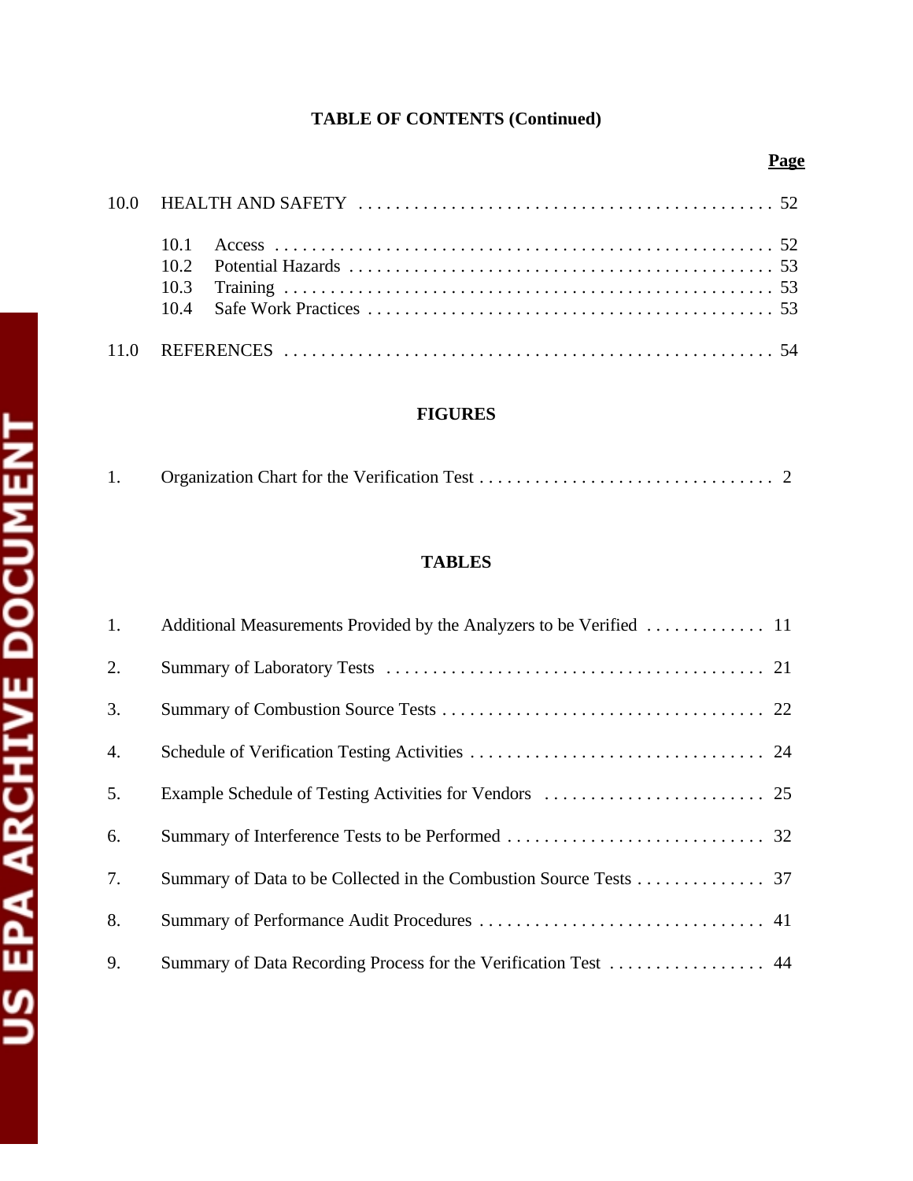**TABLE OF CONTENTS (Continued)**

**Page**

10.0 HEALTH AND SAFETY . . . . . . . . . . . . . . . . . . . . . . . . . . . . . . . . . . . . . . . . . . 52

- 10.1 Access . . . . . . . . . . . . . . . . . . . . . . . . . . . . . . . . . . . . . . . . . . . . . . . . . . . . . 52
- 10.2 Potential Hazards . . . . . . . . . . . . . . . . . . . . . . . . . . . . . . . . . . . . . . . . . . . . . 53
- 10.3 Training . . . . . . . . . . . . . . . . . . . . . . . . . . . . . . . . . . . . . . . . . . . . . . . . . . . . 53
- 10.4 Safe Work Practices . . . . . . . . . . . . . . . . . . . . . . . . . . . . . . . . . . . . . . . . . . . 53

11.0 REFERENCES . . . . . . . . . . . . . . . . . . . . . . . . . . . . . . . . . . . . . . . . . . . . . . . . . . . 54

**FIGURES**

1. Organization Chart for the Verification Test . . . . . . . . . . . . . . . . . . . . . . . . . . . . . . . 2

**TABLES**

1. Additional Measurements Provided by the Analyzers to be Verified . . . . . . . . . . . . . 11
2. Summary of Laboratory Tests . . . . . . . . . . . . . . . . . . . . . . . . . . . . . . . . . . . . . . . . 21
3. Summary of Combustion Source Tests . . . . . . . . . . . . . . . . . . . . . . . . . . . . . . . . . . 22
4. Schedule of Verification Testing Activities . . . . . . . . . . . . . . . . . . . . . . . . . . . . . . . 24
5. Example Schedule of Testing Activities for Vendors . . . . . . . . . . . . . . . . . . . . . . . . 25
6. Summary of Interference Tests to be Performed . . . . . . . . . . . . . . . . . . . . . . . . . . . 32
7. Summary of Data to be Collected in the Combustion Source Tests . . . . . . . . . . . . . . 37
8. Summary of Performance Audit Procedures . . . . . . . . . . . . . . . . . . . . . . . . . . . . . . 41
9. Summary of Data Recording Process for the Verification Test . . . . . . . . . . . . . . . . . 44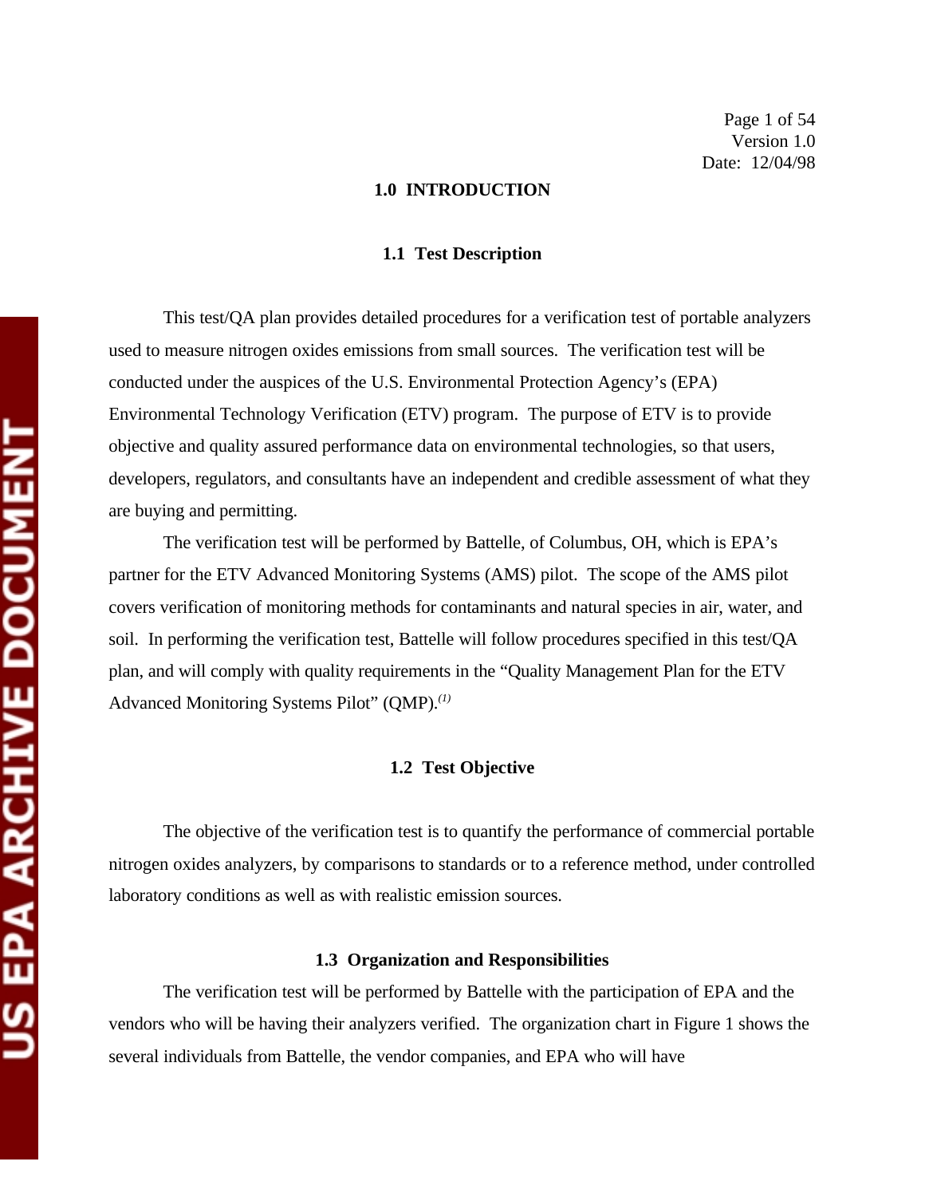# 1.0 INTRODUCTION

## 1.1 Test Description

This test/QA plan provides detailed procedures for a verification test of portable analyzers used to measure nitrogen oxides emissions from small sources. The verification test will be conducted under the auspices of the U.S. Environmental Protection Agency's (EPA) Environmental Technology Verification (ETV) program. The purpose of ETV is to provide objective and quality assured performance data on environmental technologies, so that users, developers, regulators, and consultants have an independent and credible assessment of what they are buying and permitting.

The verification test will be performed by Battelle, of Columbus, OH, which is EPA's partner for the ETV Advanced Monitoring Systems (AMS) pilot. The scope of the AMS pilot covers verification of monitoring methods for contaminants and natural species in air, water, and soil. In performing the verification test, Battelle will follow procedures specified in this test/QA plan, and will comply with quality requirements in the "Quality Management Plan for the ETV Advanced Monitoring Systems Pilot" (QMP).[1]

## 1.2 Test Objective

The objective of the verification test is to quantify the performance of commercial portable nitrogen oxides analyzers, by comparisons to standards or to a reference method, under controlled laboratory conditions as well as with realistic emission sources.

## 1.3 Organization and Responsibilities

The verification test will be performed by Battelle with the participation of EPA and the vendors who will be having their analyzers verified. The organization chart in Figure 1 shows the several individuals from Battelle, the vendor companies, and EPA who will have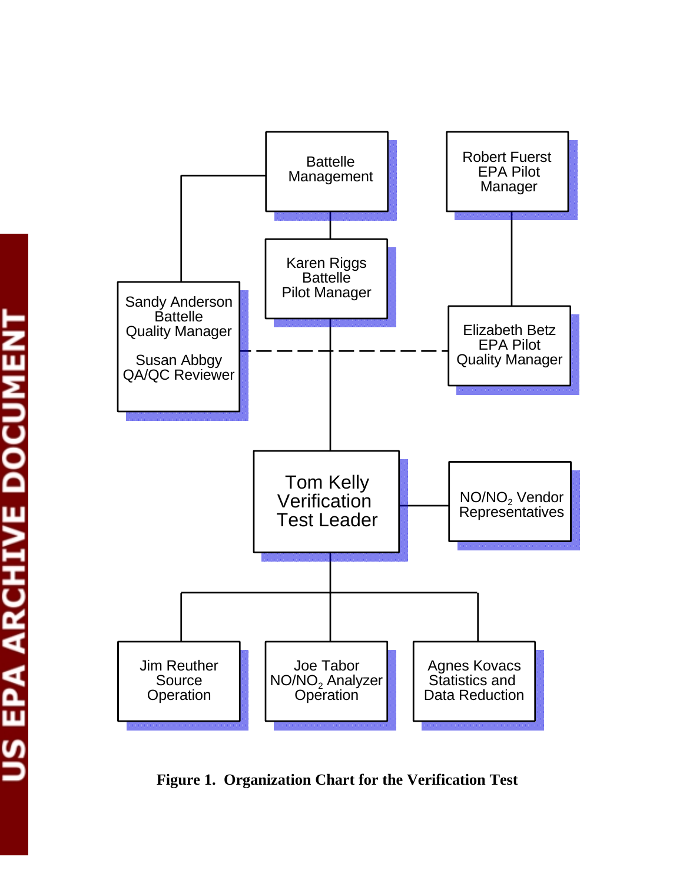Battelle Management

Robert Fuerst
EPA Pilot
Manager

Karen Riggs
Battelle
Pilot Manager

Sandy Anderson
Battelle
Quality Manager

Susan Abbgy
QA/QC Reviewer

Elizabeth Betz
EPA Pilot
Quality Manager

Tom Kelly
Verification
Test Leader

$NO/NO_2$ Vendor
Representatives

Jim Reuther
Source
Operation

Joe Tabor
$NO/NO_2$ Analyzer
Operation

Agnes Kovacs
Statistics and
Data Reduction

**Figure 1. Organization Chart for the Verification Test**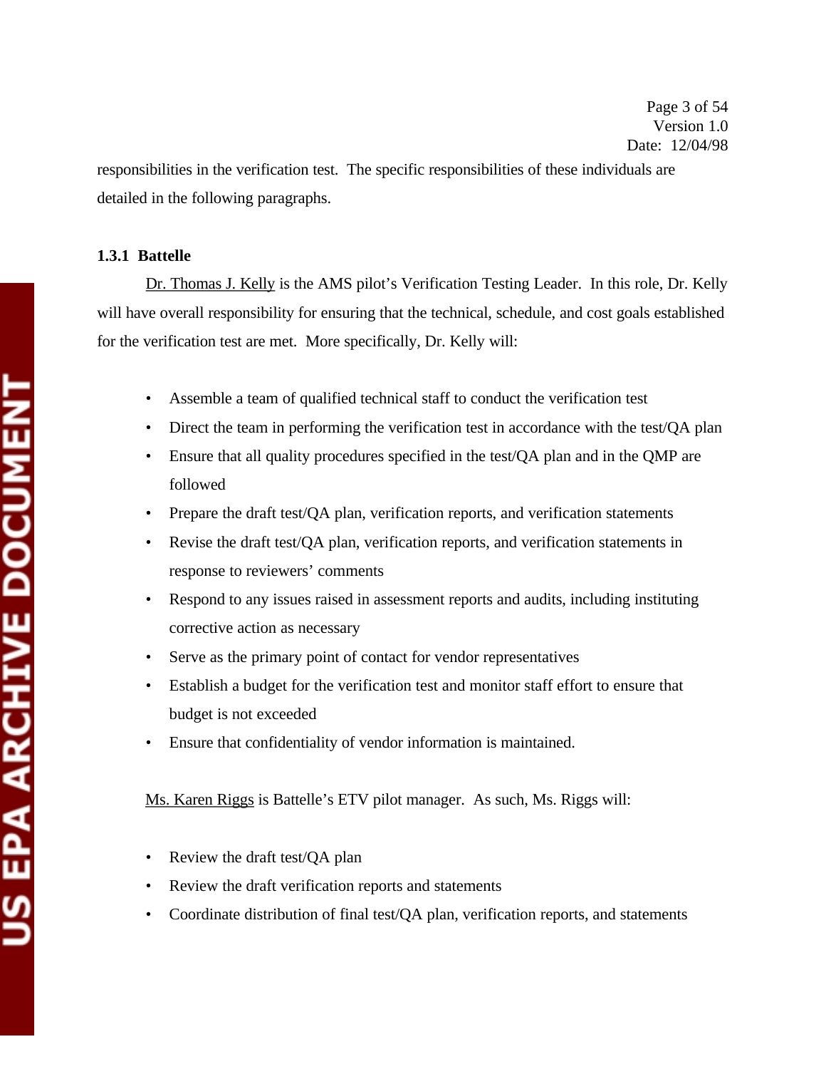responsibilities in the verification test. The specific responsibilities of these individuals are detailed in the following paragraphs.

### 1.3.1 Battelle

Dr. Thomas J. Kelly is the AMS pilot's Verification Testing Leader. In this role, Dr. Kelly will have overall responsibility for ensuring that the technical, schedule, and cost goals established for the verification test are met. More specifically, Dr. Kelly will:

- Assemble a team of qualified technical staff to conduct the verification test
- Direct the team in performing the verification test in accordance with the test/QA plan
- Ensure that all quality procedures specified in the test/QA plan and in the QMP are followed
- Prepare the draft test/QA plan, verification reports, and verification statements
- Revise the draft test/QA plan, verification reports, and verification statements in response to reviewers' comments
- Respond to any issues raised in assessment reports and audits, including instituting corrective action as necessary
- Serve as the primary point of contact for vendor representatives
- Establish a budget for the verification test and monitor staff effort to ensure that budget is not exceeded
- Ensure that confidentiality of vendor information is maintained.

Ms. Karen Riggs is Battelle's ETV pilot manager. As such, Ms. Riggs will:

- Review the draft test/QA plan
- Review the draft verification reports and statements
- Coordinate distribution of final test/QA plan, verification reports, and statements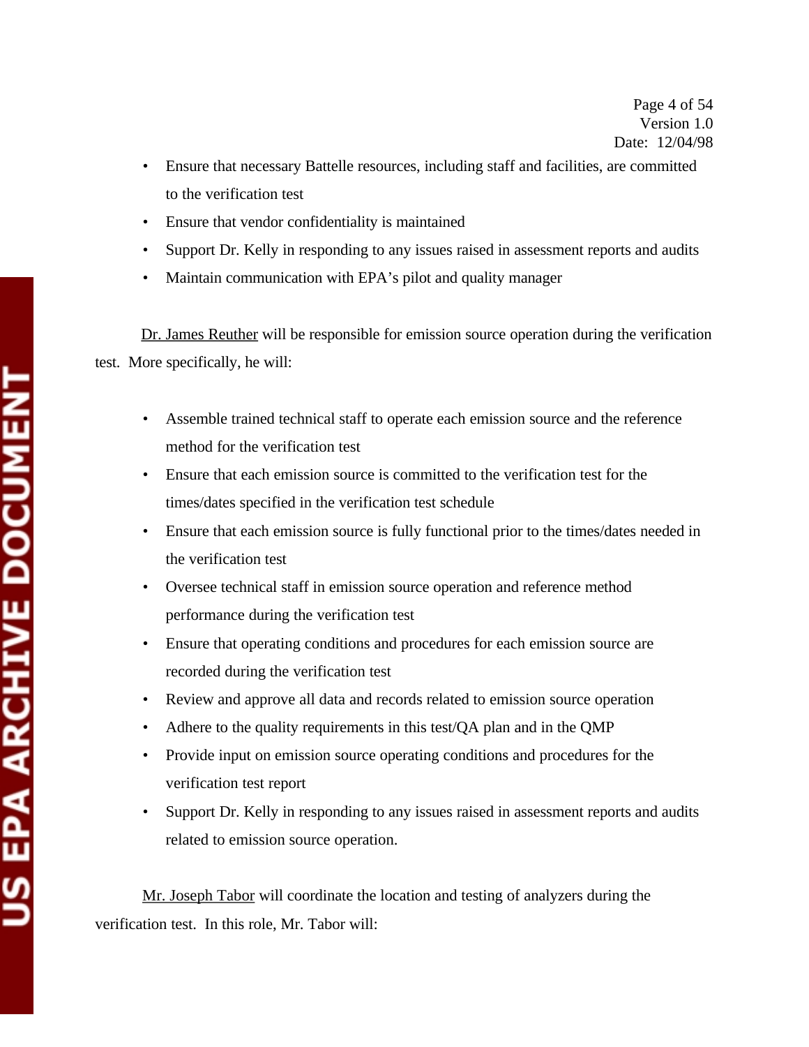- Ensure that necessary Battelle resources, including staff and facilities, are committed to the verification test
- Ensure that vendor confidentiality is maintained
- Support Dr. Kelly in responding to any issues raised in assessment reports and audits
- Maintain communication with EPA's pilot and quality manager

Dr. James Reuther will be responsible for emission source operation during the verification test. More specifically, he will:

- Assemble trained technical staff to operate each emission source and the reference method for the verification test
- Ensure that each emission source is committed to the verification test for the times/dates specified in the verification test schedule
- Ensure that each emission source is fully functional prior to the times/dates needed in the verification test
- Oversee technical staff in emission source operation and reference method performance during the verification test
- Ensure that operating conditions and procedures for each emission source are recorded during the verification test
- Review and approve all data and records related to emission source operation
- Adhere to the quality requirements in this test/QA plan and in the QMP
- Provide input on emission source operating conditions and procedures for the verification test report
- Support Dr. Kelly in responding to any issues raised in assessment reports and audits related to emission source operation.

Mr. Joseph Tabor will coordinate the location and testing of analyzers during the verification test. In this role, Mr. Tabor will: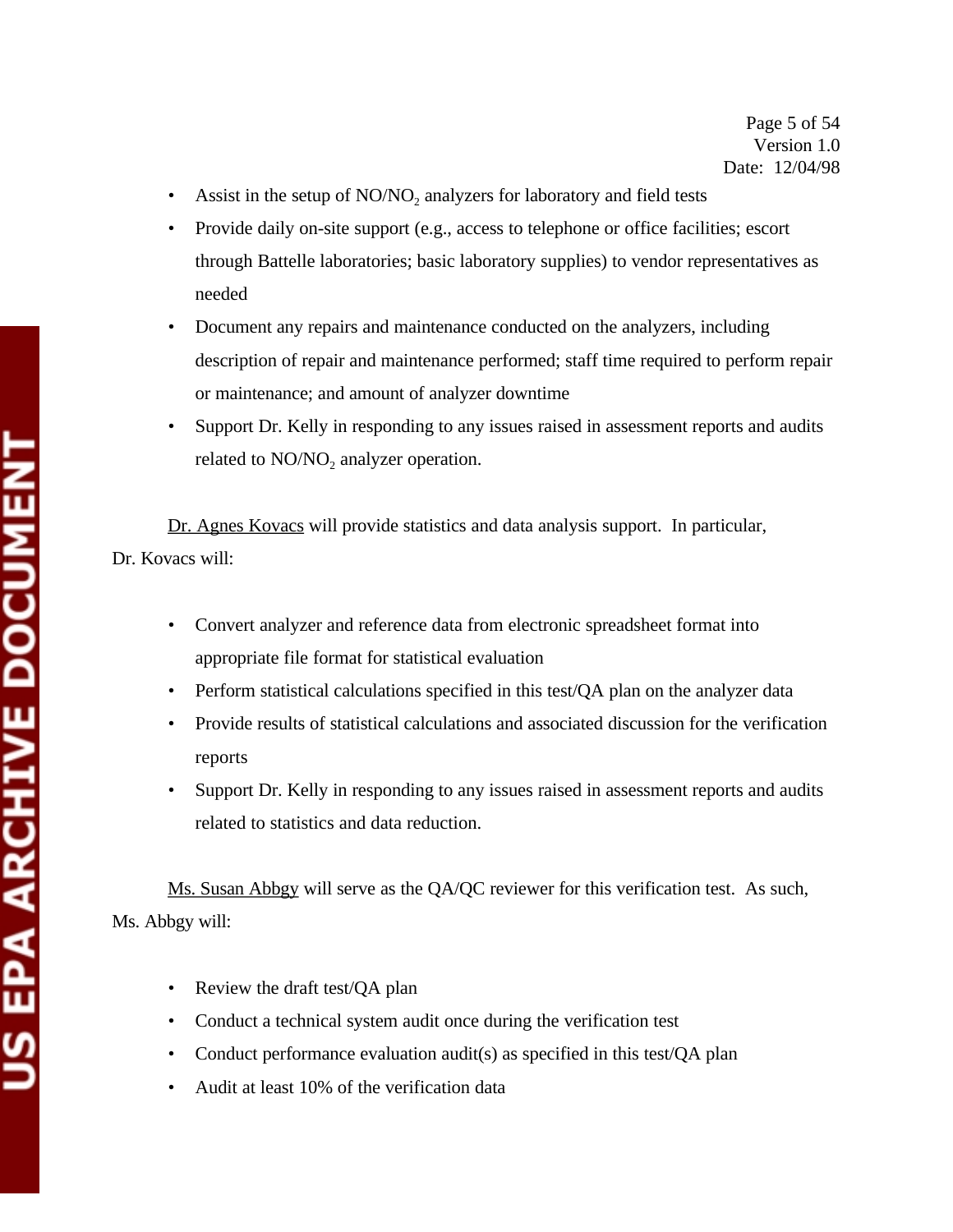- Assist in the setup of $NO/NO_2$ analyzers for laboratory and field tests
- Provide daily on-site support (e.g., access to telephone or office facilities; escort through Battelle laboratories; basic laboratory supplies) to vendor representatives as needed
- Document any repairs and maintenance conducted on the analyzers, including description of repair and maintenance performed; staff time required to perform repair or maintenance; and amount of analyzer downtime
- Support Dr. Kelly in responding to any issues raised in assessment reports and audits related to $NO/NO_2$ analyzer operation.

Dr. Agnes Kovacs will provide statistics and data analysis support. In particular, Dr. Kovacs will:

- Convert analyzer and reference data from electronic spreadsheet format into appropriate file format for statistical evaluation
- Perform statistical calculations specified in this test/QA plan on the analyzer data
- Provide results of statistical calculations and associated discussion for the verification reports
- Support Dr. Kelly in responding to any issues raised in assessment reports and audits related to statistics and data reduction.

Ms. Susan Abbgy will serve as the QA/QC reviewer for this verification test. As such, Ms. Abbgy will:

- Review the draft test/QA plan
- Conduct a technical system audit once during the verification test
- Conduct performance evaluation audit(s) as specified in this test/QA plan
- Audit at least 10% of the verification data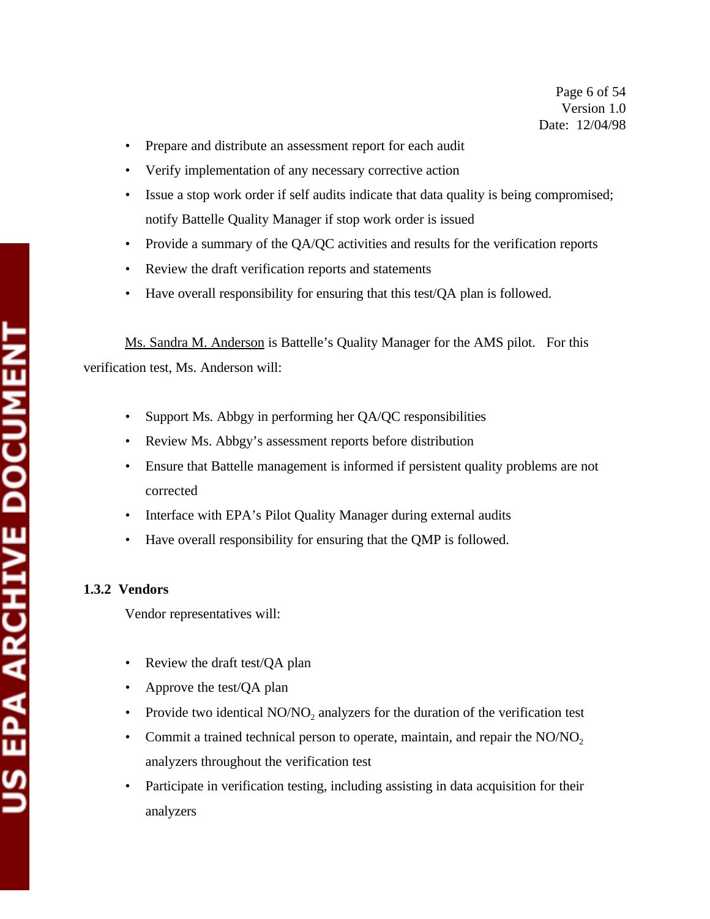- Prepare and distribute an assessment report for each audit
- Verify implementation of any necessary corrective action
- Issue a stop work order if self audits indicate that data quality is being compromised; notify Battelle Quality Manager if stop work order is issued
- Provide a summary of the QA/QC activities and results for the verification reports
- Review the draft verification reports and statements
- Have overall responsibility for ensuring that this test/QA plan is followed.

Ms. Sandra M. Anderson is Battelle's Quality Manager for the AMS pilot. For this verification test, Ms. Anderson will:

- Support Ms. Abbgy in performing her QA/QC responsibilities
- Review Ms. Abbgy's assessment reports before distribution
- Ensure that Battelle management is informed if persistent quality problems are not corrected
- Interface with EPA's Pilot Quality Manager during external audits
- Have overall responsibility for ensuring that the QMP is followed.

### 1.3.2 Vendors

Vendor representatives will:

- Review the draft test/QA plan
- Approve the test/QA plan
- Provide two identical $NO/NO_2$ analyzers for the duration of the verification test
- Commit a trained technical person to operate, maintain, and repair the $NO/NO_2$ analyzers throughout the verification test
- Participate in verification testing, including assisting in data acquisition for their analyzers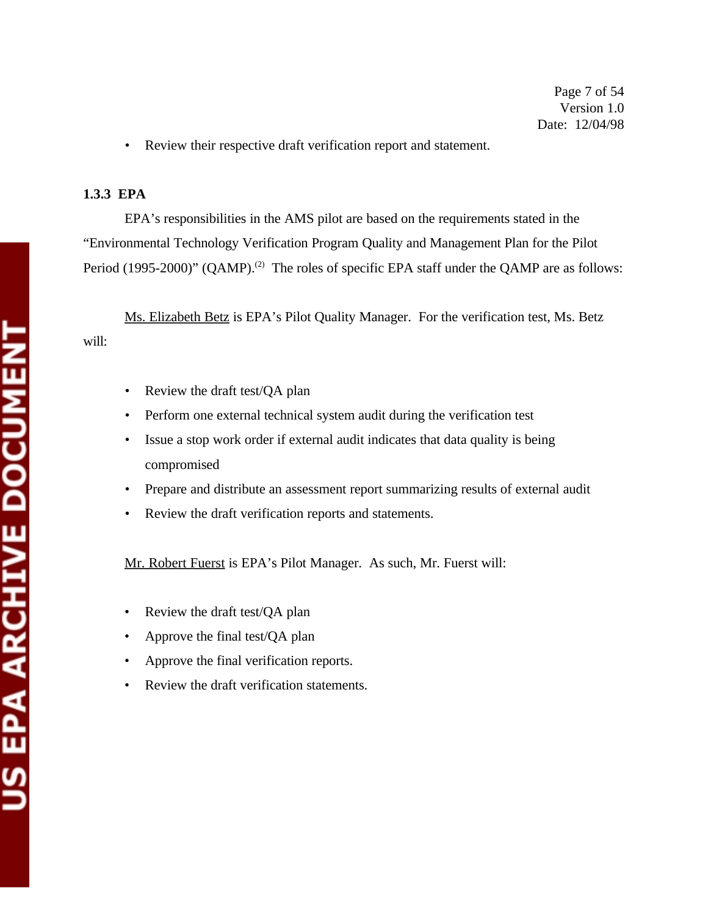- Review their respective draft verification report and statement.

### 1.3.3 EPA

EPA's responsibilities in the AMS pilot are based on the requirements stated in the "Environmental Technology Verification Program Quality and Management Plan for the Pilot Period (1995-2000)" (QAMP).[2] The roles of specific EPA staff under the QAMP are as follows:

Ms. Elizabeth Betz is EPA's Pilot Quality Manager. For the verification test, Ms. Betz will:

- Review the draft test/QA plan
- Perform one external technical system audit during the verification test
- Issue a stop work order if external audit indicates that data quality is being compromised
- Prepare and distribute an assessment report summarizing results of external audit
- Review the draft verification reports and statements.

Mr. Robert Fuerst is EPA's Pilot Manager. As such, Mr. Fuerst will:

- Review the draft test/QA plan
- Approve the final test/QA plan
- Approve the final verification reports.
- Review the draft verification statements.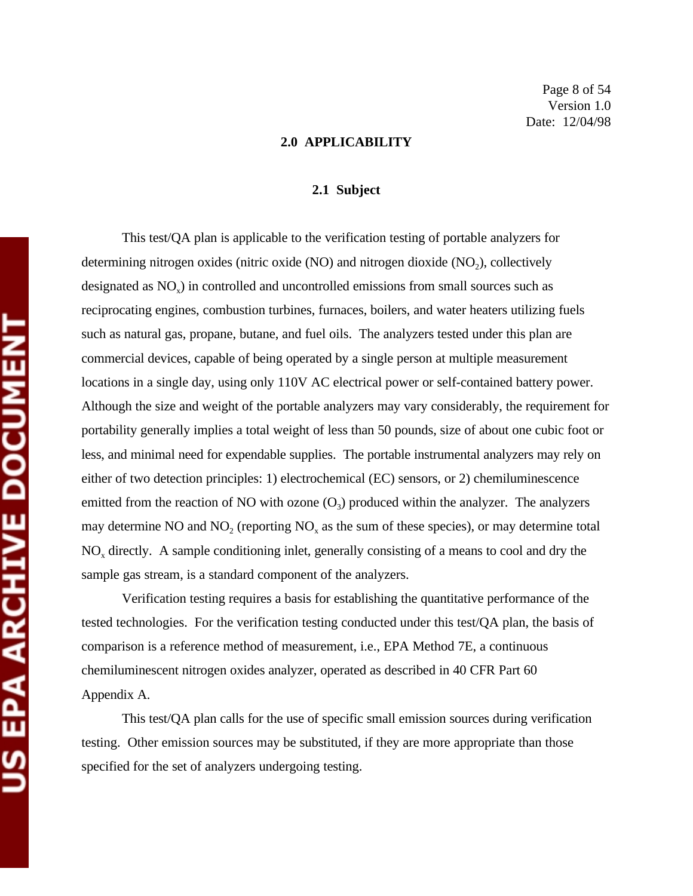## 2.0 APPLICABILITY

### 2.1 Subject

This test/QA plan is applicable to the verification testing of portable analyzers for determining nitrogen oxides (nitric oxide (NO) and nitrogen dioxide ($NO_2$), collectively designated as $NO_x$) in controlled and uncontrolled emissions from small sources such as reciprocating engines, combustion turbines, furnaces, boilers, and water heaters utilizing fuels such as natural gas, propane, butane, and fuel oils. The analyzers tested under this plan are commercial devices, capable of being operated by a single person at multiple measurement locations in a single day, using only 110V AC electrical power or self-contained battery power. Although the size and weight of the portable analyzers may vary considerably, the requirement for portability generally implies a total weight of less than 50 pounds, size of about one cubic foot or less, and minimal need for expendable supplies. The portable instrumental analyzers may rely on either of two detection principles: 1) electrochemical (EC) sensors, or 2) chemiluminescence emitted from the reaction of NO with ozone ($O_3$) produced within the analyzer. The analyzers may determine NO and $NO_2$ (reporting $NO_x$ as the sum of these species), or may determine total $NO_x$ directly. A sample conditioning inlet, generally consisting of a means to cool and dry the sample gas stream, is a standard component of the analyzers.

Verification testing requires a basis for establishing the quantitative performance of the tested technologies. For the verification testing conducted under this test/QA plan, the basis of comparison is a reference method of measurement, i.e., EPA Method 7E, a continuous chemiluminescent nitrogen oxides analyzer, operated as described in 40 CFR Part 60 Appendix A.

This test/QA plan calls for the use of specific small emission sources during verification testing. Other emission sources may be substituted, if they are more appropriate than those specified for the set of analyzers undergoing testing.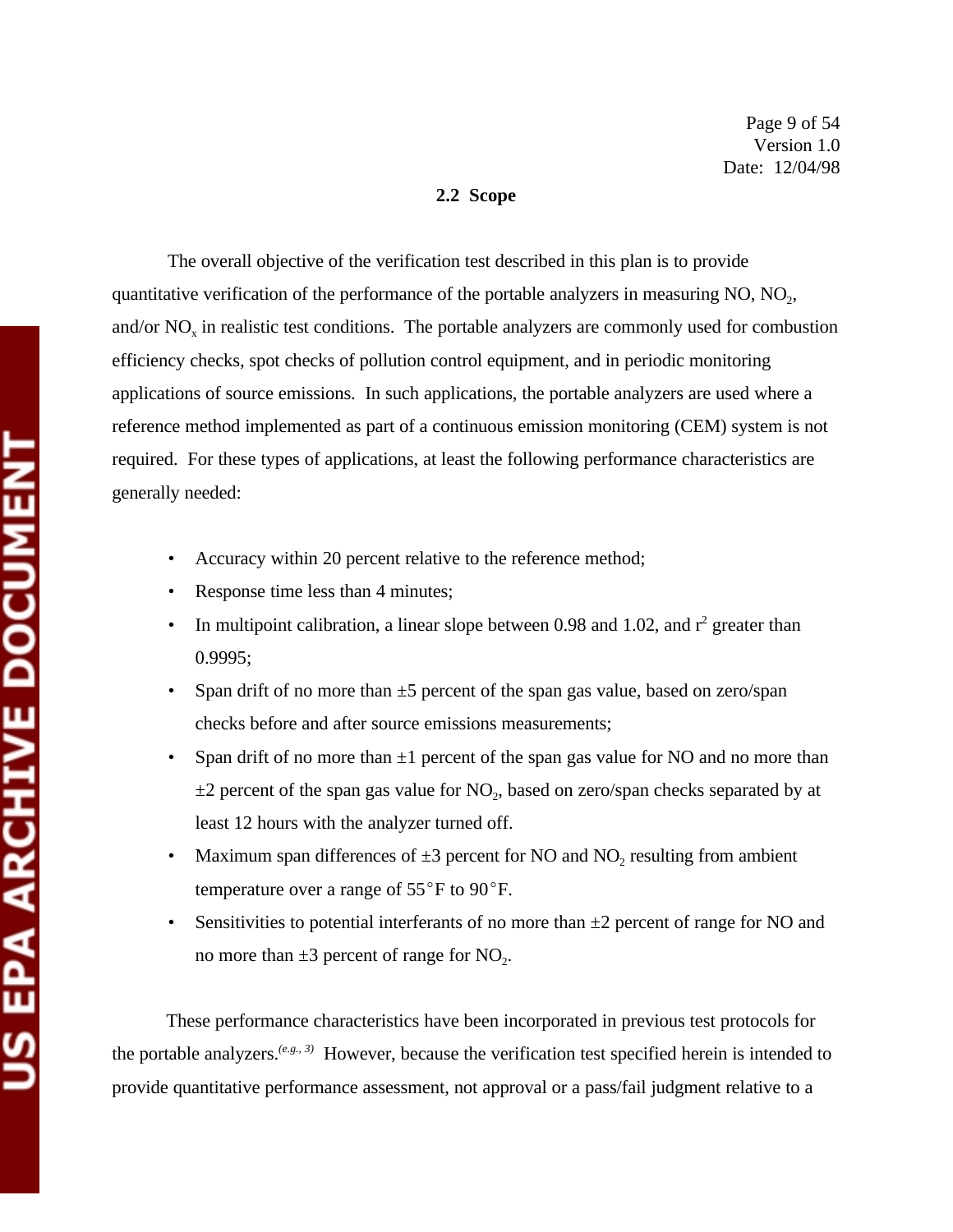## 2.2 Scope

The overall objective of the verification test described in this plan is to provide quantitative verification of the performance of the portable analyzers in measuring NO, $NO_2$, and/or $NO_x$ in realistic test conditions. The portable analyzers are commonly used for combustion efficiency checks, spot checks of pollution control equipment, and in periodic monitoring applications of source emissions. In such applications, the portable analyzers are used where a reference method implemented as part of a continuous emission monitoring (CEM) system is not required. For these types of applications, at least the following performance characteristics are generally needed:

- Accuracy within 20 percent relative to the reference method;
- Response time less than 4 minutes;
- In multipoint calibration, a linear slope between 0.98 and 1.02, and $r^2$ greater than 0.9995;
- Span drift of no more than ±5 percent of the span gas value, based on zero/span checks before and after source emissions measurements;
- Span drift of no more than ±1 percent of the span gas value for NO and no more than ±2 percent of the span gas value for $NO_2$, based on zero/span checks separated by at least 12 hours with the analyzer turned off.
- Maximum span differences of ±3 percent for NO and $NO_2$ resulting from ambient temperature over a range of 55°F to 90°F.
- Sensitivities to potential interferants of no more than ±2 percent of range for NO and no more than ±3 percent of range for $NO_2$.

These performance characteristics have been incorporated in previous test protocols for the portable analyzers.[*e.g.*, 3] However, because the verification test specified herein is intended to provide quantitative performance assessment, not approval or a pass/fail judgment relative to a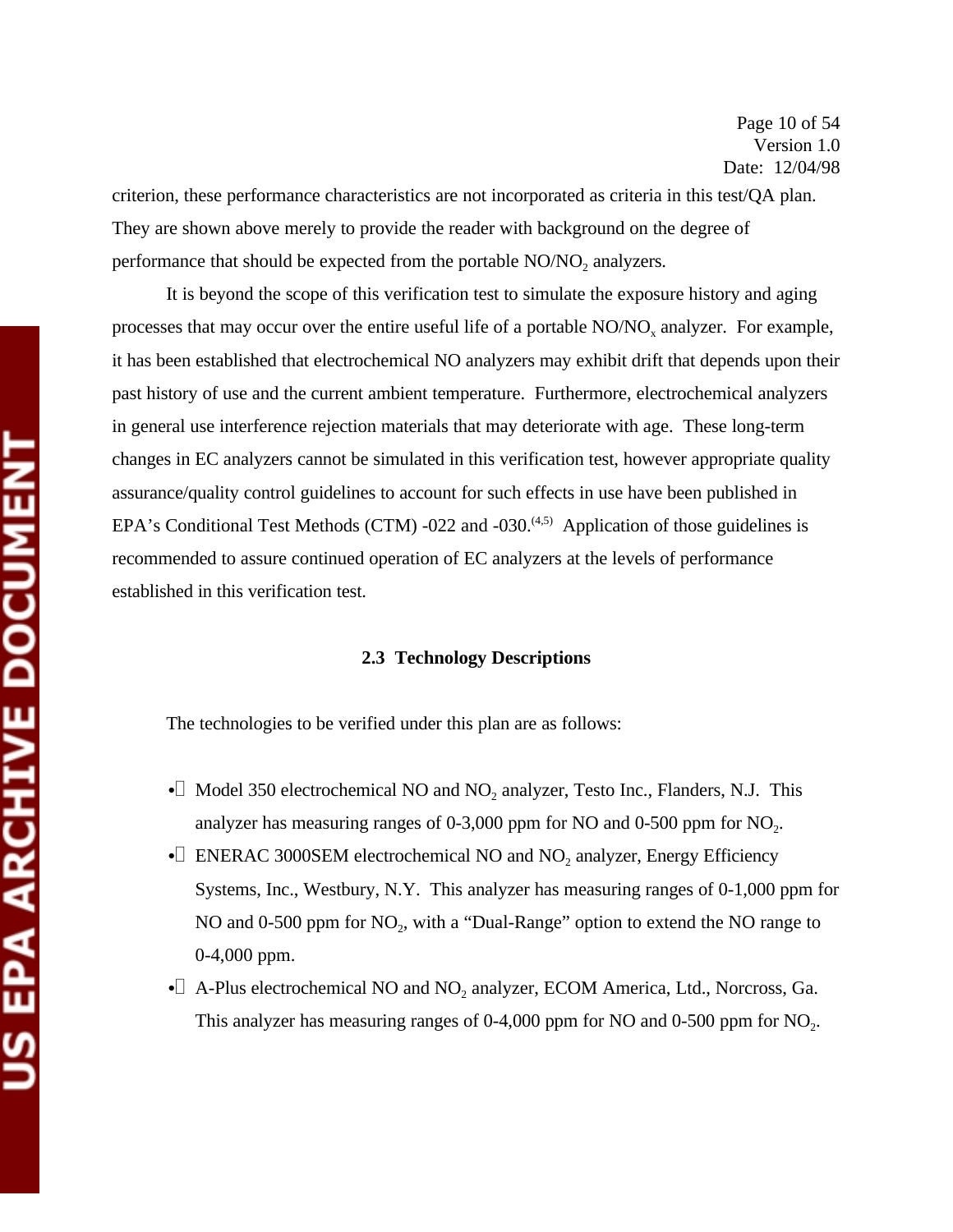criterion, these performance characteristics are not incorporated as criteria in this test/QA plan. They are shown above merely to provide the reader with background on the degree of performance that should be expected from the portable NO/$NO_2$ analyzers.

It is beyond the scope of this verification test to simulate the exposure history and aging processes that may occur over the entire useful life of a portable NO/$NO_x$ analyzer. For example, it has been established that electrochemical NO analyzers may exhibit drift that depends upon their past history of use and the current ambient temperature. Furthermore, electrochemical analyzers in general use interference rejection materials that may deteriorate with age. These long-term changes in EC analyzers cannot be simulated in this verification test, however appropriate quality assurance/quality control guidelines to account for such effects in use have been published in EPA's Conditional Test Methods (CTM) -022 and -030.[4,5] Application of those guidelines is recommended to assure continued operation of EC analyzers at the levels of performance established in this verification test.

### 2.3 Technology Descriptions

The technologies to be verified under this plan are as follows:

- Model 350 electrochemical NO and $NO_2$ analyzer, Testo Inc., Flanders, N.J. This analyzer has measuring ranges of 0-3,000 ppm for NO and 0-500 ppm for $NO_2$.
- ENERAC 3000SEM electrochemical NO and $NO_2$ analyzer, Energy Efficiency Systems, Inc., Westbury, N.Y. This analyzer has measuring ranges of 0-1,000 ppm for NO and 0-500 ppm for $NO_2$, with a "Dual-Range" option to extend the NO range to 0-4,000 ppm.
- A-Plus electrochemical NO and $NO_2$ analyzer, ECOM America, Ltd., Norcross, Ga. This analyzer has measuring ranges of 0-4,000 ppm for NO and 0-500 ppm for $NO_2$.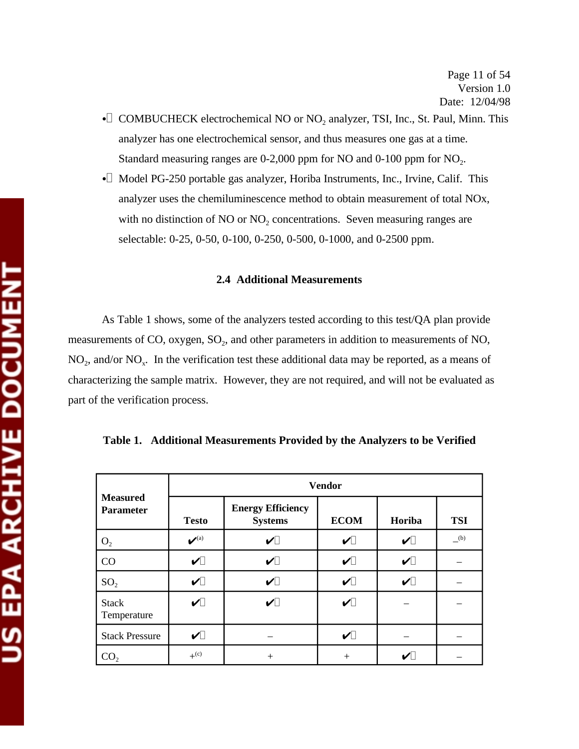- COMBUCHECK electrochemical NO or $NO_2$ analyzer, TSI, Inc., St. Paul, Minn. This analyzer has one electrochemical sensor, and thus measures one gas at a time. Standard measuring ranges are 0-2,000 ppm for NO and 0-100 ppm for $NO_2$.
- Model PG-250 portable gas analyzer, Horiba Instruments, Inc., Irvine, Calif. This analyzer uses the chemiluminescence method to obtain measurement of total NOx, with no distinction of NO or $NO_2$ concentrations. Seven measuring ranges are selectable: 0-25, 0-50, 0-100, 0-250, 0-500, 0-1000, and 0-2500 ppm.

### 2.4 Additional Measurements

As Table 1 shows, some of the analyzers tested according to this test/QA plan provide measurements of CO, oxygen, $SO_2$, and other parameters in addition to measurements of NO, $NO_2$, and/or $NO_x$. In the verification test these additional data may be reported, as a means of characterizing the sample matrix. However, they are not required, and will not be evaluated as part of the verification process.

**Table 1. Additional Measurements Provided by the Analyzers to be Verified**

| Measured Parameter | Vendor | | | | |
|---|---|---|---|---|---|
| | Testo | Energy Efficiency Systems | ECOM | Horiba | TSI |
| $O_2$ | ✔[a] | ✔ | ✔ | ✔ | –[b] |
| CO | ✔ | ✔ | ✔ | ✔ | – |
| $SO_2$ | ✔ | ✔ | ✔ | ✔ | – |
| Stack Temperature | ✔ | ✔ | ✔ | – | – |
| Stack Pressure | ✔ | – | ✔ | – | – |
| $CO_2$ | +[c] | + | + | ✔ | – |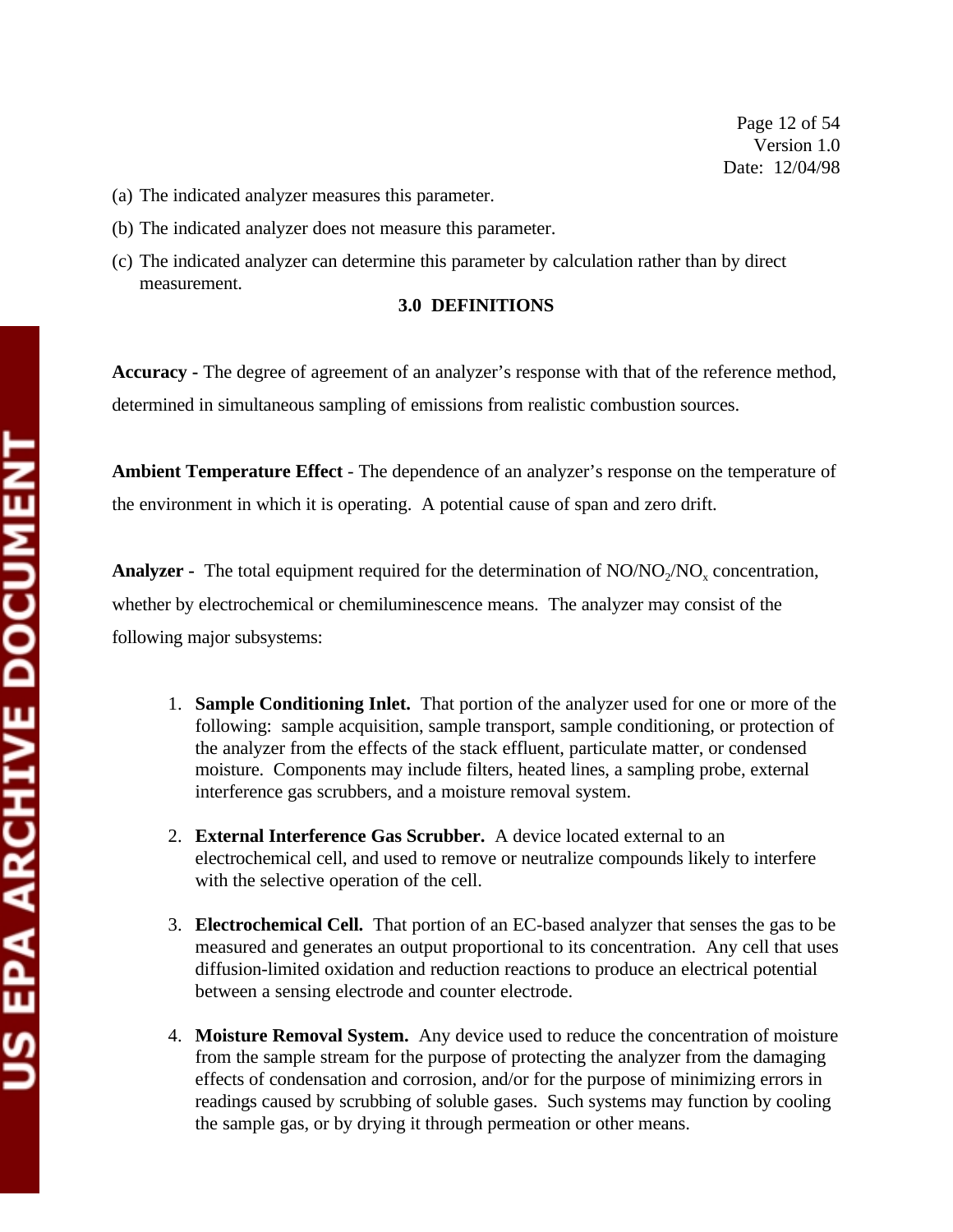(a) The indicated analyzer measures this parameter.

(b) The indicated analyzer does not measure this parameter.

(c) The indicated analyzer can determine this parameter by calculation rather than by direct measurement.

## 3.0 DEFINITIONS

**Accuracy -** The degree of agreement of an analyzer's response with that of the reference method, determined in simultaneous sampling of emissions from realistic combustion sources.

**Ambient Temperature Effect** - The dependence of an analyzer's response on the temperature of the environment in which it is operating. A potential cause of span and zero drift.

**Analyzer -** The total equipment required for the determination of $NO/NO_2/NO_x$ concentration, whether by electrochemical or chemiluminescence means. The analyzer may consist of the following major subsystems:

1. **Sample Conditioning Inlet.** That portion of the analyzer used for one or more of the following: sample acquisition, sample transport, sample conditioning, or protection of the analyzer from the effects of the stack effluent, particulate matter, or condensed moisture. Components may include filters, heated lines, a sampling probe, external interference gas scrubbers, and a moisture removal system.

2. **External Interference Gas Scrubber.** A device located external to an electrochemical cell, and used to remove or neutralize compounds likely to interfere with the selective operation of the cell.

3. **Electrochemical Cell.** That portion of an EC-based analyzer that senses the gas to be measured and generates an output proportional to its concentration. Any cell that uses diffusion-limited oxidation and reduction reactions to produce an electrical potential between a sensing electrode and counter electrode.

4. **Moisture Removal System.** Any device used to reduce the concentration of moisture from the sample stream for the purpose of protecting the analyzer from the damaging effects of condensation and corrosion, and/or for the purpose of minimizing errors in readings caused by scrubbing of soluble gases. Such systems may function by cooling the sample gas, or by drying it through permeation or other means.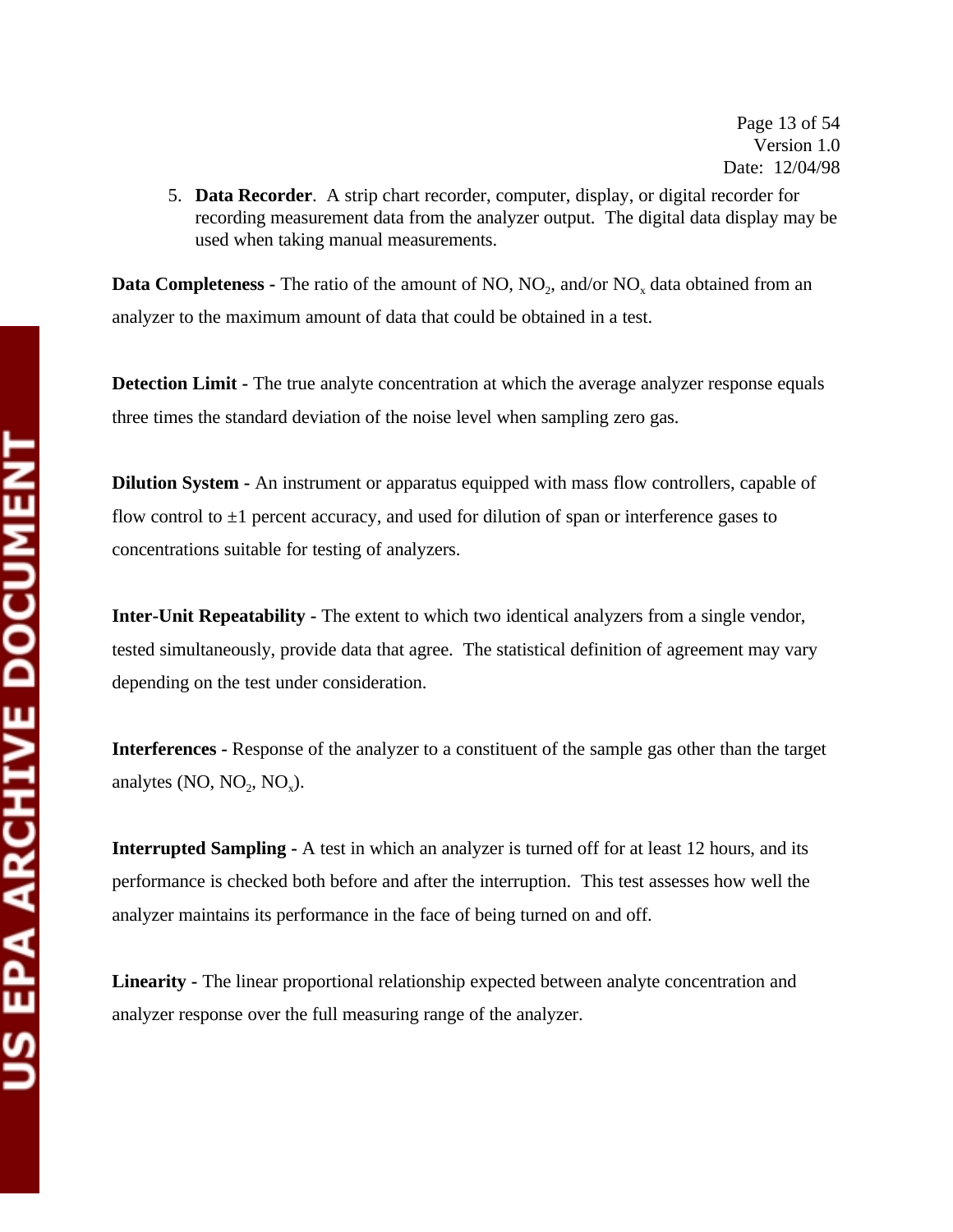5. **Data Recorder**. A strip chart recorder, computer, display, or digital recorder for recording measurement data from the analyzer output. The digital data display may be used when taking manual measurements.

**Data Completeness -** The ratio of the amount of NO, $NO_2$, and/or $NO_x$ data obtained from an analyzer to the maximum amount of data that could be obtained in a test.

**Detection Limit -** The true analyte concentration at which the average analyzer response equals three times the standard deviation of the noise level when sampling zero gas.

**Dilution System -** An instrument or apparatus equipped with mass flow controllers, capable of flow control to ±1 percent accuracy, and used for dilution of span or interference gases to concentrations suitable for testing of analyzers.

**Inter-Unit Repeatability -** The extent to which two identical analyzers from a single vendor, tested simultaneously, provide data that agree. The statistical definition of agreement may vary depending on the test under consideration.

**Interferences -** Response of the analyzer to a constituent of the sample gas other than the target analytes (NO, $NO_2$, $NO_x$).

**Interrupted Sampling -** A test in which an analyzer is turned off for at least 12 hours, and its performance is checked both before and after the interruption. This test assesses how well the analyzer maintains its performance in the face of being turned on and off.

**Linearity -** The linear proportional relationship expected between analyte concentration and analyzer response over the full measuring range of the analyzer.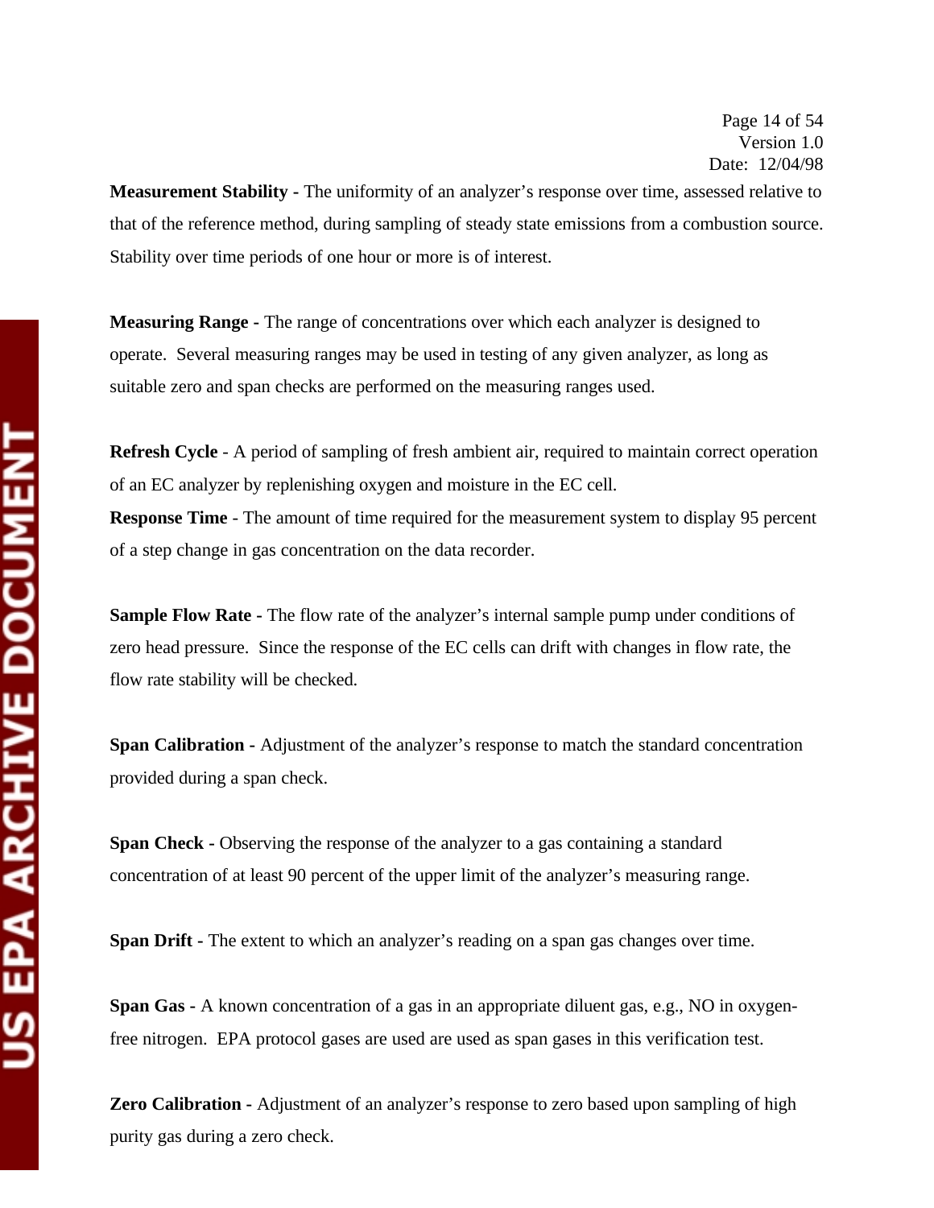**Measurement Stability** - The uniformity of an analyzer's response over time, assessed relative to that of the reference method, during sampling of steady state emissions from a combustion source. Stability over time periods of one hour or more is of interest.

**Measuring Range** - The range of concentrations over which each analyzer is designed to operate. Several measuring ranges may be used in testing of any given analyzer, as long as suitable zero and span checks are performed on the measuring ranges used.

**Refresh Cycle** - A period of sampling of fresh ambient air, required to maintain correct operation of an EC analyzer by replenishing oxygen and moisture in the EC cell.

**Response Time** - The amount of time required for the measurement system to display 95 percent of a step change in gas concentration on the data recorder.

**Sample Flow Rate** - The flow rate of the analyzer's internal sample pump under conditions of zero head pressure. Since the response of the EC cells can drift with changes in flow rate, the flow rate stability will be checked.

**Span Calibration** - Adjustment of the analyzer's response to match the standard concentration provided during a span check.

**Span Check** - Observing the response of the analyzer to a gas containing a standard concentration of at least 90 percent of the upper limit of the analyzer's measuring range.

**Span Drift** - The extent to which an analyzer's reading on a span gas changes over time.

**Span Gas** - A known concentration of a gas in an appropriate diluent gas, e.g., NO in oxygen-free nitrogen. EPA protocol gases are used are used as span gases in this verification test.

**Zero Calibration** - Adjustment of an analyzer's response to zero based upon sampling of high purity gas during a zero check.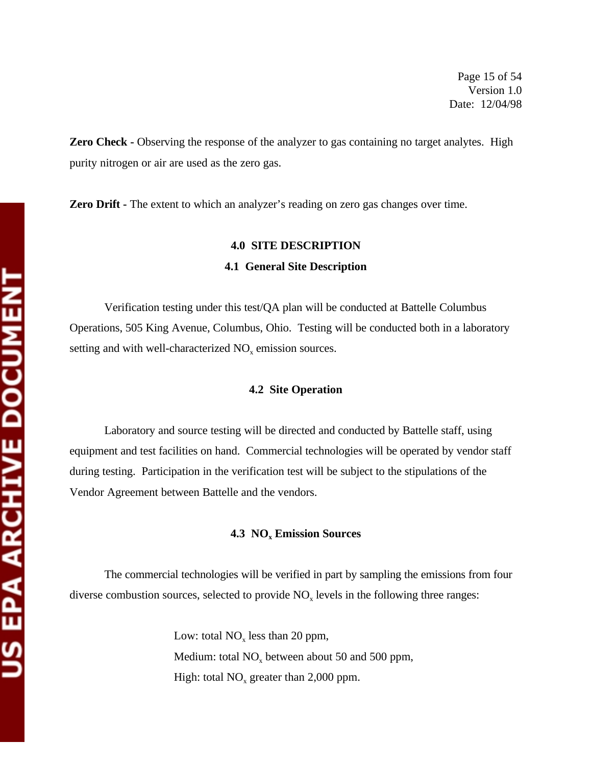**Zero Check -** Observing the response of the analyzer to gas containing no target analytes. High purity nitrogen or air are used as the zero gas.

**Zero Drift -** The extent to which an analyzer's reading on zero gas changes over time.

## 4.0 SITE DESCRIPTION

### 4.1 General Site Description

Verification testing under this test/QA plan will be conducted at Battelle Columbus Operations, 505 King Avenue, Columbus, Ohio. Testing will be conducted both in a laboratory setting and with well-characterized $NO_x$ emission sources.

### 4.2 Site Operation

Laboratory and source testing will be directed and conducted by Battelle staff, using equipment and test facilities on hand. Commercial technologies will be operated by vendor staff during testing. Participation in the verification test will be subject to the stipulations of the Vendor Agreement between Battelle and the vendors.

### 4.3 $NO_x$ Emission Sources

The commercial technologies will be verified in part by sampling the emissions from four diverse combustion sources, selected to provide $NO_x$ levels in the following three ranges:

Low: total $NO_x$ less than 20 ppm,
Medium: total $NO_x$ between about 50 and 500 ppm,
High: total $NO_x$ greater than 2,000 ppm.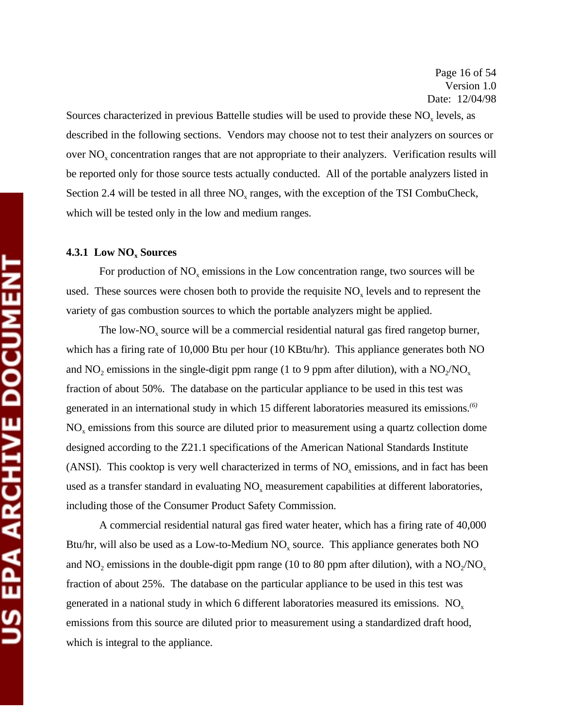Sources characterized in previous Battelle studies will be used to provide these $NO_x$ levels, as described in the following sections. Vendors may choose not to test their analyzers on sources or over $NO_x$ concentration ranges that are not appropriate to their analyzers. Verification results will be reported only for those source tests actually conducted. All of the portable analyzers listed in Section 2.4 will be tested in all three $NO_x$ ranges, with the exception of the TSI CombuCheck, which will be tested only in the low and medium ranges.

#### 4.3.1 Low $NO_x$ Sources

For production of $NO_x$ emissions in the Low concentration range, two sources will be used. These sources were chosen both to provide the requisite $NO_x$ levels and to represent the variety of gas combustion sources to which the portable analyzers might be applied.

The low-$NO_x$ source will be a commercial residential natural gas fired rangetop burner, which has a firing rate of 10,000 Btu per hour (10 KBtu/hr). This appliance generates both NO and $NO_2$ emissions in the single-digit ppm range (1 to 9 ppm after dilution), with a $NO_2/NO_x$ fraction of about 50%. The database on the particular appliance to be used in this test was generated in an international study in which 15 different laboratories measured its emissions.[6] $NO_x$ emissions from this source are diluted prior to measurement using a quartz collection dome designed according to the Z21.1 specifications of the American National Standards Institute (ANSI). This cooktop is very well characterized in terms of $NO_x$ emissions, and in fact has been used as a transfer standard in evaluating $NO_x$ measurement capabilities at different laboratories, including those of the Consumer Product Safety Commission.

A commercial residential natural gas fired water heater, which has a firing rate of 40,000 Btu/hr, will also be used as a Low-to-Medium $NO_x$ source. This appliance generates both NO and $NO_2$ emissions in the double-digit ppm range (10 to 80 ppm after dilution), with a $NO_2/NO_x$ fraction of about 25%. The database on the particular appliance to be used in this test was generated in a national study in which 6 different laboratories measured its emissions. $NO_x$ emissions from this source are diluted prior to measurement using a standardized draft hood, which is integral to the appliance.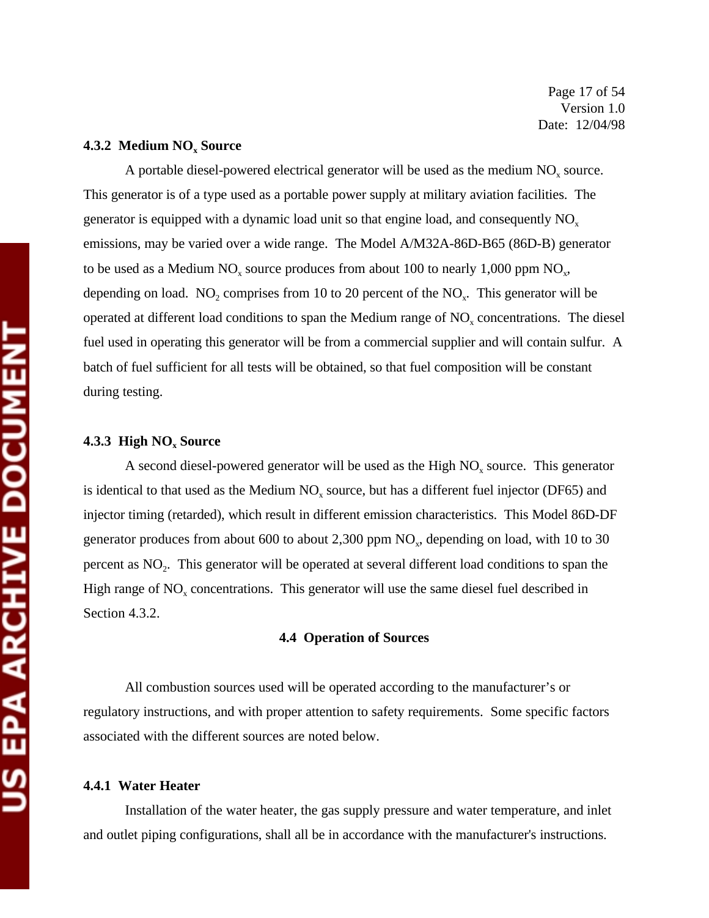#### 4.3.2 Medium $NO_x$ Source

A portable diesel-powered electrical generator will be used as the medium $NO_x$ source. This generator is of a type used as a portable power supply at military aviation facilities. The generator is equipped with a dynamic load unit so that engine load, and consequently $NO_x$ emissions, may be varied over a wide range. The Model A/M32A-86D-B65 (86D-B) generator to be used as a Medium $NO_x$ source produces from about 100 to nearly 1,000 ppm $NO_x$, depending on load. $NO_2$ comprises from 10 to 20 percent of the $NO_x$. This generator will be operated at different load conditions to span the Medium range of $NO_x$ concentrations. The diesel fuel used in operating this generator will be from a commercial supplier and will contain sulfur. A batch of fuel sufficient for all tests will be obtained, so that fuel composition will be constant during testing.

#### 4.3.3 High $NO_x$ Source

A second diesel-powered generator will be used as the High $NO_x$ source. This generator is identical to that used as the Medium $NO_x$ source, but has a different fuel injector (DF65) and injector timing (retarded), which result in different emission characteristics. This Model 86D-DF generator produces from about 600 to about 2,300 ppm $NO_x$, depending on load, with 10 to 30 percent as $NO_2$. This generator will be operated at several different load conditions to span the High range of $NO_x$ concentrations. This generator will use the same diesel fuel described in Section 4.3.2.

### 4.4 Operation of Sources

All combustion sources used will be operated according to the manufacturer's or regulatory instructions, and with proper attention to safety requirements. Some specific factors associated with the different sources are noted below.

#### 4.4.1 Water Heater

Installation of the water heater, the gas supply pressure and water temperature, and inlet and outlet piping configurations, shall all be in accordance with the manufacturer's instructions.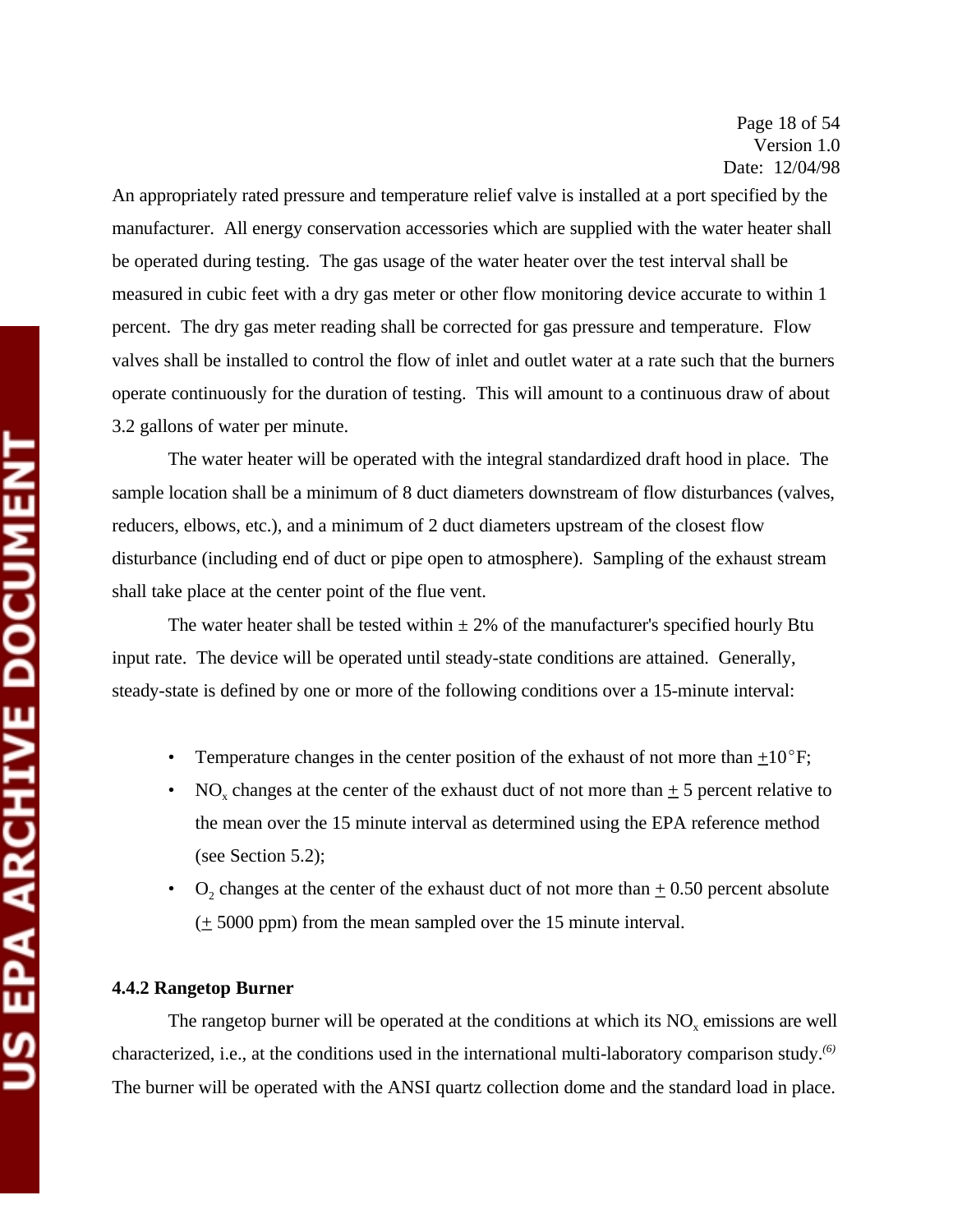An appropriately rated pressure and temperature relief valve is installed at a port specified by the manufacturer. All energy conservation accessories which are supplied with the water heater shall be operated during testing. The gas usage of the water heater over the test interval shall be measured in cubic feet with a dry gas meter or other flow monitoring device accurate to within 1 percent. The dry gas meter reading shall be corrected for gas pressure and temperature. Flow valves shall be installed to control the flow of inlet and outlet water at a rate such that the burners operate continuously for the duration of testing. This will amount to a continuous draw of about 3.2 gallons of water per minute.

The water heater will be operated with the integral standardized draft hood in place. The sample location shall be a minimum of 8 duct diameters downstream of flow disturbances (valves, reducers, elbows, etc.), and a minimum of 2 duct diameters upstream of the closest flow disturbance (including end of duct or pipe open to atmosphere). Sampling of the exhaust stream shall take place at the center point of the flue vent.

The water heater shall be tested within ± 2% of the manufacturer's specified hourly Btu input rate. The device will be operated until steady-state conditions are attained. Generally, steady-state is defined by one or more of the following conditions over a 15-minute interval:

- Temperature changes in the center position of the exhaust of not more than ±10°F;
- $NO_x$ changes at the center of the exhaust duct of not more than ± 5 percent relative to the mean over the 15 minute interval as determined using the EPA reference method (see Section 5.2);
- $O_2$ changes at the center of the exhaust duct of not more than ± 0.50 percent absolute (± 5000 ppm) from the mean sampled over the 15 minute interval.

**4.4.2 Rangetop Burner**

The rangetop burner will be operated at the conditions at which its $NO_x$ emissions are well characterized, i.e., at the conditions used in the international multi-laboratory comparison study.[(6)] The burner will be operated with the ANSI quartz collection dome and the standard load in place.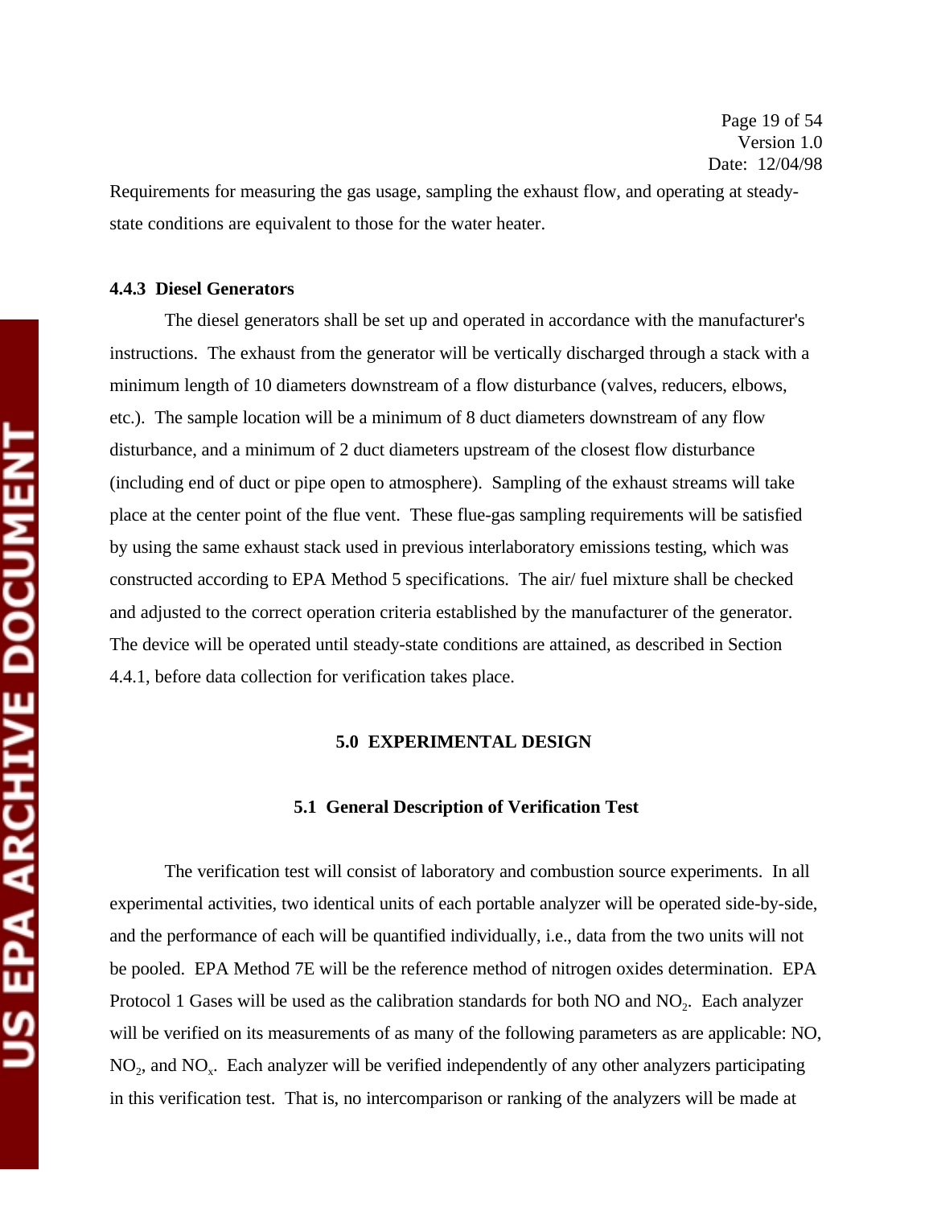Requirements for measuring the gas usage, sampling the exhaust flow, and operating at steady-state conditions are equivalent to those for the water heater.

#### 4.4.3 Diesel Generators

The diesel generators shall be set up and operated in accordance with the manufacturer's instructions. The exhaust from the generator will be vertically discharged through a stack with a minimum length of 10 diameters downstream of a flow disturbance (valves, reducers, elbows, etc.). The sample location will be a minimum of 8 duct diameters downstream of any flow disturbance, and a minimum of 2 duct diameters upstream of the closest flow disturbance (including end of duct or pipe open to atmosphere). Sampling of the exhaust streams will take place at the center point of the flue vent. These flue-gas sampling requirements will be satisfied by using the same exhaust stack used in previous interlaboratory emissions testing, which was constructed according to EPA Method 5 specifications. The air/ fuel mixture shall be checked and adjusted to the correct operation criteria established by the manufacturer of the generator. The device will be operated until steady-state conditions are attained, as described in Section 4.4.1, before data collection for verification takes place.

## 5.0 EXPERIMENTAL DESIGN

### 5.1 General Description of Verification Test

The verification test will consist of laboratory and combustion source experiments. In all experimental activities, two identical units of each portable analyzer will be operated side-by-side, and the performance of each will be quantified individually, i.e., data from the two units will not be pooled. EPA Method 7E will be the reference method of nitrogen oxides determination. EPA Protocol 1 Gases will be used as the calibration standards for both NO and $NO_2$. Each analyzer will be verified on its measurements of as many of the following parameters as are applicable: NO, $NO_2$, and $NO_x$. Each analyzer will be verified independently of any other analyzers participating in this verification test. That is, no intercomparison or ranking of the analyzers will be made at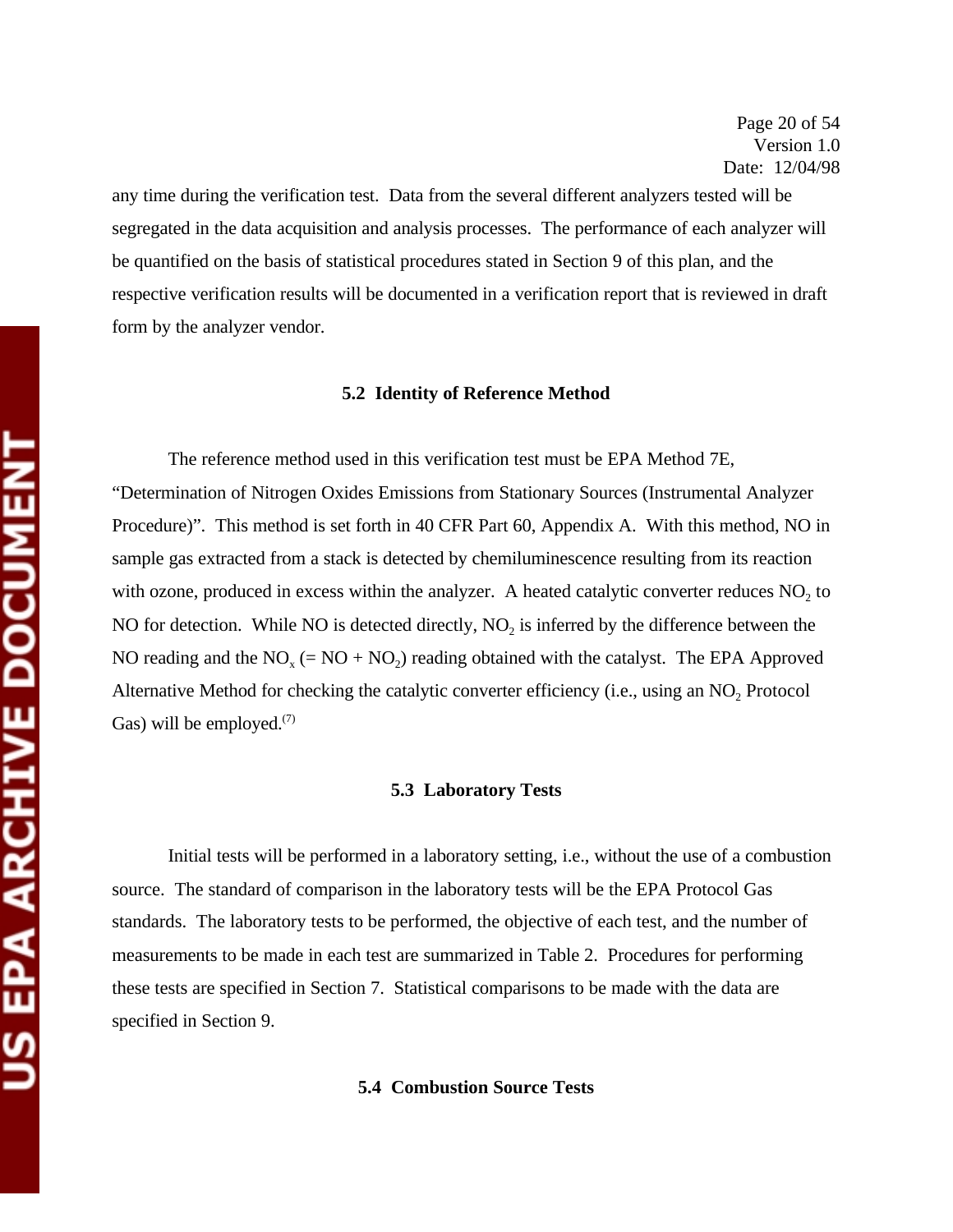any time during the verification test. Data from the several different analyzers tested will be segregated in the data acquisition and analysis processes. The performance of each analyzer will be quantified on the basis of statistical procedures stated in Section 9 of this plan, and the respective verification results will be documented in a verification report that is reviewed in draft form by the analyzer vendor.

### 5.2 Identity of Reference Method

The reference method used in this verification test must be EPA Method 7E, "Determination of Nitrogen Oxides Emissions from Stationary Sources (Instrumental Analyzer Procedure)". This method is set forth in 40 CFR Part 60, Appendix A. With this method, NO in sample gas extracted from a stack is detected by chemiluminescence resulting from its reaction with ozone, produced in excess within the analyzer. A heated catalytic converter reduces $NO_2$ to NO for detection. While NO is detected directly, $NO_2$ is inferred by the difference between the NO reading and the $NO_x$ (= NO + $NO_2$) reading obtained with the catalyst. The EPA Approved Alternative Method for checking the catalytic converter efficiency (i.e., using an $NO_2$ Protocol Gas) will be employed.[7]

### 5.3 Laboratory Tests

Initial tests will be performed in a laboratory setting, i.e., without the use of a combustion source. The standard of comparison in the laboratory tests will be the EPA Protocol Gas standards. The laboratory tests to be performed, the objective of each test, and the number of measurements to be made in each test are summarized in Table 2. Procedures for performing these tests are specified in Section 7. Statistical comparisons to be made with the data are specified in Section 9.

### 5.4 Combustion Source Tests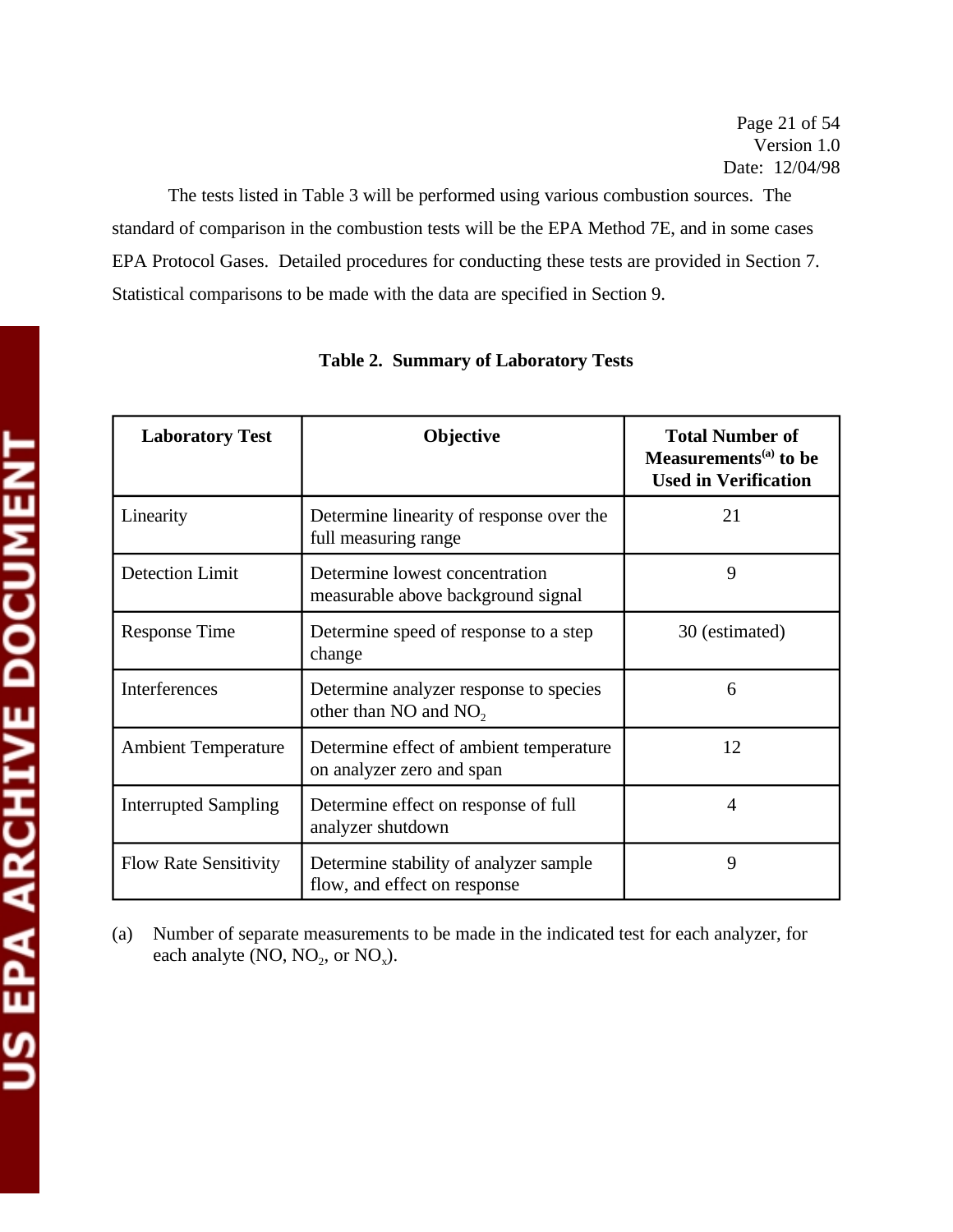The tests listed in Table 3 will be performed using various combustion sources. The standard of comparison in the combustion tests will be the EPA Method 7E, and in some cases EPA Protocol Gases. Detailed procedures for conducting these tests are provided in Section 7. Statistical comparisons to be made with the data are specified in Section 9.

**Table 2. Summary of Laboratory Tests**

| Laboratory Test | Objective | Total Number of Measurements[(a)] to be Used in Verification |
|---|---|---|
| Linearity | Determine linearity of response over the full measuring range | 21 |
| Detection Limit | Determine lowest concentration measurable above background signal | 9 |
| Response Time | Determine speed of response to a step change | 30 (estimated) |
| Interferences | Determine analyzer response to species other than NO and $NO_2$ | 6 |
| Ambient Temperature | Determine effect of ambient temperature on analyzer zero and span | 12 |
| Interrupted Sampling | Determine effect on response of full analyzer shutdown | 4 |
| Flow Rate Sensitivity | Determine stability of analyzer sample flow, and effect on response | 9 |

(a) Number of separate measurements to be made in the indicated test for each analyzer, for each analyte (NO, $NO_2$, or $NO_x$).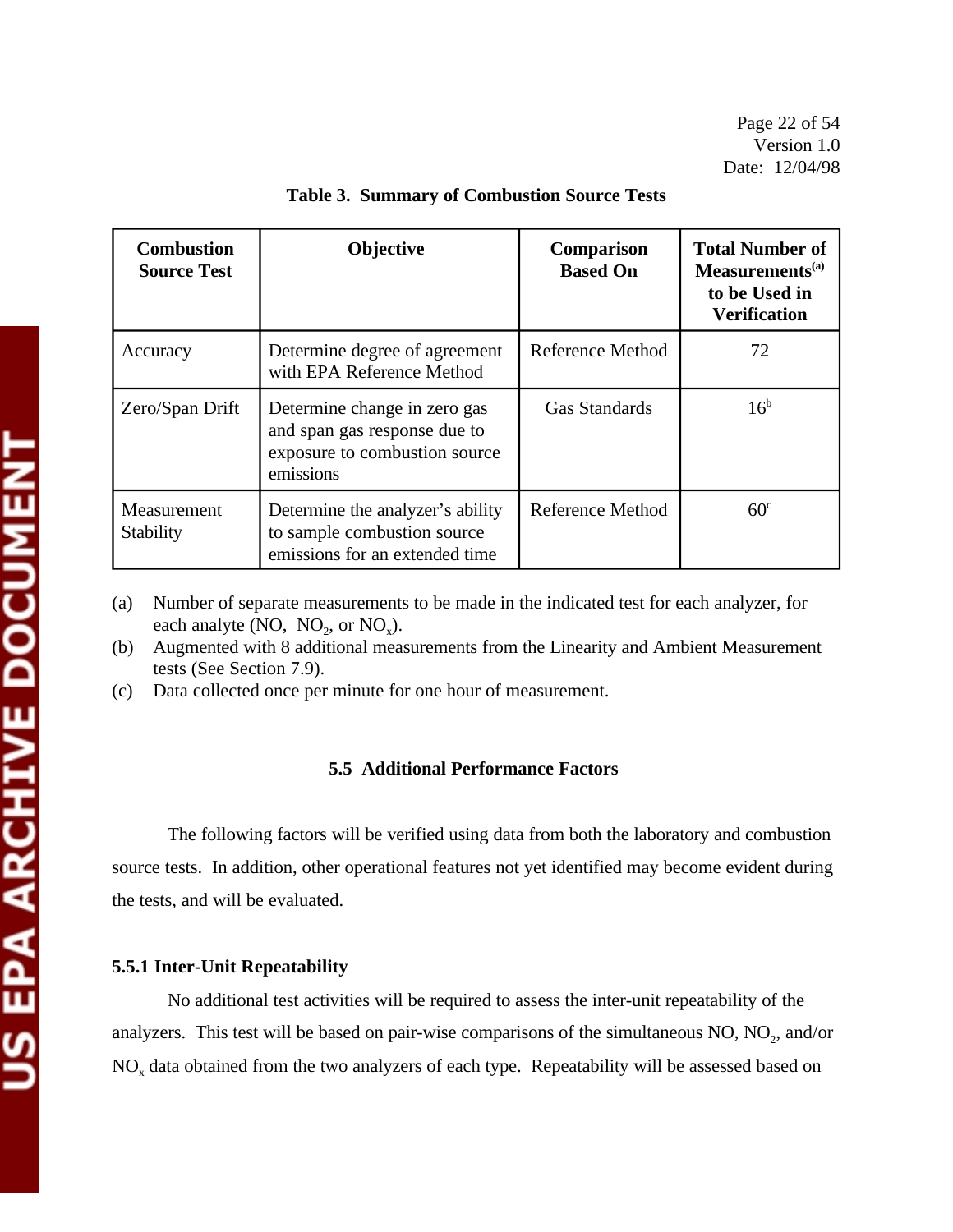**Table 3. Summary of Combustion Source Tests**

| Combustion Source Test | Objective | Comparison Based On | Total Number of Measurements[(a)] to be Used in Verification |
|---|---|---|---|
| Accuracy | Determine degree of agreement with EPA Reference Method | Reference Method | 72 |
| Zero/Span Drift | Determine change in zero gas and span gas response due to exposure to combustion source emissions | Gas Standards | 16[b] |
| Measurement Stability | Determine the analyzer's ability to sample combustion source emissions for an extended time | Reference Method | 60[c] |

(a) Number of separate measurements to be made in the indicated test for each analyzer, for each analyte (NO, $NO_2$, or $NO_x$).

(b) Augmented with 8 additional measurements from the Linearity and Ambient Measurement tests (See Section 7.9).

(c) Data collected once per minute for one hour of measurement.

## 5.5 Additional Performance Factors

The following factors will be verified using data from both the laboratory and combustion source tests. In addition, other operational features not yet identified may become evident during the tests, and will be evaluated.

### 5.5.1 Inter-Unit Repeatability

No additional test activities will be required to assess the inter-unit repeatability of the analyzers. This test will be based on pair-wise comparisons of the simultaneous NO, $NO_2$, and/or $NO_x$ data obtained from the two analyzers of each type. Repeatability will be assessed based on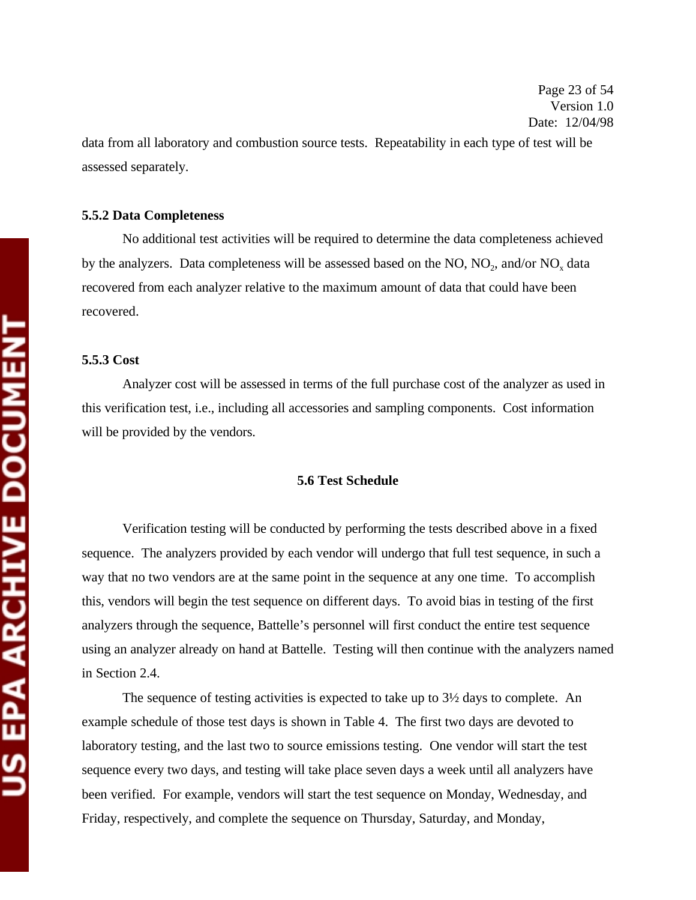data from all laboratory and combustion source tests. Repeatability in each type of test will be assessed separately.

### 5.5.2 Data Completeness

No additional test activities will be required to determine the data completeness achieved by the analyzers. Data completeness will be assessed based on the NO, $NO_2$, and/or $NO_x$ data recovered from each analyzer relative to the maximum amount of data that could have been recovered.

### 5.5.3 Cost

Analyzer cost will be assessed in terms of the full purchase cost of the analyzer as used in this verification test, i.e., including all accessories and sampling components. Cost information will be provided by the vendors.

## 5.6 Test Schedule

Verification testing will be conducted by performing the tests described above in a fixed sequence. The analyzers provided by each vendor will undergo that full test sequence, in such a way that no two vendors are at the same point in the sequence at any one time. To accomplish this, vendors will begin the test sequence on different days. To avoid bias in testing of the first analyzers through the sequence, Battelle's personnel will first conduct the entire test sequence using an analyzer already on hand at Battelle. Testing will then continue with the analyzers named in Section 2.4.

The sequence of testing activities is expected to take up to 3½ days to complete. An example schedule of those test days is shown in Table 4. The first two days are devoted to laboratory testing, and the last two to source emissions testing. One vendor will start the test sequence every two days, and testing will take place seven days a week until all analyzers have been verified. For example, vendors will start the test sequence on Monday, Wednesday, and Friday, respectively, and complete the sequence on Thursday, Saturday, and Monday,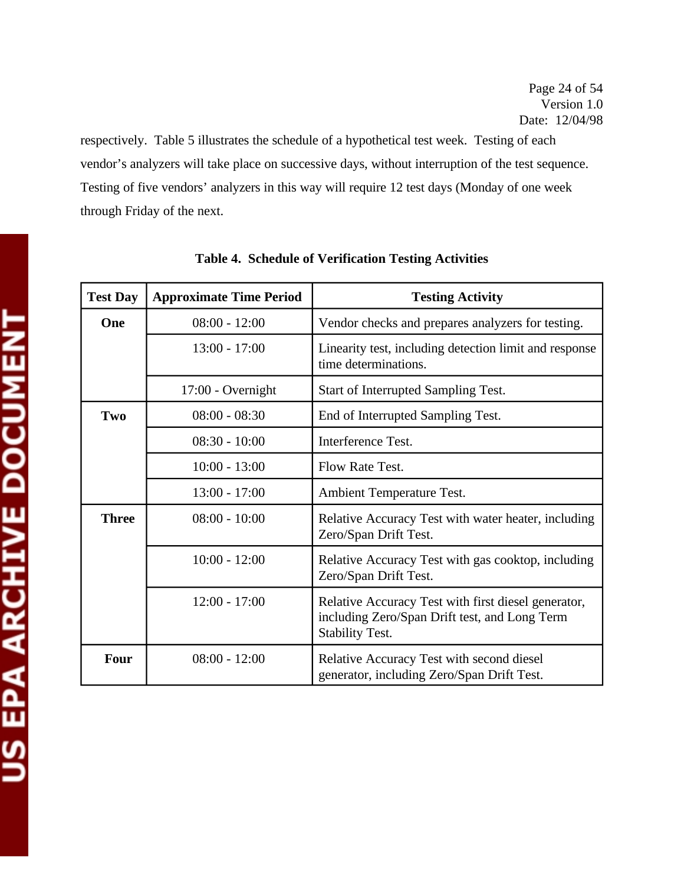respectively. Table 5 illustrates the schedule of a hypothetical test week. Testing of each vendor's analyzers will take place on successive days, without interruption of the test sequence. Testing of five vendors' analyzers in this way will require 12 test days (Monday of one week through Friday of the next.

**Table 4. Schedule of Verification Testing Activities**

| Test Day | Approximate Time Period | Testing Activity |
|---|---|---|
| **One** | 08:00 - 12:00 | Vendor checks and prepares analyzers for testing. |
| | 13:00 - 17:00 | Linearity test, including detection limit and response time determinations. |
| | 17:00 - Overnight | Start of Interrupted Sampling Test. |
| **Two** | 08:00 - 08:30 | End of Interrupted Sampling Test. |
| | 08:30 - 10:00 | Interference Test. |
| | 10:00 - 13:00 | Flow Rate Test. |
| | 13:00 - 17:00 | Ambient Temperature Test. |
| **Three** | 08:00 - 10:00 | Relative Accuracy Test with water heater, including Zero/Span Drift Test. |
| | 10:00 - 12:00 | Relative Accuracy Test with gas cooktop, including Zero/Span Drift Test. |
| | 12:00 - 17:00 | Relative Accuracy Test with first diesel generator, including Zero/Span Drift test, and Long Term Stability Test. |
| **Four** | 08:00 - 12:00 | Relative Accuracy Test with second diesel generator, including Zero/Span Drift Test. |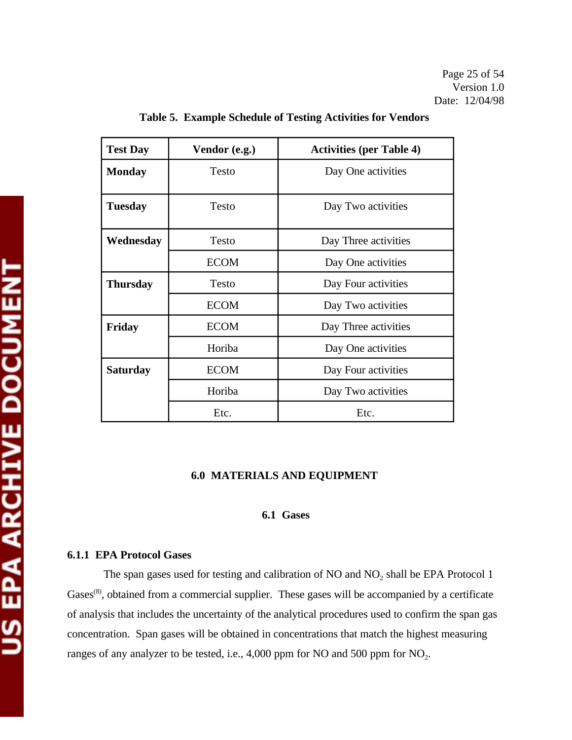**Table 5. Example Schedule of Testing Activities for Vendors**

| Test Day | Vendor (e.g.) | Activities (per Table 4) |
|---|---|---|
| **Monday** | Testo | Day One activities |
| **Tuesday** | Testo | Day Two activities |
| **Wednesday** | Testo | Day Three activities |
| | ECOM | Day One activities |
| **Thursday** | Testo | Day Four activities |
| | ECOM | Day Two activities |
| **Friday** | ECOM | Day Three activities |
| | Horiba | Day One activities |
| **Saturday** | ECOM | Day Four activities |
| | Horiba | Day Two activities |
| | Etc. | Etc. |

## 6.0 MATERIALS AND EQUIPMENT

### 6.1 Gases

#### 6.1.1 EPA Protocol Gases

The span gases used for testing and calibration of NO and $NO_2$ shall be EPA Protocol 1 Gases[8], obtained from a commercial supplier. These gases will be accompanied by a certificate of analysis that includes the uncertainty of the analytical procedures used to confirm the span gas concentration. Span gases will be obtained in concentrations that match the highest measuring ranges of any analyzer to be tested, i.e., 4,000 ppm for NO and 500 ppm for $NO_2$.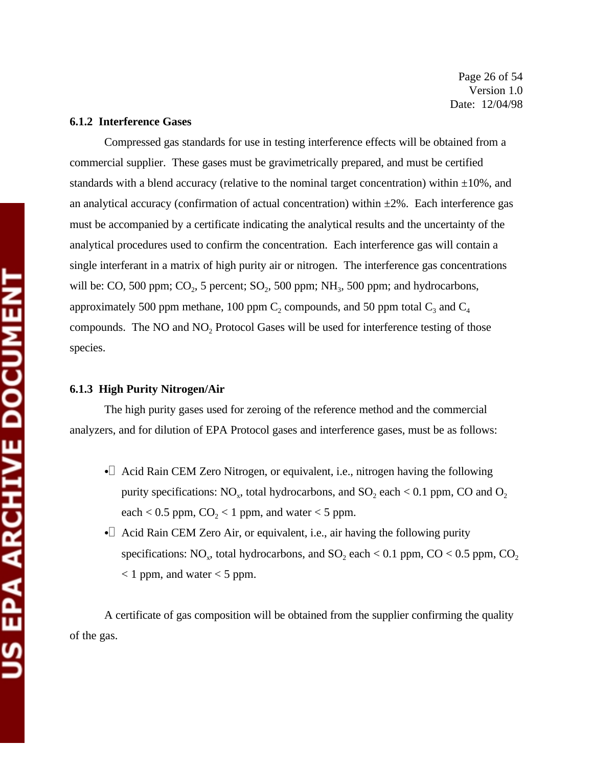### 6.1.2 Interference Gases

Compressed gas standards for use in testing interference effects will be obtained from a commercial supplier. These gases must be gravimetrically prepared, and must be certified standards with a blend accuracy (relative to the nominal target concentration) within ±10%, and an analytical accuracy (confirmation of actual concentration) within ±2%. Each interference gas must be accompanied by a certificate indicating the analytical results and the uncertainty of the analytical procedures used to confirm the concentration. Each interference gas will contain a single interferant in a matrix of high purity air or nitrogen. The interference gas concentrations will be: CO, 500 ppm; $CO_2$, 5 percent; $SO_2$, 500 ppm; $NH_3$, 500 ppm; and hydrocarbons, approximately 500 ppm methane, 100 ppm $C_2$ compounds, and 50 ppm total $C_3$ and $C_4$ compounds. The NO and $NO_2$ Protocol Gases will be used for interference testing of those species.

### 6.1.3 High Purity Nitrogen/Air

The high purity gases used for zeroing of the reference method and the commercial analyzers, and for dilution of EPA Protocol gases and interference gases, must be as follows:

- Acid Rain CEM Zero Nitrogen, or equivalent, i.e., nitrogen having the following purity specifications: $NO_x$, total hydrocarbons, and $SO_2$ each < 0.1 ppm, CO and $O_2$ each < 0.5 ppm, $CO_2$ < 1 ppm, and water < 5 ppm.
- Acid Rain CEM Zero Air, or equivalent, i.e., air having the following purity specifications: $NO_x$, total hydrocarbons, and $SO_2$ each < 0.1 ppm, CO < 0.5 ppm, $CO_2$ < 1 ppm, and water < 5 ppm.

A certificate of gas composition will be obtained from the supplier confirming the quality of the gas.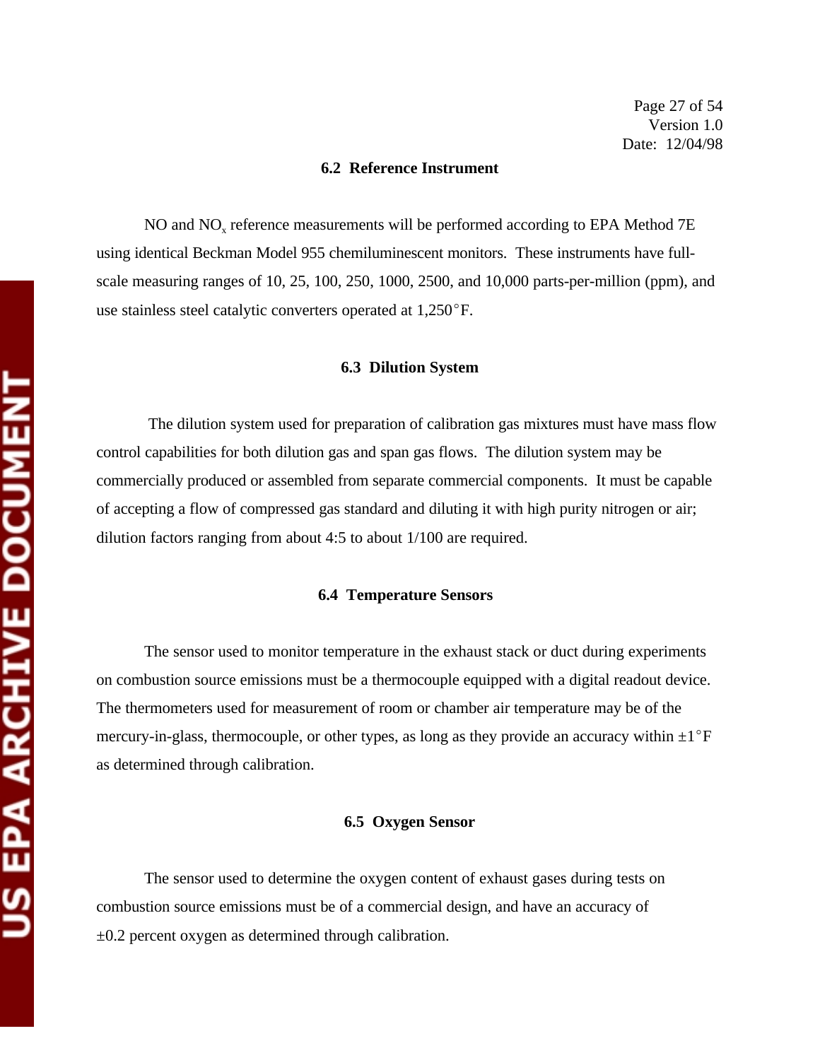### 6.2 Reference Instrument

NO and $NO_x$ reference measurements will be performed according to EPA Method 7E using identical Beckman Model 955 chemiluminescent monitors. These instruments have full-scale measuring ranges of 10, 25, 100, 250, 1000, 2500, and 10,000 parts-per-million (ppm), and use stainless steel catalytic converters operated at 1,250°F.

### 6.3 Dilution System

The dilution system used for preparation of calibration gas mixtures must have mass flow control capabilities for both dilution gas and span gas flows. The dilution system may be commercially produced or assembled from separate commercial components. It must be capable of accepting a flow of compressed gas standard and diluting it with high purity nitrogen or air; dilution factors ranging from about 4:5 to about 1/100 are required.

### 6.4 Temperature Sensors

The sensor used to monitor temperature in the exhaust stack or duct during experiments on combustion source emissions must be a thermocouple equipped with a digital readout device. The thermometers used for measurement of room or chamber air temperature may be of the mercury-in-glass, thermocouple, or other types, as long as they provide an accuracy within ±1°F as determined through calibration.

### 6.5 Oxygen Sensor

The sensor used to determine the oxygen content of exhaust gases during tests on combustion source emissions must be of a commercial design, and have an accuracy of ±0.2 percent oxygen as determined through calibration.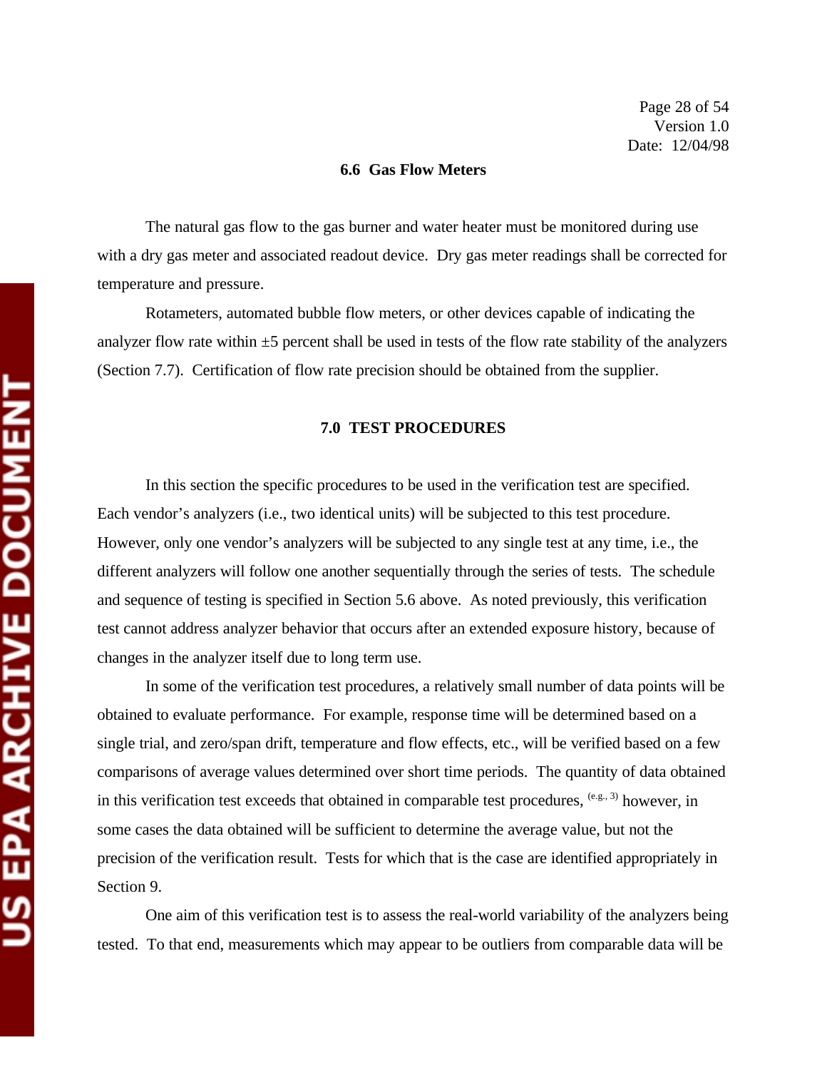### 6.6 Gas Flow Meters

The natural gas flow to the gas burner and water heater must be monitored during use with a dry gas meter and associated readout device. Dry gas meter readings shall be corrected for temperature and pressure.

Rotameters, automated bubble flow meters, or other devices capable of indicating the analyzer flow rate within ±5 percent shall be used in tests of the flow rate stability of the analyzers (Section 7.7). Certification of flow rate precision should be obtained from the supplier.

## 7.0 TEST PROCEDURES

In this section the specific procedures to be used in the verification test are specified. Each vendor's analyzers (i.e., two identical units) will be subjected to this test procedure. However, only one vendor's analyzers will be subjected to any single test at any time, i.e., the different analyzers will follow one another sequentially through the series of tests. The schedule and sequence of testing is specified in Section 5.6 above. As noted previously, this verification test cannot address analyzer behavior that occurs after an extended exposure history, because of changes in the analyzer itself due to long term use.

In some of the verification test procedures, a relatively small number of data points will be obtained to evaluate performance. For example, response time will be determined based on a single trial, and zero/span drift, temperature and flow effects, etc., will be verified based on a few comparisons of average values determined over short time periods. The quantity of data obtained in this verification test exceeds that obtained in comparable test procedures, [e.g., 3] however, in some cases the data obtained will be sufficient to determine the average value, but not the precision of the verification result. Tests for which that is the case are identified appropriately in Section 9.

One aim of this verification test is to assess the real-world variability of the analyzers being tested. To that end, measurements which may appear to be outliers from comparable data will be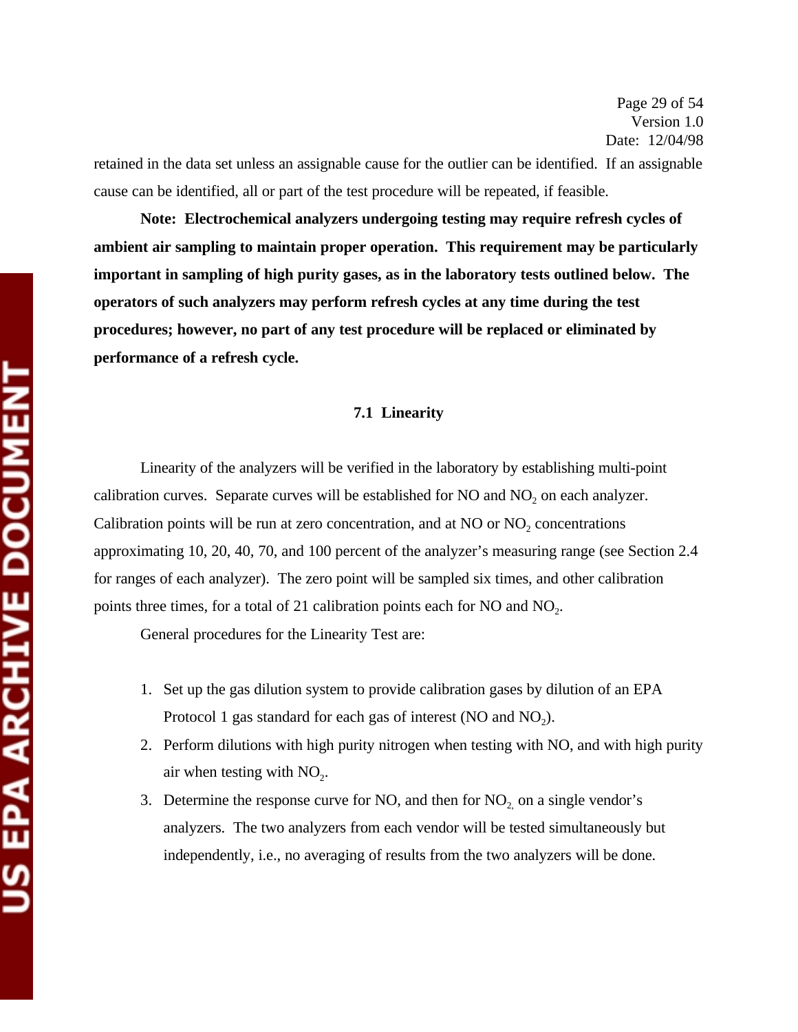retained in the data set unless an assignable cause for the outlier can be identified. If an assignable cause can be identified, all or part of the test procedure will be repeated, if feasible.

**Note: Electrochemical analyzers undergoing testing may require refresh cycles of ambient air sampling to maintain proper operation. This requirement may be particularly important in sampling of high purity gases, as in the laboratory tests outlined below. The operators of such analyzers may perform refresh cycles at any time during the test procedures; however, no part of any test procedure will be replaced or eliminated by performance of a refresh cycle.**

### 7.1 Linearity

Linearity of the analyzers will be verified in the laboratory by establishing multi-point calibration curves. Separate curves will be established for NO and $NO_2$ on each analyzer. Calibration points will be run at zero concentration, and at NO or $NO_2$ concentrations approximating 10, 20, 40, 70, and 100 percent of the analyzer's measuring range (see Section 2.4 for ranges of each analyzer). The zero point will be sampled six times, and other calibration points three times, for a total of 21 calibration points each for NO and $NO_2$.

General procedures for the Linearity Test are:

1. Set up the gas dilution system to provide calibration gases by dilution of an EPA Protocol 1 gas standard for each gas of interest (NO and $NO_2$).
2. Perform dilutions with high purity nitrogen when testing with NO, and with high purity air when testing with $NO_2$.
3. Determine the response curve for NO, and then for $NO_2$, on a single vendor's analyzers. The two analyzers from each vendor will be tested simultaneously but independently, i.e., no averaging of results from the two analyzers will be done.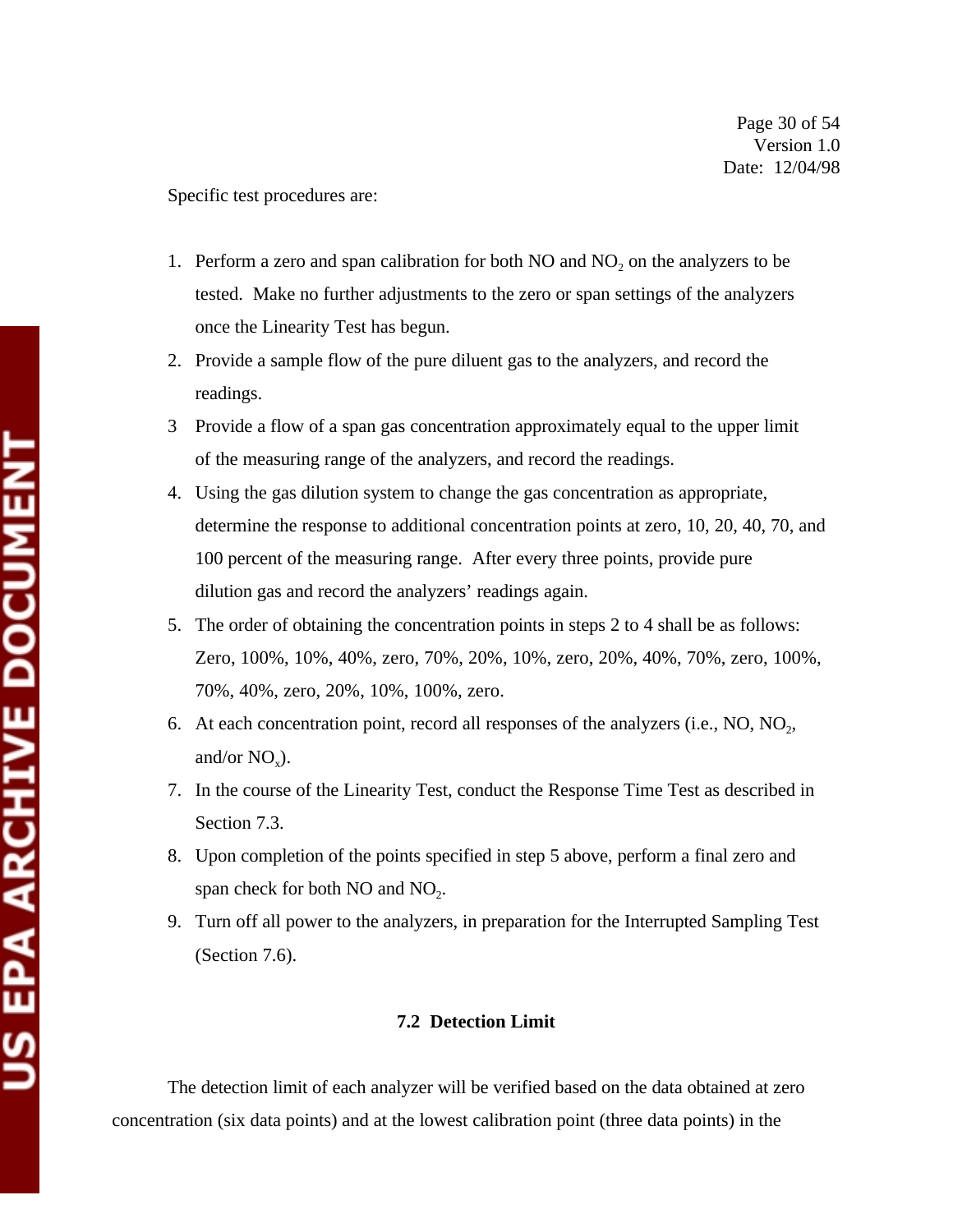Specific test procedures are:

1. Perform a zero and span calibration for both NO and $NO_2$ on the analyzers to be tested. Make no further adjustments to the zero or span settings of the analyzers once the Linearity Test has begun.
2. Provide a sample flow of the pure diluent gas to the analyzers, and record the readings.
3. Provide a flow of a span gas concentration approximately equal to the upper limit of the measuring range of the analyzers, and record the readings.
4. Using the gas dilution system to change the gas concentration as appropriate, determine the response to additional concentration points at zero, 10, 20, 40, 70, and 100 percent of the measuring range. After every three points, provide pure dilution gas and record the analyzers' readings again.
5. The order of obtaining the concentration points in steps 2 to 4 shall be as follows: Zero, 100%, 10%, 40%, zero, 70%, 20%, 10%, zero, 20%, 40%, 70%, zero, 100%, 70%, 40%, zero, 20%, 10%, 100%, zero.
6. At each concentration point, record all responses of the analyzers (i.e., NO, $NO_2$, and/or $NO_x$).
7. In the course of the Linearity Test, conduct the Response Time Test as described in Section 7.3.
8. Upon completion of the points specified in step 5 above, perform a final zero and span check for both NO and $NO_2$.
9. Turn off all power to the analyzers, in preparation for the Interrupted Sampling Test (Section 7.6).

## 7.2 Detection Limit

The detection limit of each analyzer will be verified based on the data obtained at zero concentration (six data points) and at the lowest calibration point (three data points) in the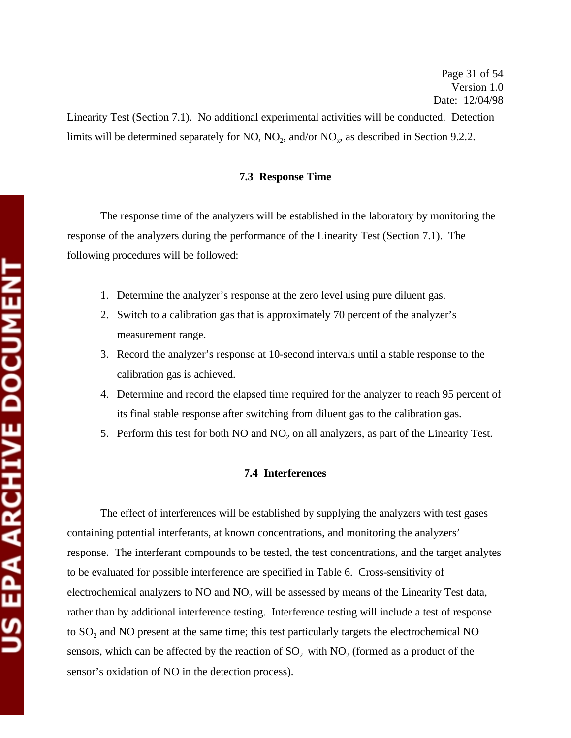Linearity Test (Section 7.1). No additional experimental activities will be conducted. Detection limits will be determined separately for NO, $NO_2$, and/or $NO_x$, as described in Section 9.2.2.

### 7.3 Response Time

The response time of the analyzers will be established in the laboratory by monitoring the response of the analyzers during the performance of the Linearity Test (Section 7.1). The following procedures will be followed:

1. Determine the analyzer's response at the zero level using pure diluent gas.
2. Switch to a calibration gas that is approximately 70 percent of the analyzer's measurement range.
3. Record the analyzer's response at 10-second intervals until a stable response to the calibration gas is achieved.
4. Determine and record the elapsed time required for the analyzer to reach 95 percent of its final stable response after switching from diluent gas to the calibration gas.
5. Perform this test for both NO and $NO_2$ on all analyzers, as part of the Linearity Test.

### 7.4 Interferences

The effect of interferences will be established by supplying the analyzers with test gases containing potential interferants, at known concentrations, and monitoring the analyzers' response. The interferant compounds to be tested, the test concentrations, and the target analytes to be evaluated for possible interference are specified in Table 6. Cross-sensitivity of electrochemical analyzers to NO and $NO_2$ will be assessed by means of the Linearity Test data, rather than by additional interference testing. Interference testing will include a test of response to $SO_2$ and NO present at the same time; this test particularly targets the electrochemical NO sensors, which can be affected by the reaction of $SO_2$ with $NO_2$ (formed as a product of the sensor's oxidation of NO in the detection process).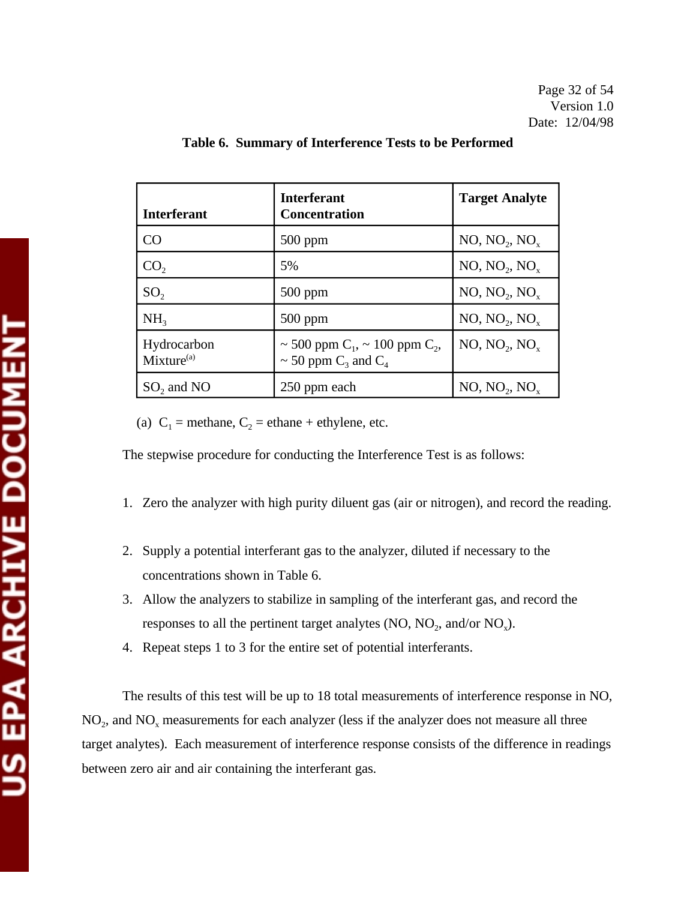**Table 6. Summary of Interference Tests to be Performed**

| Interferant | Interferant Concentration | Target Analyte |
|---|---|---|
| CO | 500 ppm | NO, $NO_2$, $NO_x$ |
| $CO_2$ | 5% | NO, $NO_2$, $NO_x$ |
| $SO_2$ | 500 ppm | NO, $NO_2$, $NO_x$ |
| $NH_3$ | 500 ppm | NO, $NO_2$, $NO_x$ |
| Hydrocarbon Mixture[(a)] | ~ 500 ppm $C_1$, ~ 100 ppm $C_2$, ~ 50 ppm $C_3$ and $C_4$ | NO, $NO_2$, $NO_x$ |
| $SO_2$ and NO | 250 ppm each | NO, $NO_2$, $NO_x$ |

(a) $C_1$ = methane, $C_2$ = ethane + ethylene, etc.

The stepwise procedure for conducting the Interference Test is as follows:

1. Zero the analyzer with high purity diluent gas (air or nitrogen), and record the reading.
2. Supply a potential interferant gas to the analyzer, diluted if necessary to the concentrations shown in Table 6.
3. Allow the analyzers to stabilize in sampling of the interferant gas, and record the responses to all the pertinent target analytes (NO, $NO_2$, and/or $NO_x$).
4. Repeat steps 1 to 3 for the entire set of potential interferants.

The results of this test will be up to 18 total measurements of interference response in NO, $NO_2$, and $NO_x$ measurements for each analyzer (less if the analyzer does not measure all three target analytes). Each measurement of interference response consists of the difference in readings between zero air and air containing the interferant gas.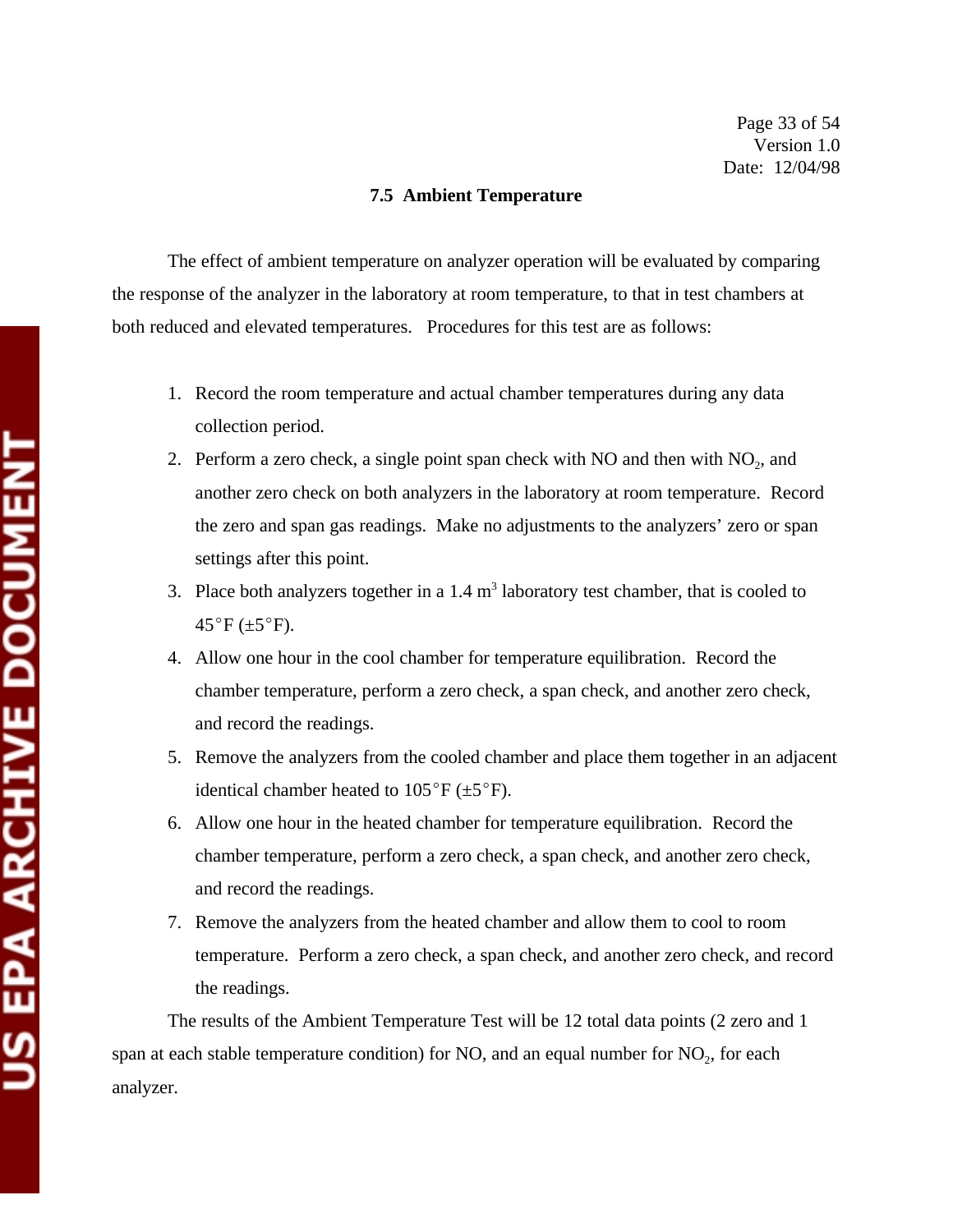### 7.5 Ambient Temperature

The effect of ambient temperature on analyzer operation will be evaluated by comparing the response of the analyzer in the laboratory at room temperature, to that in test chambers at both reduced and elevated temperatures. Procedures for this test are as follows:

1. Record the room temperature and actual chamber temperatures during any data collection period.
2. Perform a zero check, a single point span check with NO and then with $NO_2$, and another zero check on both analyzers in the laboratory at room temperature. Record the zero and span gas readings. Make no adjustments to the analyzers' zero or span settings after this point.
3. Place both analyzers together in a 1.4 $m^3$ laboratory test chamber, that is cooled to 45°F (±5°F).
4. Allow one hour in the cool chamber for temperature equilibration. Record the chamber temperature, perform a zero check, a span check, and another zero check, and record the readings.
5. Remove the analyzers from the cooled chamber and place them together in an adjacent identical chamber heated to 105°F (±5°F).
6. Allow one hour in the heated chamber for temperature equilibration. Record the chamber temperature, perform a zero check, a span check, and another zero check, and record the readings.
7. Remove the analyzers from the heated chamber and allow them to cool to room temperature. Perform a zero check, a span check, and another zero check, and record the readings.

The results of the Ambient Temperature Test will be 12 total data points (2 zero and 1 span at each stable temperature condition) for NO, and an equal number for $NO_2$, for each analyzer.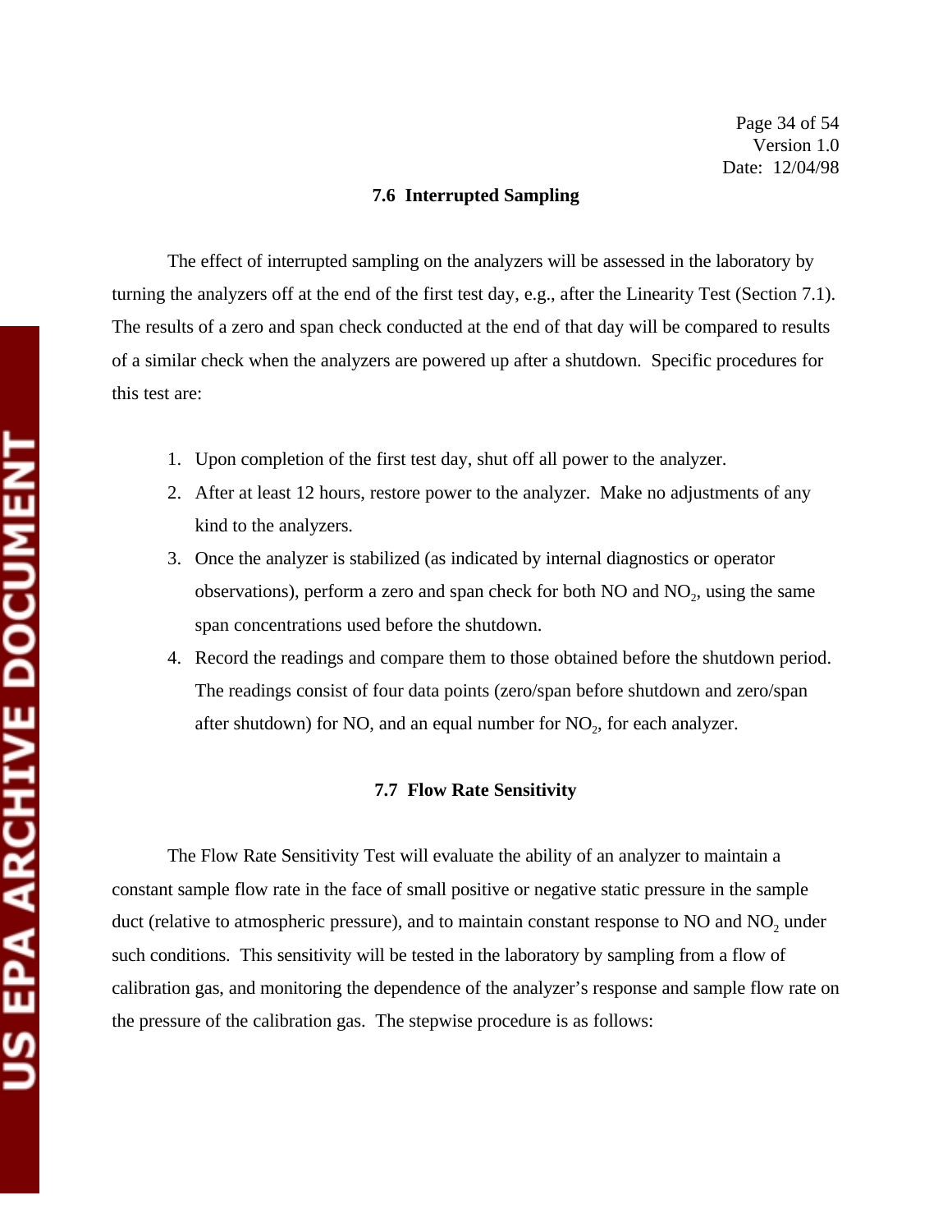### 7.6 Interrupted Sampling

The effect of interrupted sampling on the analyzers will be assessed in the laboratory by turning the analyzers off at the end of the first test day, e.g., after the Linearity Test (Section 7.1). The results of a zero and span check conducted at the end of that day will be compared to results of a similar check when the analyzers are powered up after a shutdown. Specific procedures for this test are:

1. Upon completion of the first test day, shut off all power to the analyzer.
2. After at least 12 hours, restore power to the analyzer. Make no adjustments of any kind to the analyzers.
3. Once the analyzer is stabilized (as indicated by internal diagnostics or operator observations), perform a zero and span check for both NO and $NO_2$, using the same span concentrations used before the shutdown.
4. Record the readings and compare them to those obtained before the shutdown period. The readings consist of four data points (zero/span before shutdown and zero/span after shutdown) for NO, and an equal number for $NO_2$, for each analyzer.

### 7.7 Flow Rate Sensitivity

The Flow Rate Sensitivity Test will evaluate the ability of an analyzer to maintain a constant sample flow rate in the face of small positive or negative static pressure in the sample duct (relative to atmospheric pressure), and to maintain constant response to NO and $NO_2$ under such conditions. This sensitivity will be tested in the laboratory by sampling from a flow of calibration gas, and monitoring the dependence of the analyzer's response and sample flow rate on the pressure of the calibration gas. The stepwise procedure is as follows: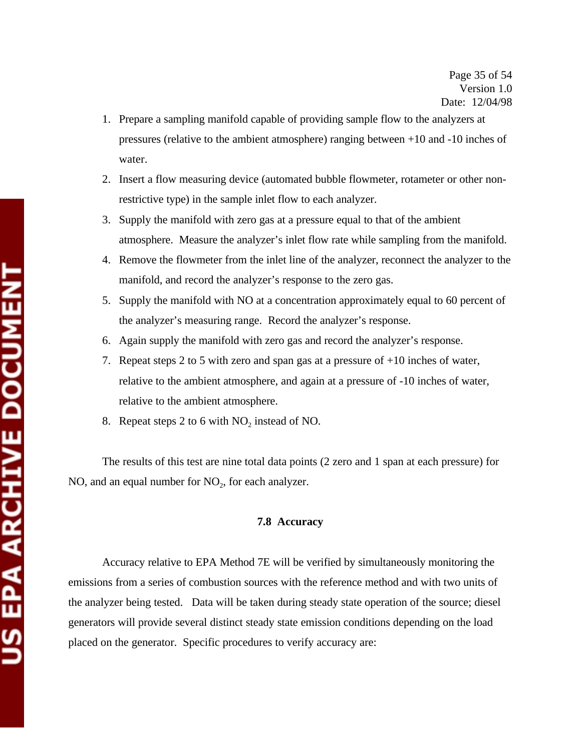1. Prepare a sampling manifold capable of providing sample flow to the analyzers at pressures (relative to the ambient atmosphere) ranging between +10 and -10 inches of water.
2. Insert a flow measuring device (automated bubble flowmeter, rotameter or other non-restrictive type) in the sample inlet flow to each analyzer.
3. Supply the manifold with zero gas at a pressure equal to that of the ambient atmosphere. Measure the analyzer's inlet flow rate while sampling from the manifold.
4. Remove the flowmeter from the inlet line of the analyzer, reconnect the analyzer to the manifold, and record the analyzer's response to the zero gas.
5. Supply the manifold with NO at a concentration approximately equal to 60 percent of the analyzer's measuring range. Record the analyzer's response.
6. Again supply the manifold with zero gas and record the analyzer's response.
7. Repeat steps 2 to 5 with zero and span gas at a pressure of +10 inches of water, relative to the ambient atmosphere, and again at a pressure of -10 inches of water, relative to the ambient atmosphere.
8. Repeat steps 2 to 6 with $NO_2$ instead of NO.

The results of this test are nine total data points (2 zero and 1 span at each pressure) for NO, and an equal number for $NO_2$, for each analyzer.

### 7.8 Accuracy

Accuracy relative to EPA Method 7E will be verified by simultaneously monitoring the emissions from a series of combustion sources with the reference method and with two units of the analyzer being tested. Data will be taken during steady state operation of the source; diesel generators will provide several distinct steady state emission conditions depending on the load placed on the generator. Specific procedures to verify accuracy are: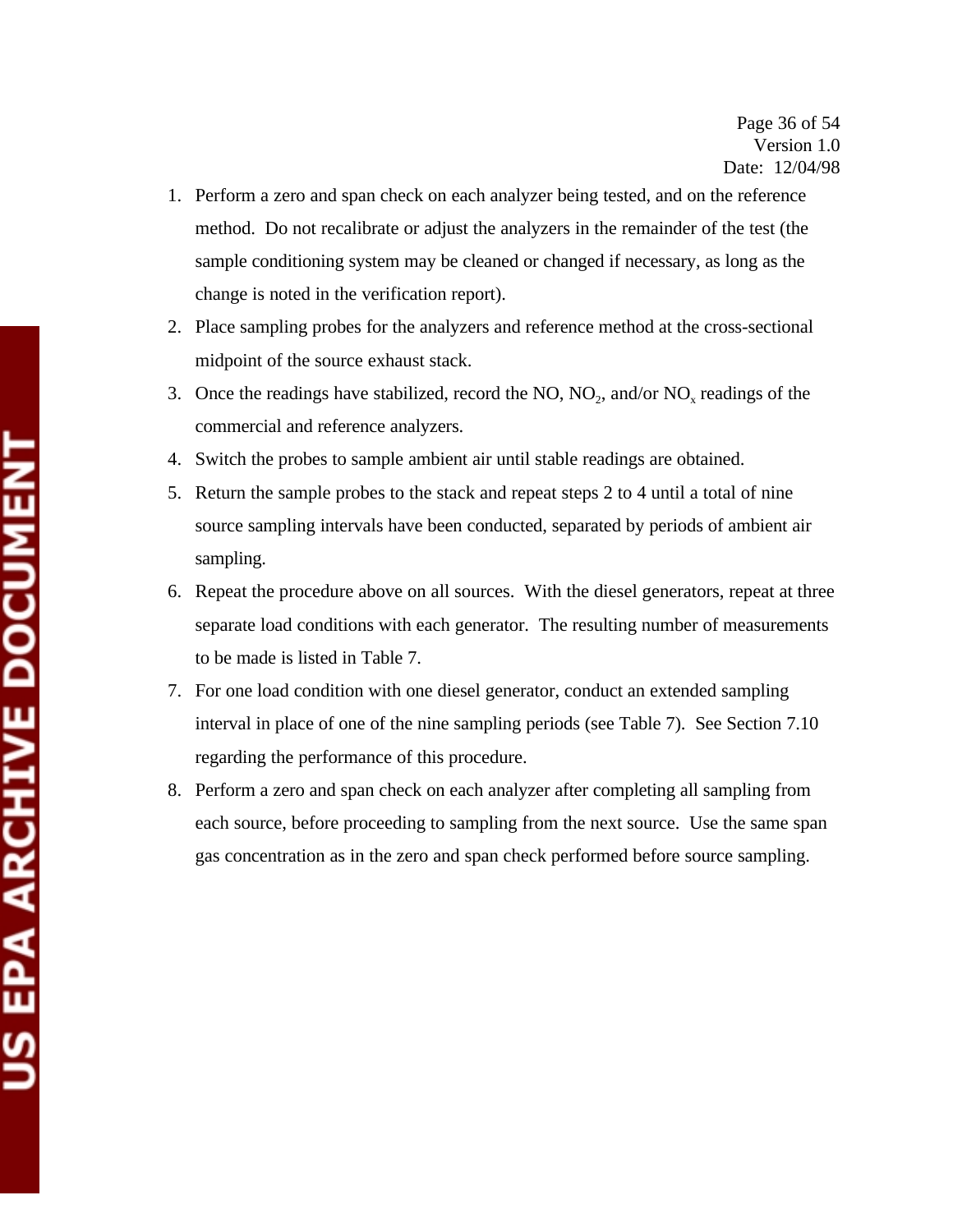1. Perform a zero and span check on each analyzer being tested, and on the reference method. Do not recalibrate or adjust the analyzers in the remainder of the test (the sample conditioning system may be cleaned or changed if necessary, as long as the change is noted in the verification report).
2. Place sampling probes for the analyzers and reference method at the cross-sectional midpoint of the source exhaust stack.
3. Once the readings have stabilized, record the NO, $NO_2$, and/or $NO_x$ readings of the commercial and reference analyzers.
4. Switch the probes to sample ambient air until stable readings are obtained.
5. Return the sample probes to the stack and repeat steps 2 to 4 until a total of nine source sampling intervals have been conducted, separated by periods of ambient air sampling.
6. Repeat the procedure above on all sources. With the diesel generators, repeat at three separate load conditions with each generator. The resulting number of measurements to be made is listed in Table 7.
7. For one load condition with one diesel generator, conduct an extended sampling interval in place of one of the nine sampling periods (see Table 7). See Section 7.10 regarding the performance of this procedure.
8. Perform a zero and span check on each analyzer after completing all sampling from each source, before proceeding to sampling from the next source. Use the same span gas concentration as in the zero and span check performed before source sampling.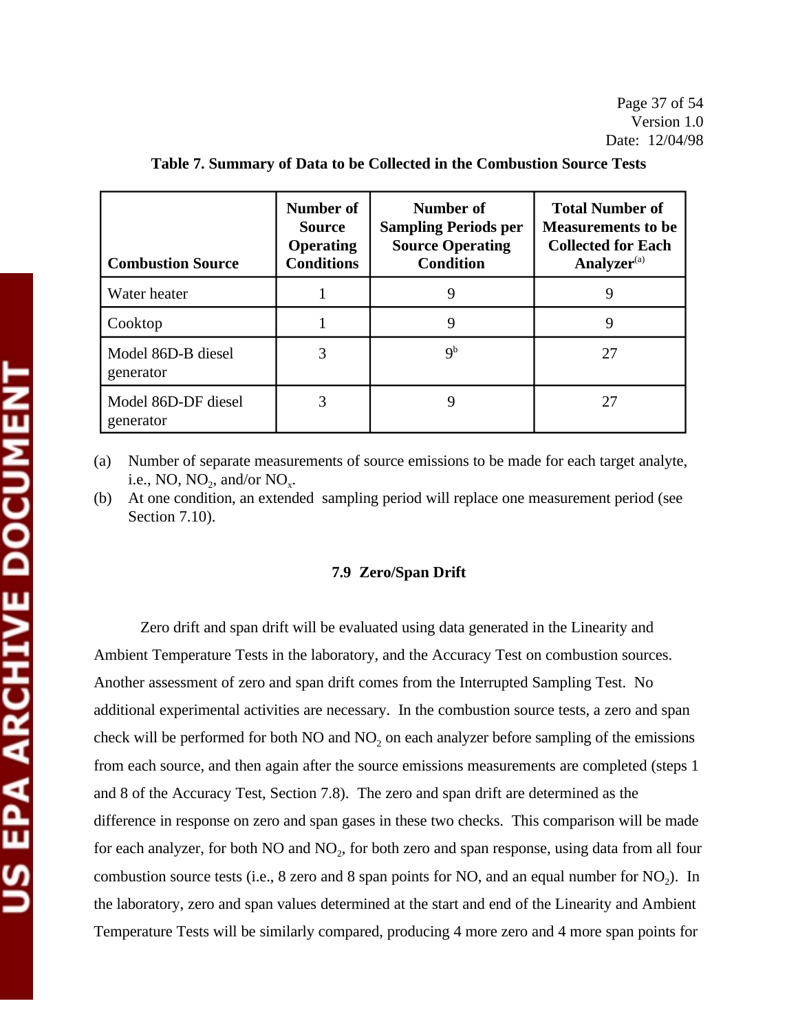**Table 7. Summary of Data to be Collected in the Combustion Source Tests**

| Combustion Source | Number of Source Operating Conditions | Number of Sampling Periods per Source Operating Condition | Total Number of Measurements to be Collected for Each Analyzer[(a)] |
|---|---|---|---|
| Water heater | 1 | 9 | 9 |
| Cooktop | 1 | 9 | 9 |
| Model 86D-B diesel generator | 3 | 9[b] | 27 |
| Model 86D-DF diesel generator | 3 | 9 | 27 |

(a) Number of separate measurements of source emissions to be made for each target analyte, i.e., NO, $NO_2$, and/or $NO_x$.

(b) At one condition, an extended sampling period will replace one measurement period (see Section 7.10).

### 7.9 Zero/Span Drift

Zero drift and span drift will be evaluated using data generated in the Linearity and Ambient Temperature Tests in the laboratory, and the Accuracy Test on combustion sources. Another assessment of zero and span drift comes from the Interrupted Sampling Test. No additional experimental activities are necessary. In the combustion source tests, a zero and span check will be performed for both NO and $NO_2$ on each analyzer before sampling of the emissions from each source, and then again after the source emissions measurements are completed (steps 1 and 8 of the Accuracy Test, Section 7.8). The zero and span drift are determined as the difference in response on zero and span gases in these two checks. This comparison will be made for each analyzer, for both NO and $NO_2$, for both zero and span response, using data from all four combustion source tests (i.e., 8 zero and 8 span points for NO, and an equal number for $NO_2$). In the laboratory, zero and span values determined at the start and end of the Linearity and Ambient Temperature Tests will be similarly compared, producing 4 more zero and 4 more span points for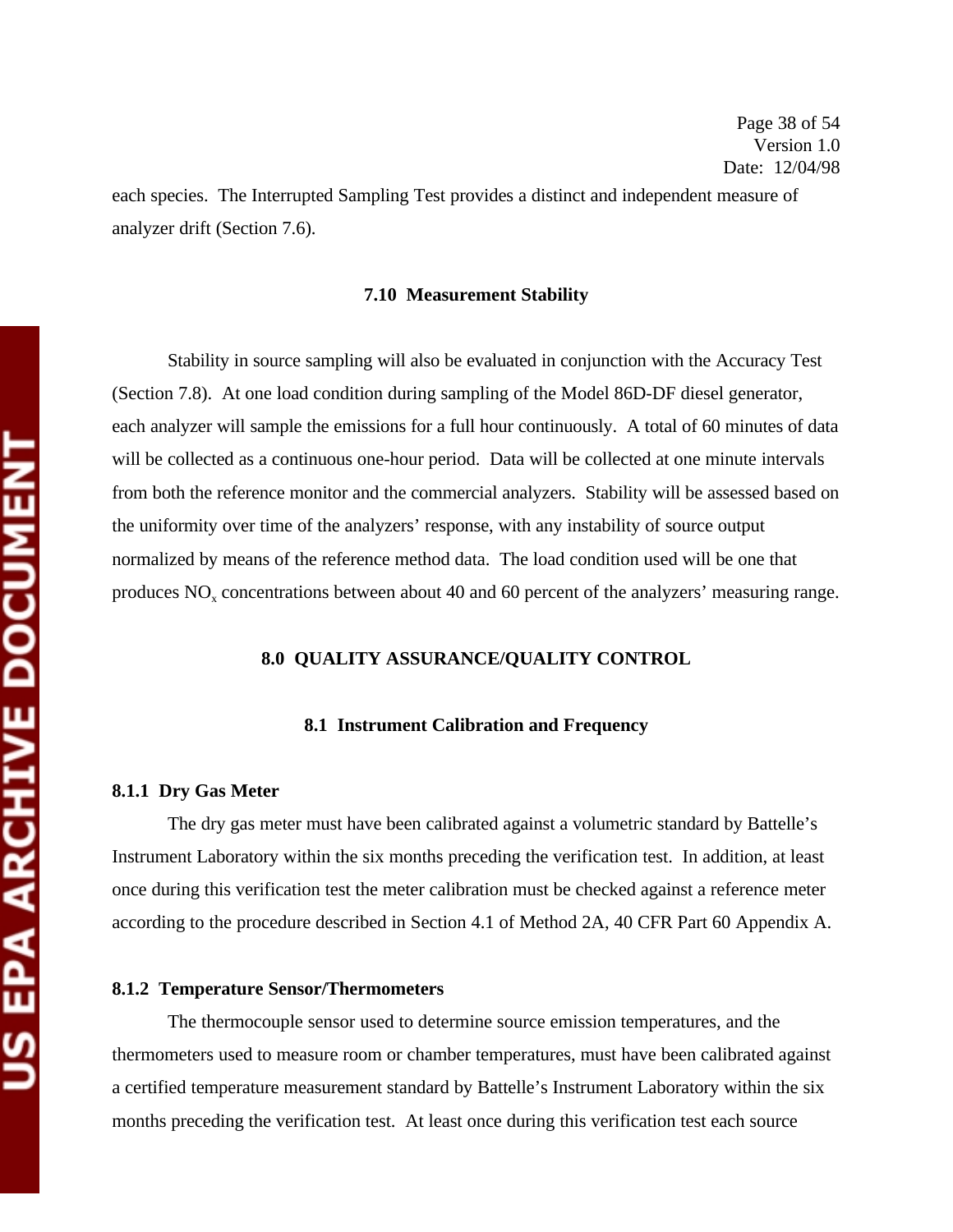each species. The Interrupted Sampling Test provides a distinct and independent measure of analyzer drift (Section 7.6).

### 7.10 Measurement Stability

Stability in source sampling will also be evaluated in conjunction with the Accuracy Test (Section 7.8). At one load condition during sampling of the Model 86D-DF diesel generator, each analyzer will sample the emissions for a full hour continuously. A total of 60 minutes of data will be collected as a continuous one-hour period. Data will be collected at one minute intervals from both the reference monitor and the commercial analyzers. Stability will be assessed based on the uniformity over time of the analyzers' response, with any instability of source output normalized by means of the reference method data. The load condition used will be one that produces $NO_x$ concentrations between about 40 and 60 percent of the analyzers' measuring range.

## 8.0 QUALITY ASSURANCE/QUALITY CONTROL

### 8.1 Instrument Calibration and Frequency

#### 8.1.1 Dry Gas Meter

The dry gas meter must have been calibrated against a volumetric standard by Battelle's Instrument Laboratory within the six months preceding the verification test. In addition, at least once during this verification test the meter calibration must be checked against a reference meter according to the procedure described in Section 4.1 of Method 2A, 40 CFR Part 60 Appendix A.

#### 8.1.2 Temperature Sensor/Thermometers

The thermocouple sensor used to determine source emission temperatures, and the thermometers used to measure room or chamber temperatures, must have been calibrated against a certified temperature measurement standard by Battelle's Instrument Laboratory within the six months preceding the verification test. At least once during this verification test each source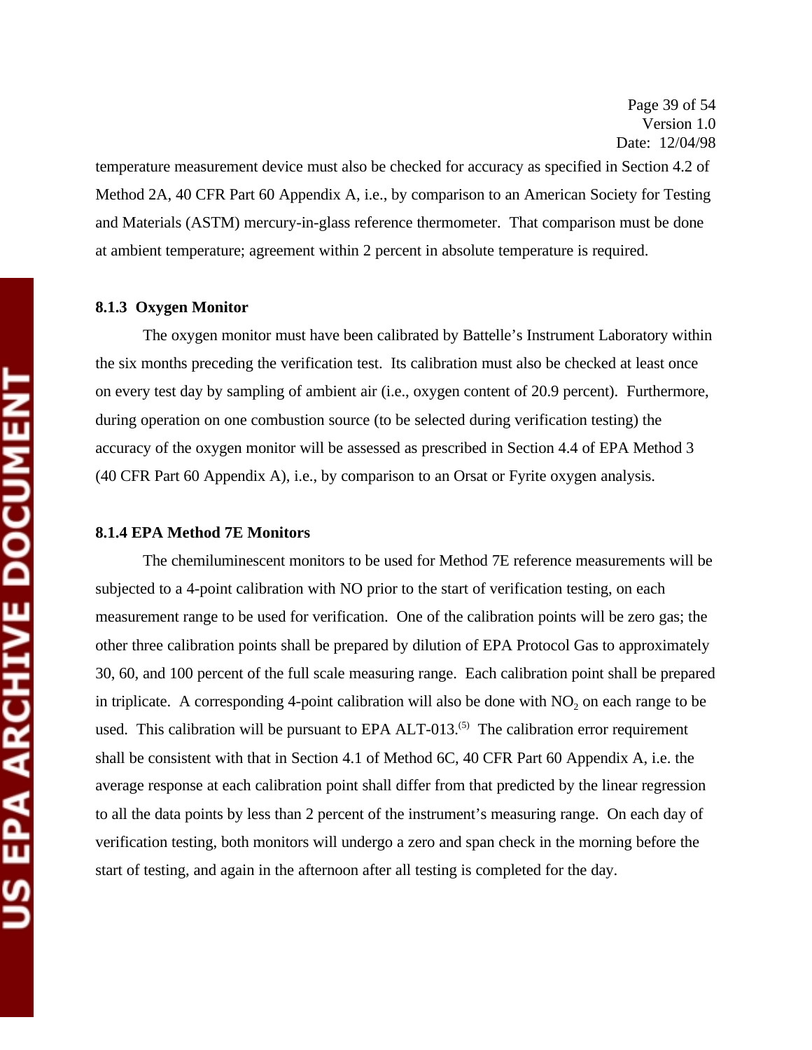temperature measurement device must also be checked for accuracy as specified in Section 4.2 of Method 2A, 40 CFR Part 60 Appendix A, i.e., by comparison to an American Society for Testing and Materials (ASTM) mercury-in-glass reference thermometer. That comparison must be done at ambient temperature; agreement within 2 percent in absolute temperature is required.

### 8.1.3 Oxygen Monitor

The oxygen monitor must have been calibrated by Battelle's Instrument Laboratory within the six months preceding the verification test. Its calibration must also be checked at least once on every test day by sampling of ambient air (i.e., oxygen content of 20.9 percent). Furthermore, during operation on one combustion source (to be selected during verification testing) the accuracy of the oxygen monitor will be assessed as prescribed in Section 4.4 of EPA Method 3 (40 CFR Part 60 Appendix A), i.e., by comparison to an Orsat or Fyrite oxygen analysis.

### 8.1.4 EPA Method 7E Monitors

The chemiluminescent monitors to be used for Method 7E reference measurements will be subjected to a 4-point calibration with NO prior to the start of verification testing, on each measurement range to be used for verification. One of the calibration points will be zero gas; the other three calibration points shall be prepared by dilution of EPA Protocol Gas to approximately 30, 60, and 100 percent of the full scale measuring range. Each calibration point shall be prepared in triplicate. A corresponding 4-point calibration will also be done with $NO_2$ on each range to be used. This calibration will be pursuant to EPA ALT-013.[5] The calibration error requirement shall be consistent with that in Section 4.1 of Method 6C, 40 CFR Part 60 Appendix A, i.e. the average response at each calibration point shall differ from that predicted by the linear regression to all the data points by less than 2 percent of the instrument's measuring range. On each day of verification testing, both monitors will undergo a zero and span check in the morning before the start of testing, and again in the afternoon after all testing is completed for the day.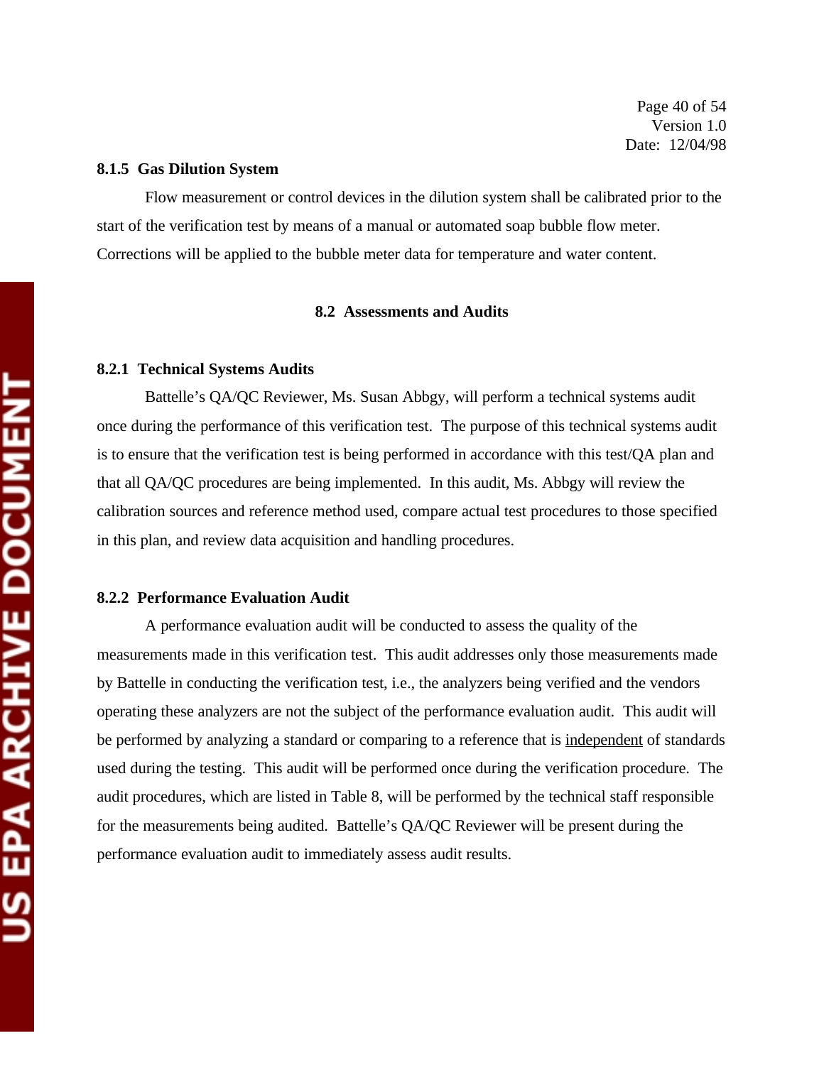### 8.1.5 Gas Dilution System

Flow measurement or control devices in the dilution system shall be calibrated prior to the start of the verification test by means of a manual or automated soap bubble flow meter. Corrections will be applied to the bubble meter data for temperature and water content.

## 8.2 Assessments and Audits

### 8.2.1 Technical Systems Audits

Battelle's QA/QC Reviewer, Ms. Susan Abbgy, will perform a technical systems audit once during the performance of this verification test. The purpose of this technical systems audit is to ensure that the verification test is being performed in accordance with this test/QA plan and that all QA/QC procedures are being implemented. In this audit, Ms. Abbgy will review the calibration sources and reference method used, compare actual test procedures to those specified in this plan, and review data acquisition and handling procedures.

### 8.2.2 Performance Evaluation Audit

A performance evaluation audit will be conducted to assess the quality of the measurements made in this verification test. This audit addresses only those measurements made by Battelle in conducting the verification test, i.e., the analyzers being verified and the vendors operating these analyzers are not the subject of the performance evaluation audit. This audit will be performed by analyzing a standard or comparing to a reference that is <u>independent</u> of standards used during the testing. This audit will be performed once during the verification procedure. The audit procedures, which are listed in Table 8, will be performed by the technical staff responsible for the measurements being audited. Battelle's QA/QC Reviewer will be present during the performance evaluation audit to immediately assess audit results.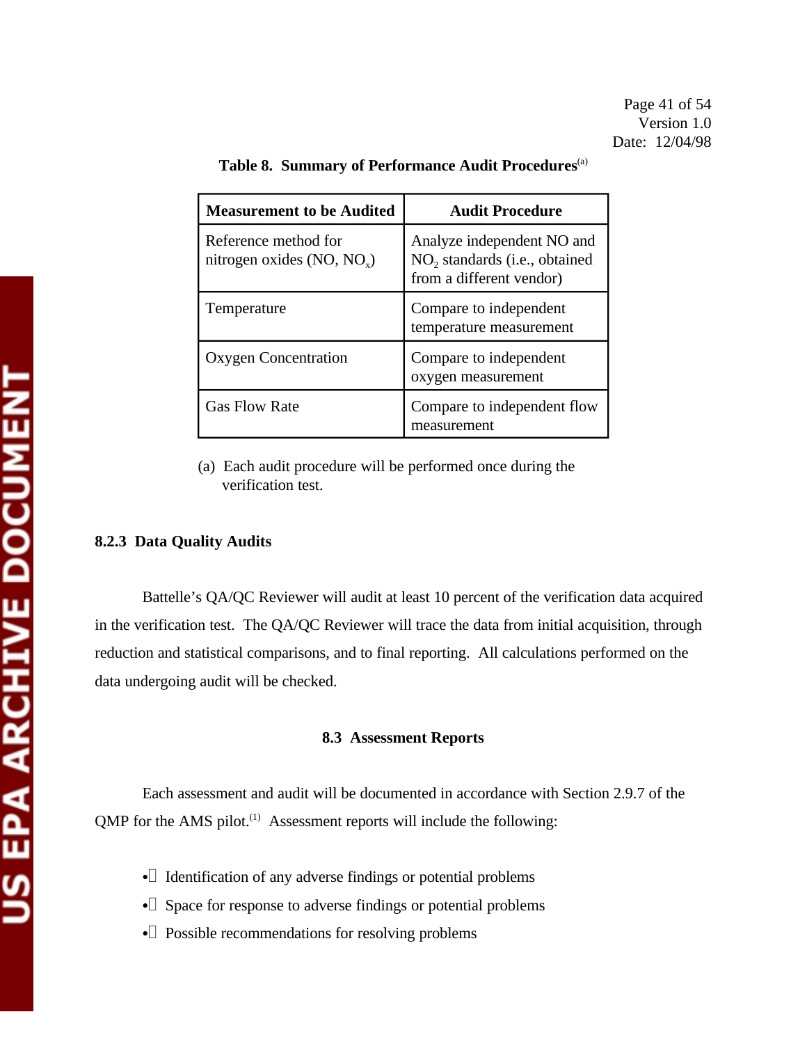**Table 8. Summary of Performance Audit Procedures**[a]

| Measurement to be Audited | Audit Procedure |
|---|---|
| Reference method for nitrogen oxides (NO, $NO_x$) | Analyze independent NO and $NO_2$ standards (i.e., obtained from a different vendor) |
| Temperature | Compare to independent temperature measurement |
| Oxygen Concentration | Compare to independent oxygen measurement |
| Gas Flow Rate | Compare to independent flow measurement |

(a) Each audit procedure will be performed once during the verification test.

### 8.2.3 Data Quality Audits

Battelle's QA/QC Reviewer will audit at least 10 percent of the verification data acquired in the verification test. The QA/QC Reviewer will trace the data from initial acquisition, through reduction and statistical comparisons, and to final reporting. All calculations performed on the data undergoing audit will be checked.

## 8.3 Assessment Reports

Each assessment and audit will be documented in accordance with Section 2.9.7 of the QMP for the AMS pilot.[1] Assessment reports will include the following:

- Identification of any adverse findings or potential problems
- Space for response to adverse findings or potential problems
- Possible recommendations for resolving problems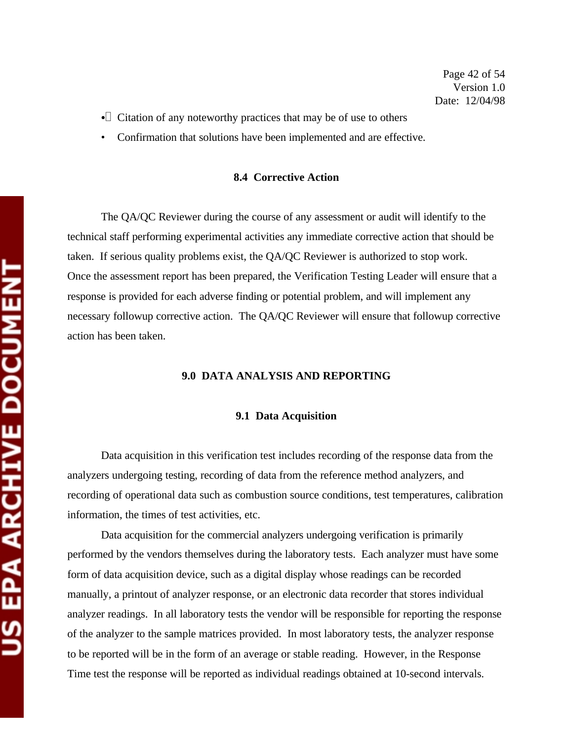- Citation of any noteworthy practices that may be of use to others
- Confirmation that solutions have been implemented and are effective.

### 8.4 Corrective Action

The QA/QC Reviewer during the course of any assessment or audit will identify to the technical staff performing experimental activities any immediate corrective action that should be taken. If serious quality problems exist, the QA/QC Reviewer is authorized to stop work. Once the assessment report has been prepared, the Verification Testing Leader will ensure that a response is provided for each adverse finding or potential problem, and will implement any necessary followup corrective action. The QA/QC Reviewer will ensure that followup corrective action has been taken.

## 9.0 DATA ANALYSIS AND REPORTING

### 9.1 Data Acquisition

Data acquisition in this verification test includes recording of the response data from the analyzers undergoing testing, recording of data from the reference method analyzers, and recording of operational data such as combustion source conditions, test temperatures, calibration information, the times of test activities, etc.

Data acquisition for the commercial analyzers undergoing verification is primarily performed by the vendors themselves during the laboratory tests. Each analyzer must have some form of data acquisition device, such as a digital display whose readings can be recorded manually, a printout of analyzer response, or an electronic data recorder that stores individual analyzer readings. In all laboratory tests the vendor will be responsible for reporting the response of the analyzer to the sample matrices provided. In most laboratory tests, the analyzer response to be reported will be in the form of an average or stable reading. However, in the Response Time test the response will be reported as individual readings obtained at 10-second intervals.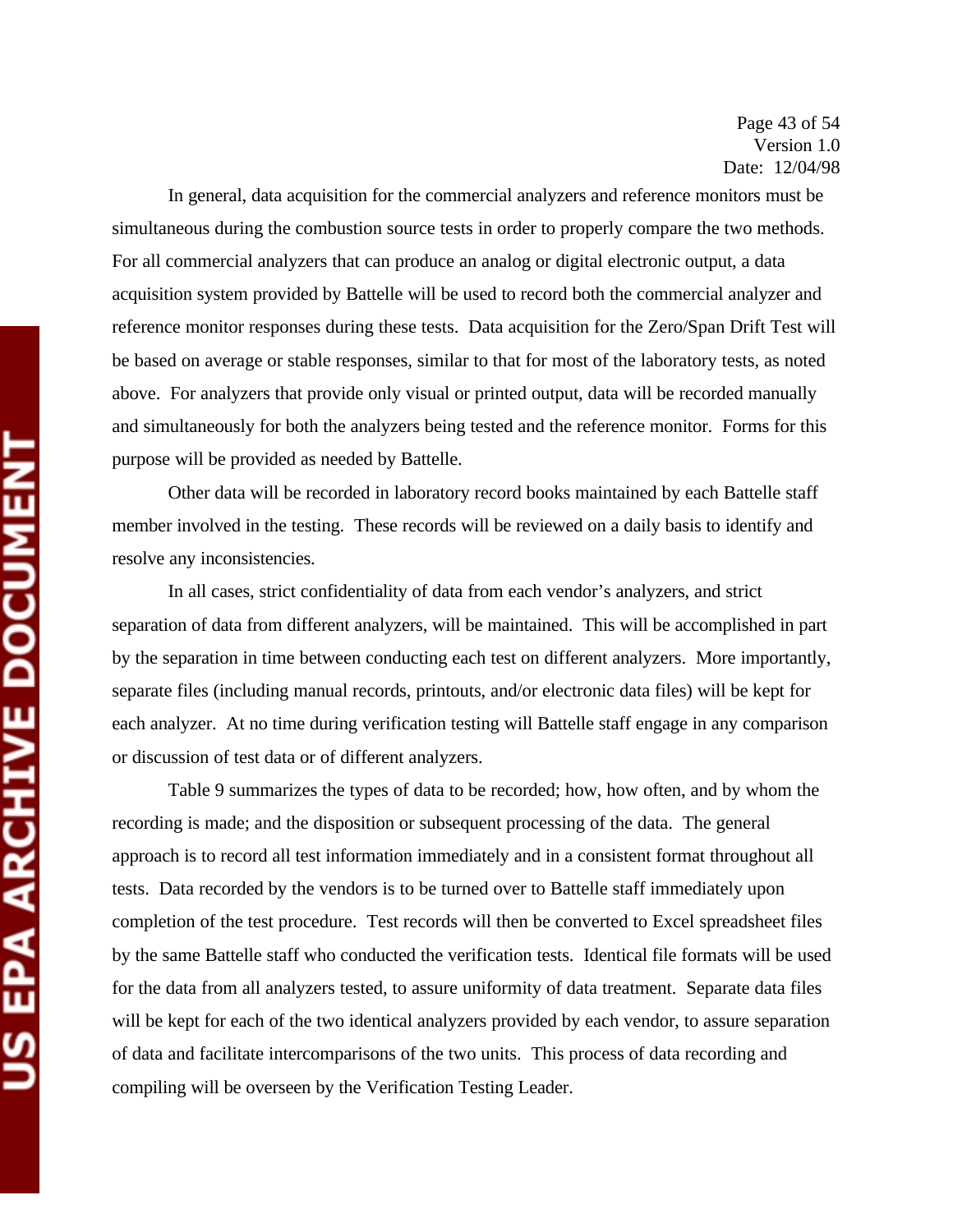In general, data acquisition for the commercial analyzers and reference monitors must be simultaneous during the combustion source tests in order to properly compare the two methods. For all commercial analyzers that can produce an analog or digital electronic output, a data acquisition system provided by Battelle will be used to record both the commercial analyzer and reference monitor responses during these tests. Data acquisition for the Zero/Span Drift Test will be based on average or stable responses, similar to that for most of the laboratory tests, as noted above. For analyzers that provide only visual or printed output, data will be recorded manually and simultaneously for both the analyzers being tested and the reference monitor. Forms for this purpose will be provided as needed by Battelle.

Other data will be recorded in laboratory record books maintained by each Battelle staff member involved in the testing. These records will be reviewed on a daily basis to identify and resolve any inconsistencies.

In all cases, strict confidentiality of data from each vendor's analyzers, and strict separation of data from different analyzers, will be maintained. This will be accomplished in part by the separation in time between conducting each test on different analyzers. More importantly, separate files (including manual records, printouts, and/or electronic data files) will be kept for each analyzer. At no time during verification testing will Battelle staff engage in any comparison or discussion of test data or of different analyzers.

Table 9 summarizes the types of data to be recorded; how, how often, and by whom the recording is made; and the disposition or subsequent processing of the data. The general approach is to record all test information immediately and in a consistent format throughout all tests. Data recorded by the vendors is to be turned over to Battelle staff immediately upon completion of the test procedure. Test records will then be converted to Excel spreadsheet files by the same Battelle staff who conducted the verification tests. Identical file formats will be used for the data from all analyzers tested, to assure uniformity of data treatment. Separate data files will be kept for each of the two identical analyzers provided by each vendor, to assure separation of data and facilitate intercomparisons of the two units. This process of data recording and compiling will be overseen by the Verification Testing Leader.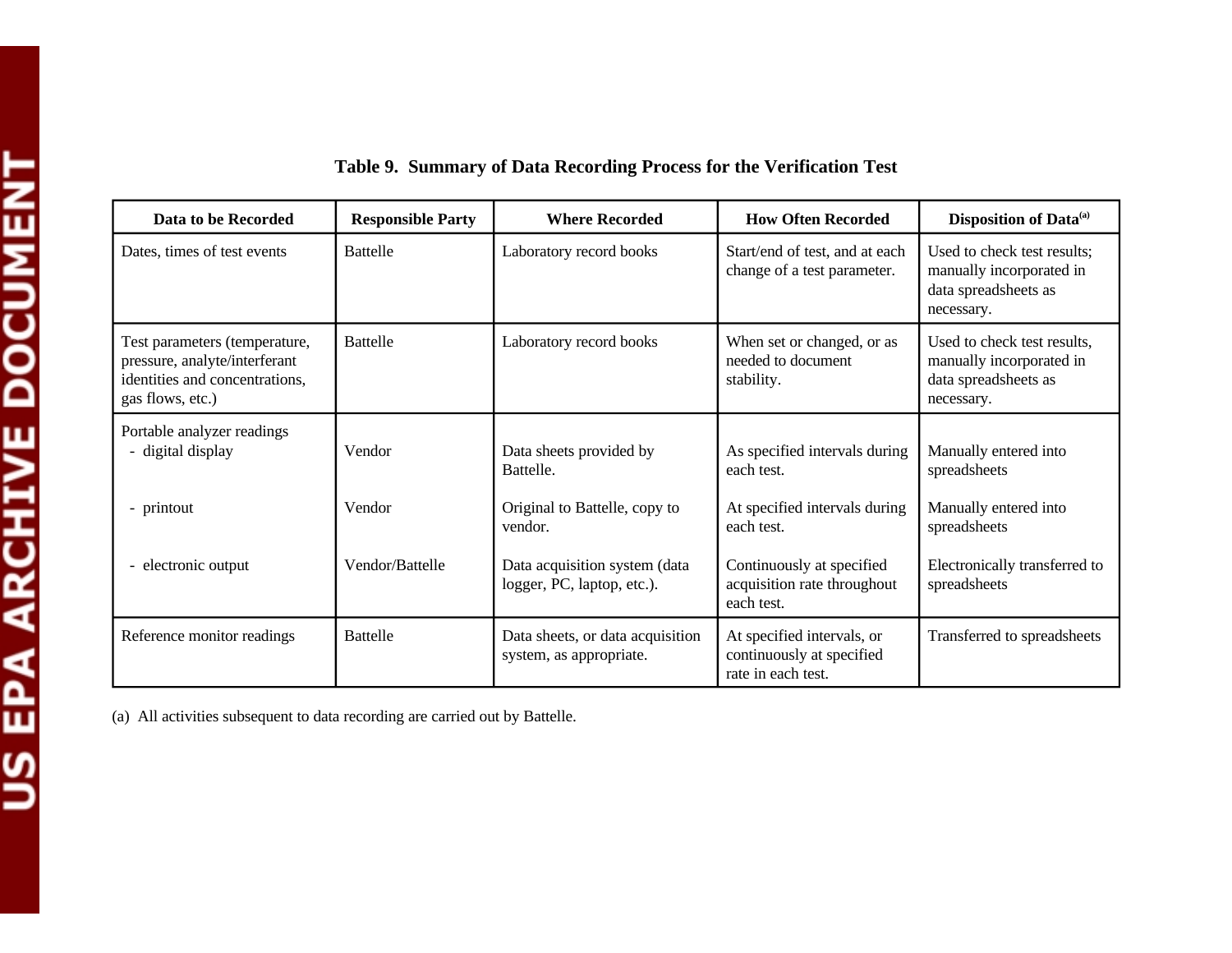**Table 9. Summary of Data Recording Process for the Verification Test**

| Data to be Recorded | Responsible Party | Where Recorded | How Often Recorded | Disposition of Data[a] |
|---|---|---|---|---|
| Dates, times of test events | Battelle | Laboratory record books | Start/end of test, and at each change of a test parameter. | Used to check test results; manually incorporated in data spreadsheets as necessary. |
| Test parameters (temperature, pressure, analyte/interferant identities and concentrations, gas flows, etc.) | Battelle | Laboratory record books | When set or changed, or as needed to document stability. | Used to check test results, manually incorporated in data spreadsheets as necessary. |
| Portable analyzer readings | | | | |
| - digital display | Vendor | Data sheets provided by Battelle. | As specified intervals during each test. | Manually entered into spreadsheets |
| - printout | Vendor | Original to Battelle, copy to vendor. | At specified intervals during each test. | Manually entered into spreadsheets |
| - electronic output | Vendor/Battelle | Data acquisition system (data logger, PC, laptop, etc.). | Continuously at specified acquisition rate throughout each test. | Electronically transferred to spreadsheets |
| Reference monitor readings | Battelle | Data sheets, or data acquisition system, as appropriate. | At specified intervals, or continuously at specified rate in each test. | Transferred to spreadsheets |

(a) All activities subsequent to data recording are carried out by Battelle.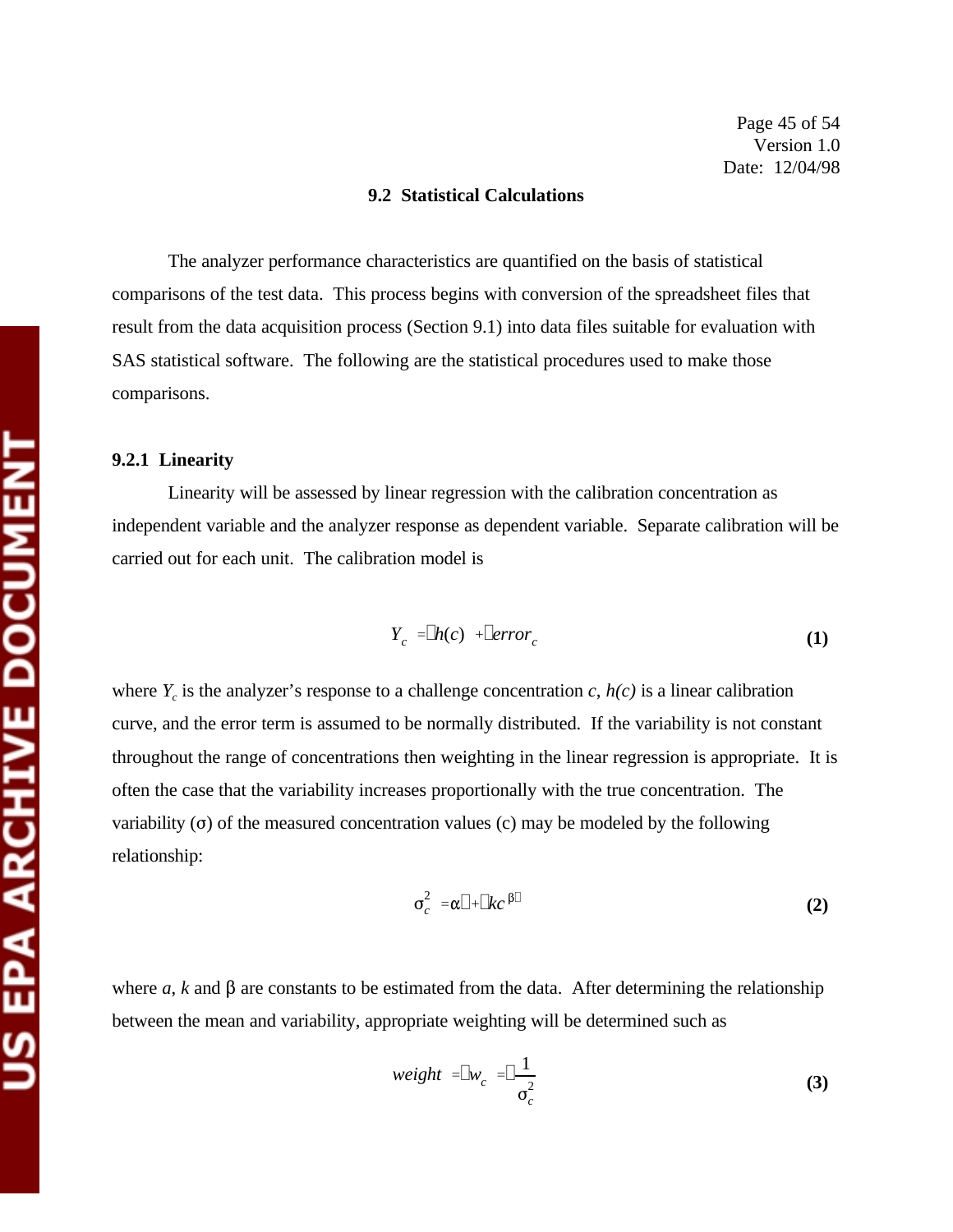### 9.2 Statistical Calculations

The analyzer performance characteristics are quantified on the basis of statistical comparisons of the test data. This process begins with conversion of the spreadsheet files that result from the data acquisition process (Section 9.1) into data files suitable for evaluation with SAS statistical software. The following are the statistical procedures used to make those comparisons.

#### 9.2.1 Linearity

Linearity will be assessed by linear regression with the calibration concentration as independent variable and the analyzer response as dependent variable. Separate calibration will be carried out for each unit. The calibration model is

$$Y_c = h(c) + error_c \tag{1}$$

where $Y_c$ is the analyzer's response to a challenge concentration $c$, $h(c)$ is a linear calibration curve, and the error term is assumed to be normally distributed. If the variability is not constant throughout the range of concentrations then weighting in the linear regression is appropriate. It is often the case that the variability increases proportionally with the true concentration. The variability ($\sigma$) of the measured concentration values (c) may be modeled by the following relationship:

$$\sigma_c^2 = \alpha + kc^{\beta} \tag{2}$$

where $a$, $k$ and $\beta$ are constants to be estimated from the data. After determining the relationship between the mean and variability, appropriate weighting will be determined such as

$$weight = w_c = \frac{1}{\sigma_c^2} \tag{3}$$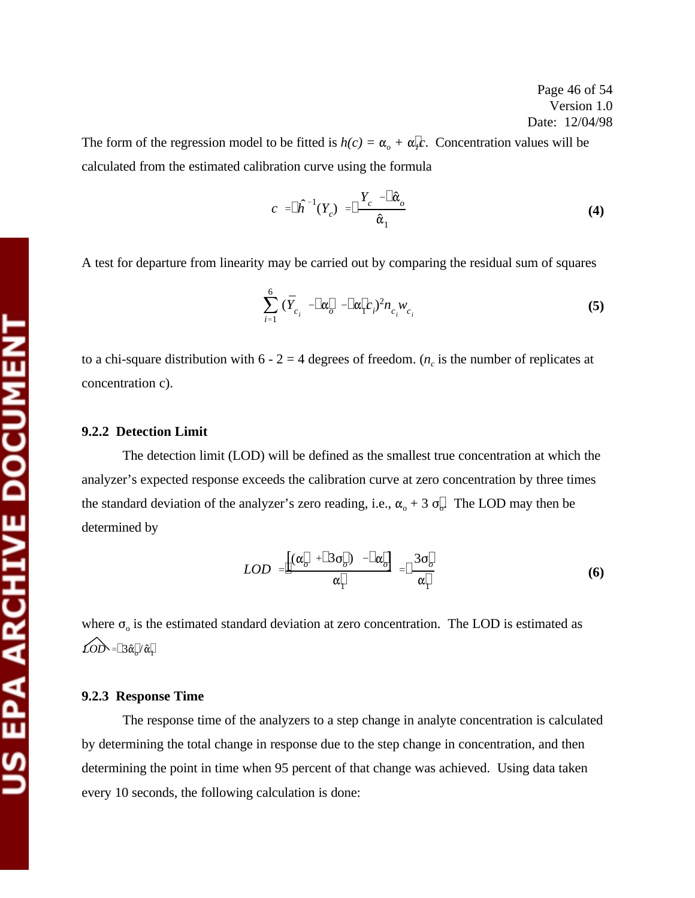The form of the regression model to be fitted is $h(c) = \alpha_o + \alpha_1 c$. Concentration values will be calculated from the estimated calibration curve using the formula

$$c = \hat{h}^{-1}(Y_c) = \frac{Y_c - \hat{\alpha}_o}{\hat{\alpha}_1} \tag{4}$$

A test for departure from linearity may be carried out by comparing the residual sum of squares

$$\sum_{i=1}^{6} (\bar{Y}_{c_i} - \alpha_o - \alpha_1 c_i)^2 n_{c_i} w_{c_i} \tag{5}$$

to a chi-square distribution with 6 - 2 = 4 degrees of freedom. ($n_c$ is the number of replicates at concentration c).

### 9.2.2 Detection Limit

The detection limit (LOD) will be defined as the smallest true concentration at which the analyzer's expected response exceeds the calibration curve at zero concentration by three times the standard deviation of the analyzer's zero reading, i.e., $\alpha_o + 3\,\sigma_o$. The LOD may then be determined by

$$LOD = \frac{[(\alpha_o + 3\sigma_o) - \alpha_o]}{\alpha_1} = \frac{3\sigma_o}{\alpha_1} \tag{6}$$

where $\sigma_o$ is the estimated standard deviation at zero concentration. The LOD is estimated as $\widehat{LOD} = 3\hat{\alpha}_o / \hat{\alpha}_1$

### 9.2.3 Response Time

The response time of the analyzers to a step change in analyte concentration is calculated by determining the total change in response due to the step change in concentration, and then determining the point in time when 95 percent of that change was achieved. Using data taken every 10 seconds, the following calculation is done: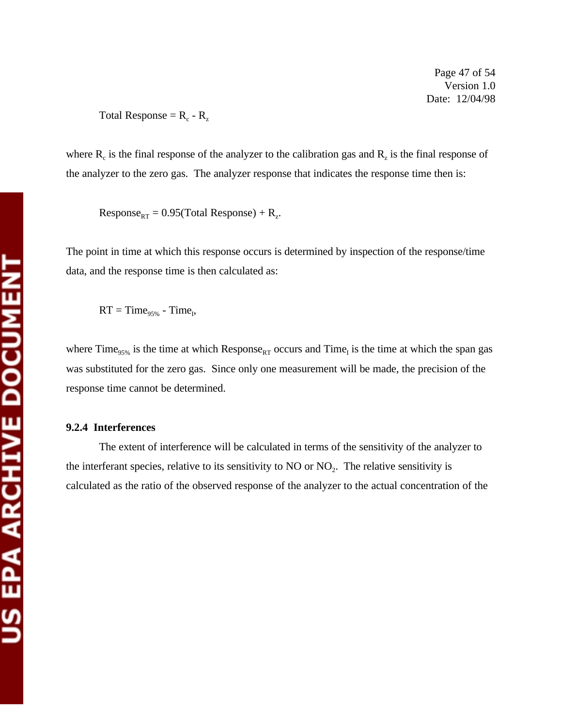$$\text{Total Response} = R_c - R_z$$

where $R_c$ is the final response of the analyzer to the calibration gas and $R_z$ is the final response of the analyzer to the zero gas. The analyzer response that indicates the response time then is:

$$\text{Response}_{RT} = 0.95(\text{Total Response}) + R_z.$$

The point in time at which this response occurs is determined by inspection of the response/time data, and the response time is then calculated as:

$$RT = \text{Time}_{95\%} - \text{Time}_I,$$

where $\text{Time}_{95\%}$ is the time at which $\text{Response}_{RT}$ occurs and $\text{Time}_I$ is the time at which the span gas was substituted for the zero gas. Since only one measurement will be made, the precision of the response time cannot be determined.

### 9.2.4 Interferences

The extent of interference will be calculated in terms of the sensitivity of the analyzer to the interferant species, relative to its sensitivity to NO or $NO_2$. The relative sensitivity is calculated as the ratio of the observed response of the analyzer to the actual concentration of the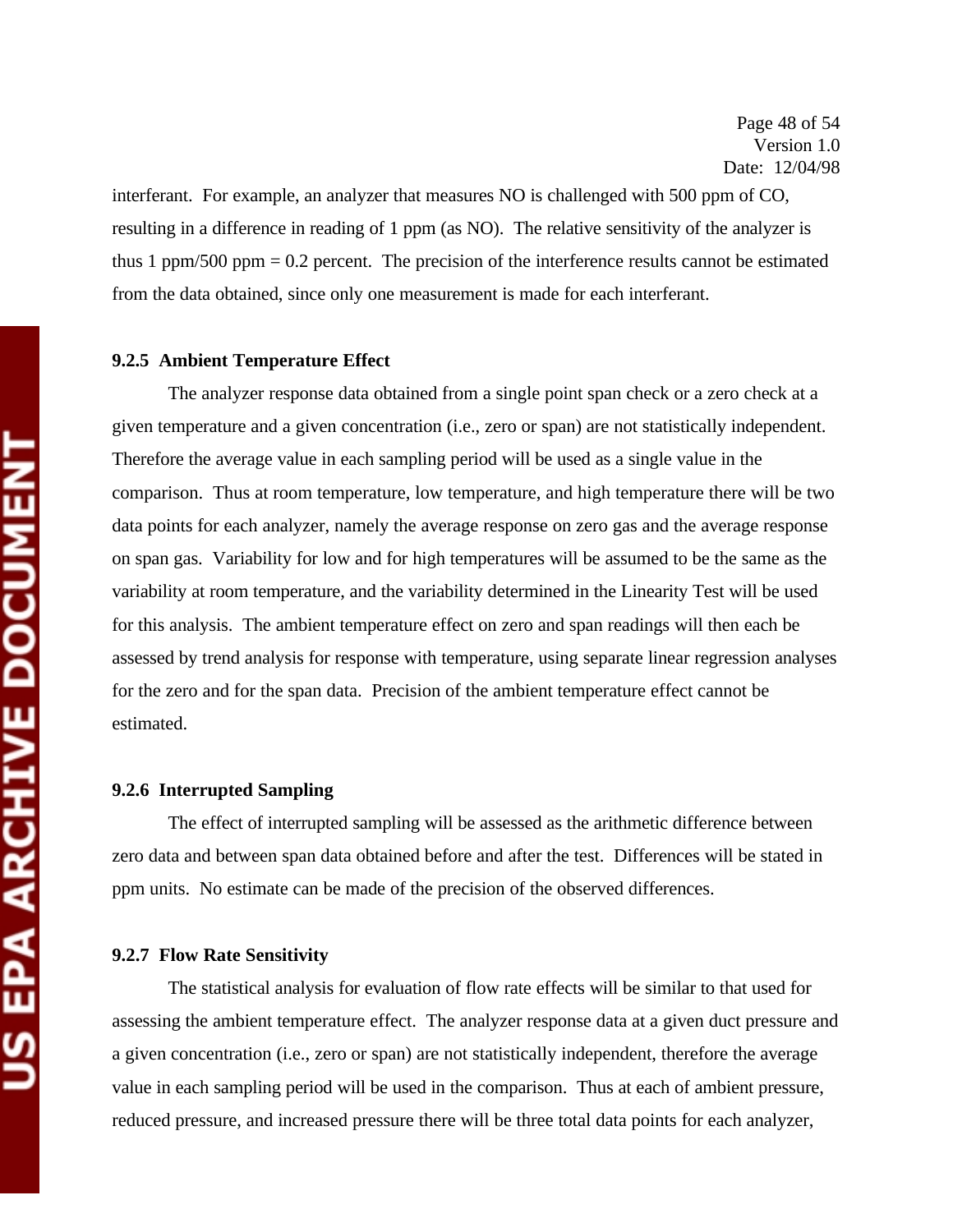interferant. For example, an analyzer that measures NO is challenged with 500 ppm of CO, resulting in a difference in reading of 1 ppm (as NO). The relative sensitivity of the analyzer is thus 1 ppm/500 ppm = 0.2 percent. The precision of the interference results cannot be estimated from the data obtained, since only one measurement is made for each interferant.

### 9.2.5 Ambient Temperature Effect

The analyzer response data obtained from a single point span check or a zero check at a given temperature and a given concentration (i.e., zero or span) are not statistically independent. Therefore the average value in each sampling period will be used as a single value in the comparison. Thus at room temperature, low temperature, and high temperature there will be two data points for each analyzer, namely the average response on zero gas and the average response on span gas. Variability for low and for high temperatures will be assumed to be the same as the variability at room temperature, and the variability determined in the Linearity Test will be used for this analysis. The ambient temperature effect on zero and span readings will then each be assessed by trend analysis for response with temperature, using separate linear regression analyses for the zero and for the span data. Precision of the ambient temperature effect cannot be estimated.

### 9.2.6 Interrupted Sampling

The effect of interrupted sampling will be assessed as the arithmetic difference between zero data and between span data obtained before and after the test. Differences will be stated in ppm units. No estimate can be made of the precision of the observed differences.

### 9.2.7 Flow Rate Sensitivity

The statistical analysis for evaluation of flow rate effects will be similar to that used for assessing the ambient temperature effect. The analyzer response data at a given duct pressure and a given concentration (i.e., zero or span) are not statistically independent, therefore the average value in each sampling period will be used in the comparison. Thus at each of ambient pressure, reduced pressure, and increased pressure there will be three total data points for each analyzer,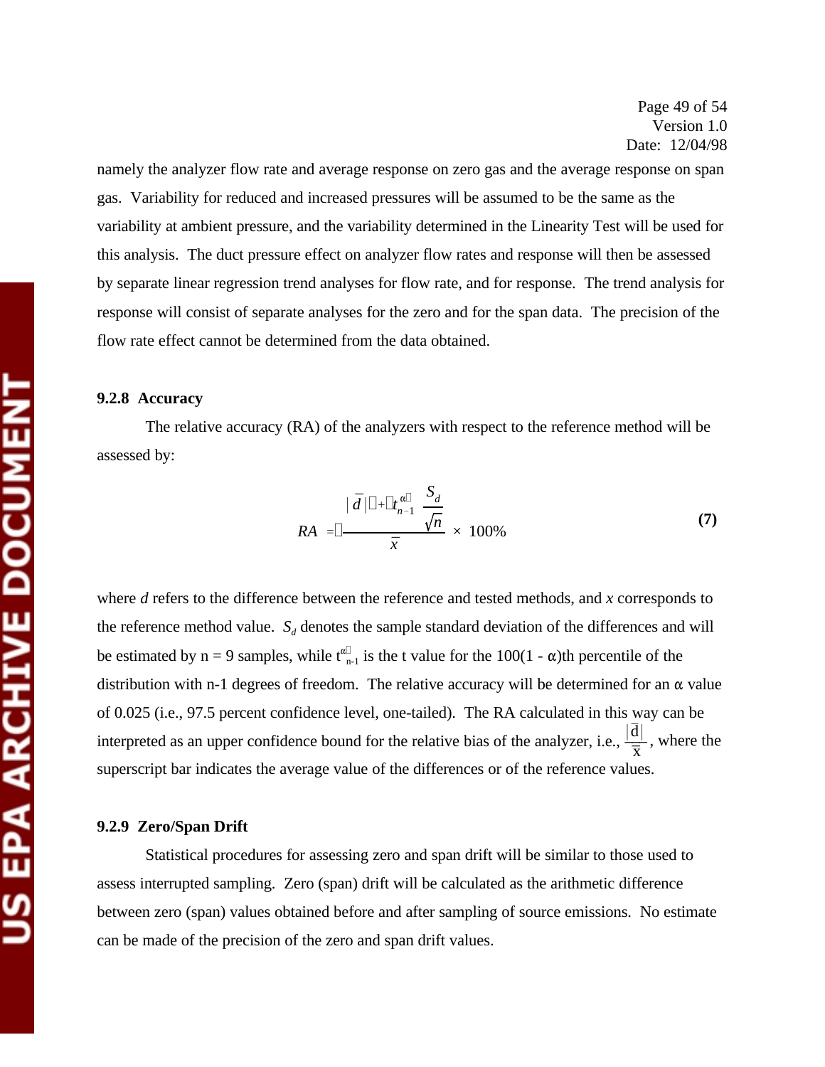namely the analyzer flow rate and average response on zero gas and the average response on span gas. Variability for reduced and increased pressures will be assumed to be the same as the variability at ambient pressure, and the variability determined in the Linearity Test will be used for this analysis. The duct pressure effect on analyzer flow rates and response will then be assessed by separate linear regression trend analyses for flow rate, and for response. The trend analysis for response will consist of separate analyses for the zero and for the span data. The precision of the flow rate effect cannot be determined from the data obtained.

### 9.2.8 Accuracy

The relative accuracy (RA) of the analyzers with respect to the reference method will be assessed by:

$$RA = \frac{|\bar{d}| + t^{\alpha}_{n-1} \frac{S_d}{\sqrt{n}}}{\bar{x}} \times 100\% \tag{7}$$

where $d$ refers to the difference between the reference and tested methods, and $x$ corresponds to the reference method value. $S_d$ denotes the sample standard deviation of the differences and will be estimated by n = 9 samples, while $t^{\alpha}_{n-1}$ is the t value for the $100(1 - \alpha)$th percentile of the distribution with n-1 degrees of freedom. The relative accuracy will be determined for an $\alpha$ value of 0.025 (i.e., 97.5 percent confidence level, one-tailed). The RA calculated in this way can be interpreted as an upper confidence bound for the relative bias of the analyzer, i.e., $\frac{|\bar{d}|}{\bar{x}}$, where the superscript bar indicates the average value of the differences or of the reference values.

### 9.2.9 Zero/Span Drift

Statistical procedures for assessing zero and span drift will be similar to those used to assess interrupted sampling. Zero (span) drift will be calculated as the arithmetic difference between zero (span) values obtained before and after sampling of source emissions. No estimate can be made of the precision of the zero and span drift values.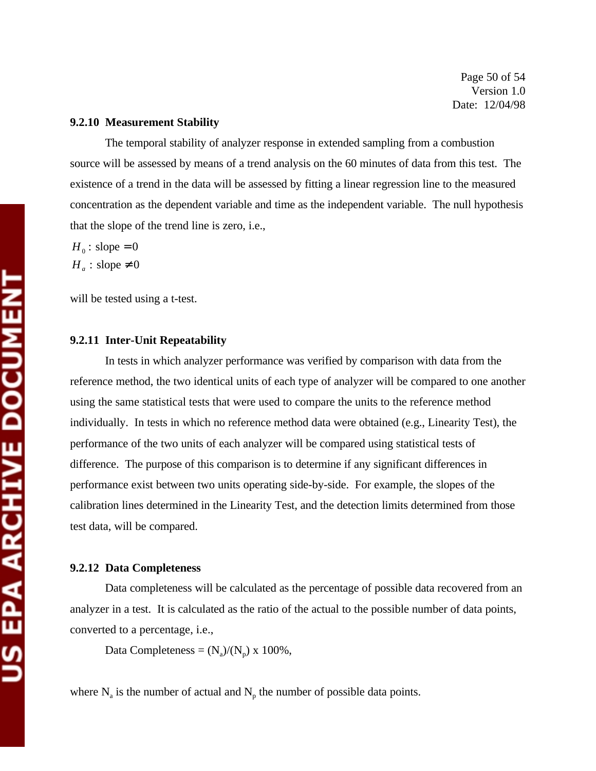### 9.2.10 Measurement Stability

The temporal stability of analyzer response in extended sampling from a combustion source will be assessed by means of a trend analysis on the 60 minutes of data from this test. The existence of a trend in the data will be assessed by fitting a linear regression line to the measured concentration as the dependent variable and time as the independent variable. The null hypothesis that the slope of the trend line is zero, i.e.,

$H_0$ : slope $= 0$

$H_a$ : slope $\neq 0$

will be tested using a t-test.

### 9.2.11 Inter-Unit Repeatability

In tests in which analyzer performance was verified by comparison with data from the reference method, the two identical units of each type of analyzer will be compared to one another using the same statistical tests that were used to compare the units to the reference method individually. In tests in which no reference method data were obtained (e.g., Linearity Test), the performance of the two units of each analyzer will be compared using statistical tests of difference. The purpose of this comparison is to determine if any significant differences in performance exist between two units operating side-by-side. For example, the slopes of the calibration lines determined in the Linearity Test, and the detection limits determined from those test data, will be compared.

### 9.2.12 Data Completeness

Data completeness will be calculated as the percentage of possible data recovered from an analyzer in a test. It is calculated as the ratio of the actual to the possible number of data points, converted to a percentage, i.e.,

$$\text{Data Completeness} = (N_a)/(N_p) \times 100\%,$$

where $N_a$ is the number of actual and $N_p$ the number of possible data points.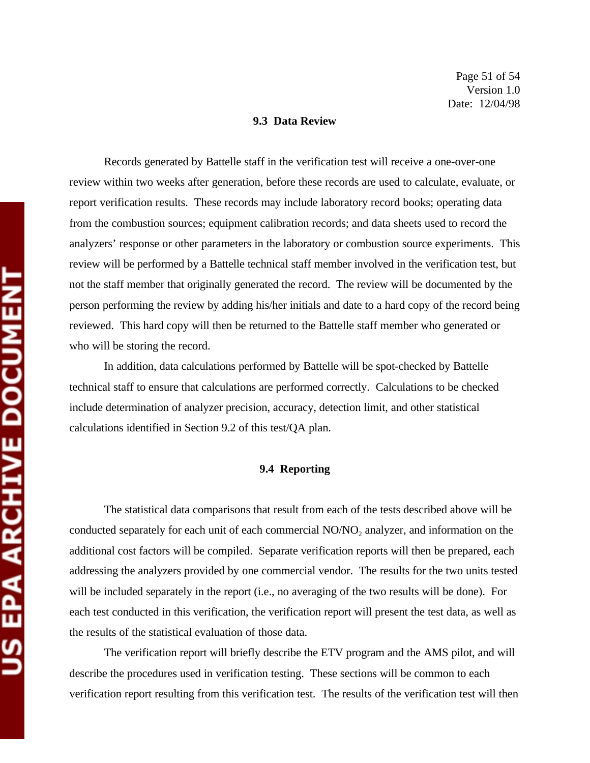### 9.3 Data Review

Records generated by Battelle staff in the verification test will receive a one-over-one review within two weeks after generation, before these records are used to calculate, evaluate, or report verification results. These records may include laboratory record books; operating data from the combustion sources; equipment calibration records; and data sheets used to record the analyzers' response or other parameters in the laboratory or combustion source experiments. This review will be performed by a Battelle technical staff member involved in the verification test, but not the staff member that originally generated the record. The review will be documented by the person performing the review by adding his/her initials and date to a hard copy of the record being reviewed. This hard copy will then be returned to the Battelle staff member who generated or who will be storing the record.

In addition, data calculations performed by Battelle will be spot-checked by Battelle technical staff to ensure that calculations are performed correctly. Calculations to be checked include determination of analyzer precision, accuracy, detection limit, and other statistical calculations identified in Section 9.2 of this test/QA plan.

### 9.4 Reporting

The statistical data comparisons that result from each of the tests described above will be conducted separately for each unit of each commercial $NO/NO_2$ analyzer, and information on the additional cost factors will be compiled. Separate verification reports will then be prepared, each addressing the analyzers provided by one commercial vendor. The results for the two units tested will be included separately in the report (i.e., no averaging of the two results will be done). For each test conducted in this verification, the verification report will present the test data, as well as the results of the statistical evaluation of those data.

The verification report will briefly describe the ETV program and the AMS pilot, and will describe the procedures used in verification testing. These sections will be common to each verification report resulting from this verification test. The results of the verification test will then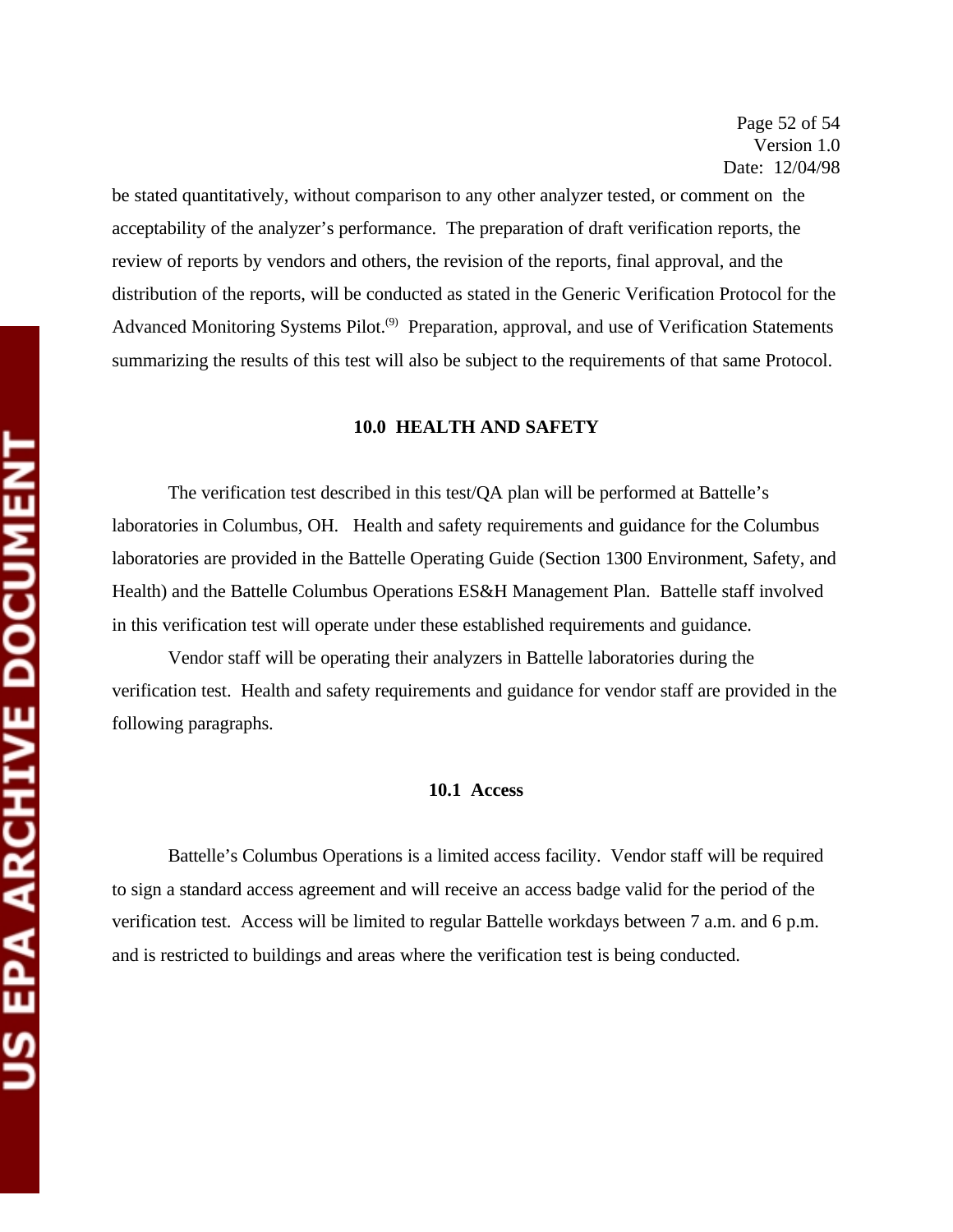be stated quantitatively, without comparison to any other analyzer tested, or comment on the acceptability of the analyzer's performance. The preparation of draft verification reports, the review of reports by vendors and others, the revision of the reports, final approval, and the distribution of the reports, will be conducted as stated in the Generic Verification Protocol for the Advanced Monitoring Systems Pilot.[9] Preparation, approval, and use of Verification Statements summarizing the results of this test will also be subject to the requirements of that same Protocol.

## 10.0 HEALTH AND SAFETY

The verification test described in this test/QA plan will be performed at Battelle's laboratories in Columbus, OH. Health and safety requirements and guidance for the Columbus laboratories are provided in the Battelle Operating Guide (Section 1300 Environment, Safety, and Health) and the Battelle Columbus Operations ES&H Management Plan. Battelle staff involved in this verification test will operate under these established requirements and guidance.

Vendor staff will be operating their analyzers in Battelle laboratories during the verification test. Health and safety requirements and guidance for vendor staff are provided in the following paragraphs.

### 10.1 Access

Battelle's Columbus Operations is a limited access facility. Vendor staff will be required to sign a standard access agreement and will receive an access badge valid for the period of the verification test. Access will be limited to regular Battelle workdays between 7 a.m. and 6 p.m. and is restricted to buildings and areas where the verification test is being conducted.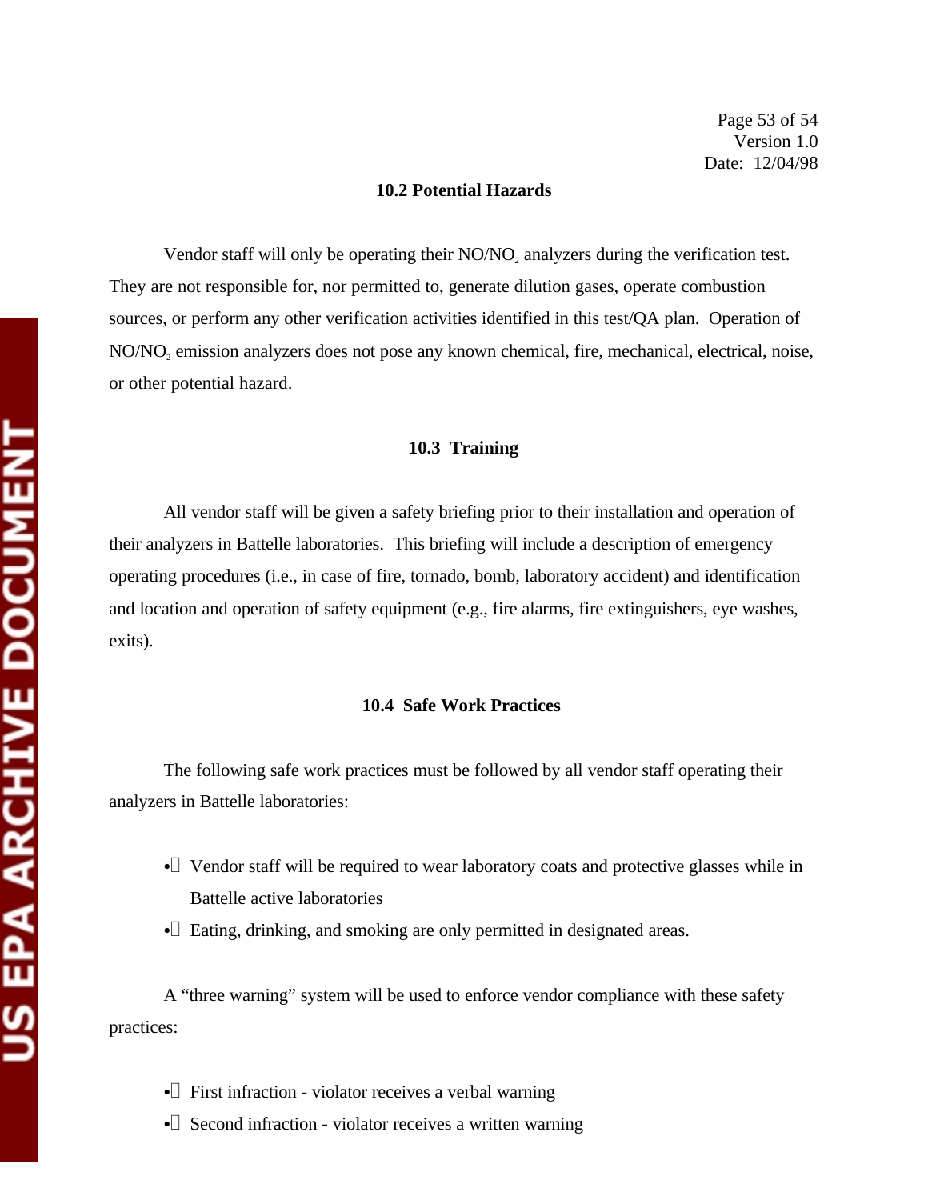### 10.2 Potential Hazards

Vendor staff will only be operating their $NO/NO_2$ analyzers during the verification test. They are not responsible for, nor permitted to, generate dilution gases, operate combustion sources, or perform any other verification activities identified in this test/QA plan. Operation of $NO/NO_2$ emission analyzers does not pose any known chemical, fire, mechanical, electrical, noise, or other potential hazard.

### 10.3 Training

All vendor staff will be given a safety briefing prior to their installation and operation of their analyzers in Battelle laboratories. This briefing will include a description of emergency operating procedures (i.e., in case of fire, tornado, bomb, laboratory accident) and identification and location and operation of safety equipment (e.g., fire alarms, fire extinguishers, eye washes, exits).

### 10.4 Safe Work Practices

The following safe work practices must be followed by all vendor staff operating their analyzers in Battelle laboratories:

- Vendor staff will be required to wear laboratory coats and protective glasses while in Battelle active laboratories
- Eating, drinking, and smoking are only permitted in designated areas.

A "three warning" system will be used to enforce vendor compliance with these safety practices:

- First infraction - violator receives a verbal warning
- Second infraction - violator receives a written warning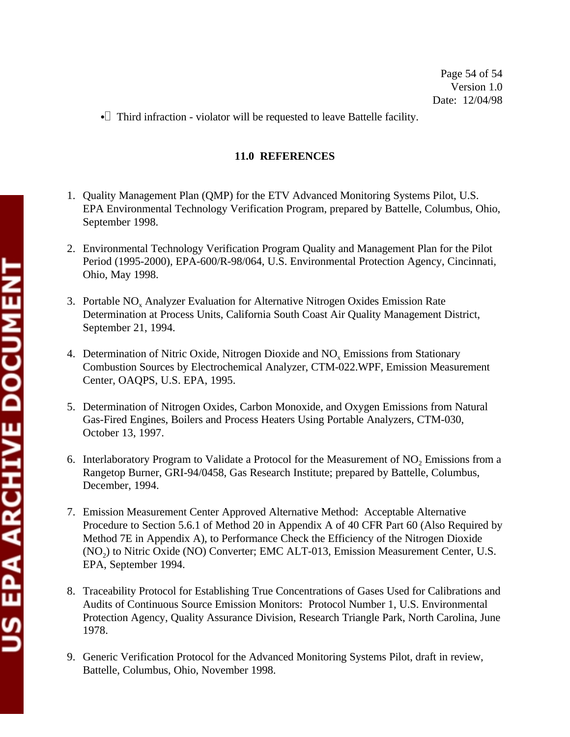- Third infraction - violator will be requested to leave Battelle facility.

## 11.0 REFERENCES

1. Quality Management Plan (QMP) for the ETV Advanced Monitoring Systems Pilot, U.S. EPA Environmental Technology Verification Program, prepared by Battelle, Columbus, Ohio, September 1998.

2. Environmental Technology Verification Program Quality and Management Plan for the Pilot Period (1995-2000), EPA-600/R-98/064, U.S. Environmental Protection Agency, Cincinnati, Ohio, May 1998.

3. Portable $NO_x$ Analyzer Evaluation for Alternative Nitrogen Oxides Emission Rate Determination at Process Units, California South Coast Air Quality Management District, September 21, 1994.

4. Determination of Nitric Oxide, Nitrogen Dioxide and $NO_x$ Emissions from Stationary Combustion Sources by Electrochemical Analyzer, CTM-022.WPF, Emission Measurement Center, OAQPS, U.S. EPA, 1995.

5. Determination of Nitrogen Oxides, Carbon Monoxide, and Oxygen Emissions from Natural Gas-Fired Engines, Boilers and Process Heaters Using Portable Analyzers, CTM-030, October 13, 1997.

6. Interlaboratory Program to Validate a Protocol for the Measurement of $NO_2$ Emissions from a Rangetop Burner, GRI-94/0458, Gas Research Institute; prepared by Battelle, Columbus, December, 1994.

7. Emission Measurement Center Approved Alternative Method: Acceptable Alternative Procedure to Section 5.6.1 of Method 20 in Appendix A of 40 CFR Part 60 (Also Required by Method 7E in Appendix A), to Performance Check the Efficiency of the Nitrogen Dioxide ($NO_2$) to Nitric Oxide (NO) Converter; EMC ALT-013, Emission Measurement Center, U.S. EPA, September 1994.

8. Traceability Protocol for Establishing True Concentrations of Gases Used for Calibrations and Audits of Continuous Source Emission Monitors: Protocol Number 1, U.S. Environmental Protection Agency, Quality Assurance Division, Research Triangle Park, North Carolina, June 1978.

9. Generic Verification Protocol for the Advanced Monitoring Systems Pilot, draft in review, Battelle, Columbus, Ohio, November 1998.